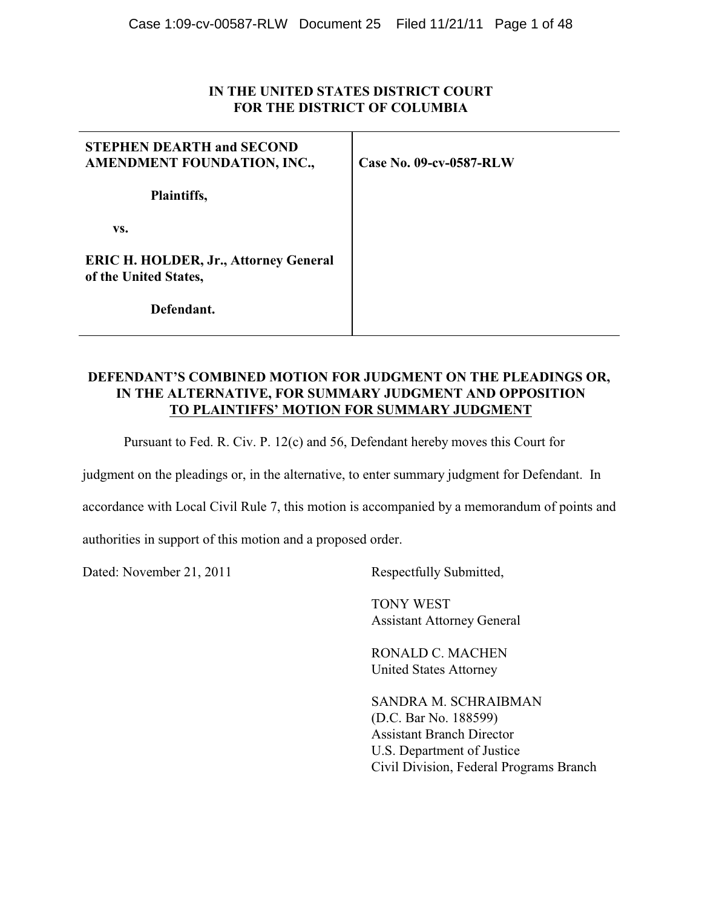**IN THE UNITED STATES DISTRICT COURT**
**FOR THE DISTRICT OF COLUMBIA**

| | |
|---|---|
| **STEPHEN DEARTH and SECOND AMENDMENT FOUNDATION, INC.,**<br><br>**Plaintiffs,**<br><br>**vs.**<br><br>**ERIC H. HOLDER, Jr., Attorney General of the United States,**<br><br>**Defendant.** | **Case No. 09-cv-0587-RLW** |

## DEFENDANT'S COMBINED MOTION FOR JUDGMENT ON THE PLEADINGS OR, IN THE ALTERNATIVE, FOR SUMMARY JUDGMENT AND OPPOSITION TO PLAINTIFFS' MOTION FOR SUMMARY JUDGMENT

Pursuant to Fed. R. Civ. P. 12(c) and 56, Defendant hereby moves this Court for judgment on the pleadings or, in the alternative, to enter summary judgment for Defendant. In accordance with Local Civil Rule 7, this motion is accompanied by a memorandum of points and authorities in support of this motion and a proposed order.

Dated: November 21, 2011

Respectfully Submitted,

TONY WEST
Assistant Attorney General

RONALD C. MACHEN
United States Attorney

SANDRA M. SCHRAIBMAN
(D.C. Bar No. 188599)
Assistant Branch Director
U.S. Department of Justice
Civil Division, Federal Programs Branch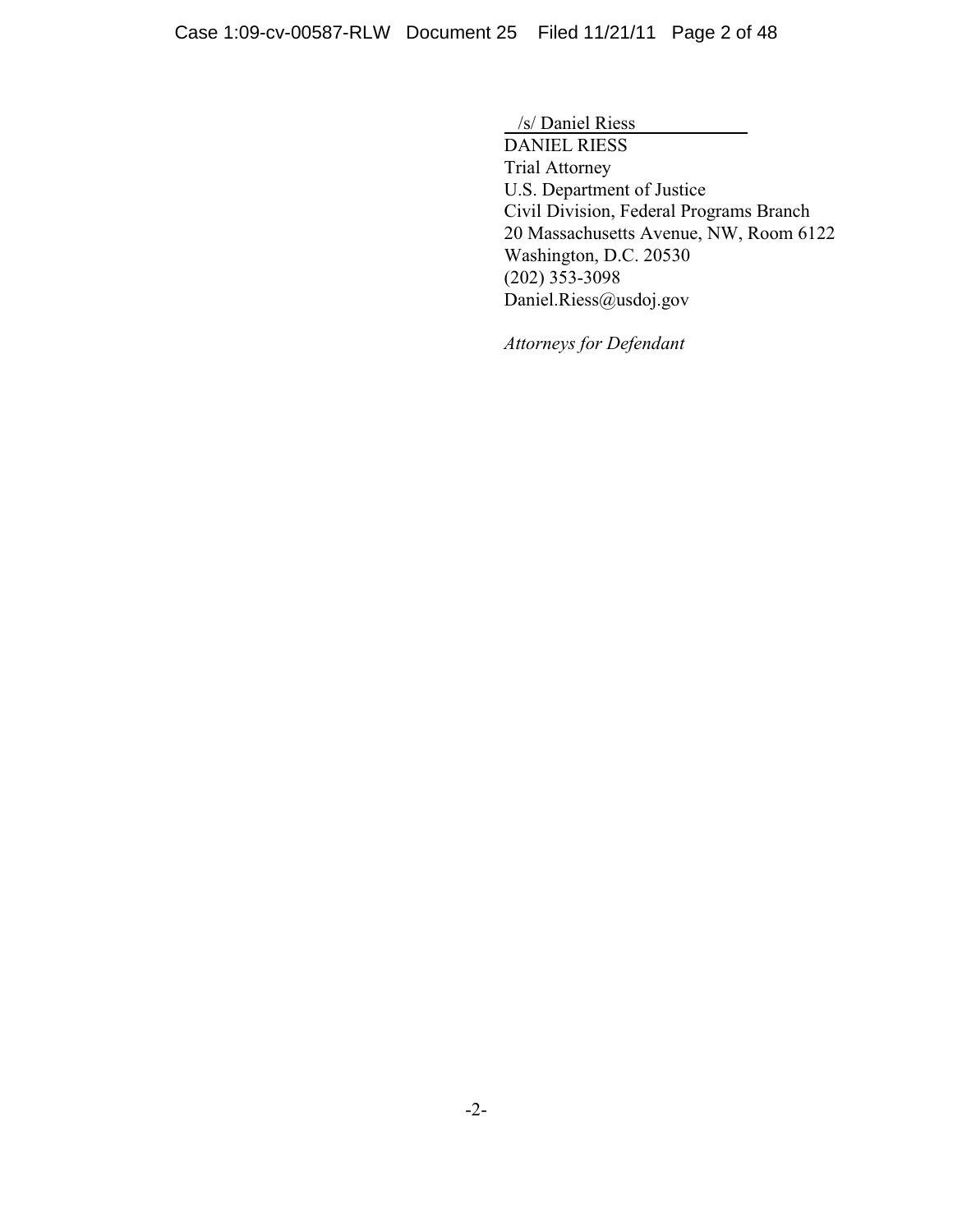/s/ Daniel Riess

DANIEL RIESS
Trial Attorney
U.S. Department of Justice
Civil Division, Federal Programs Branch
20 Massachusetts Avenue, NW, Room 6122
Washington, D.C. 20530
(202) 353-3098
Daniel.Riess@usdoj.gov

*Attorneys for Defendant*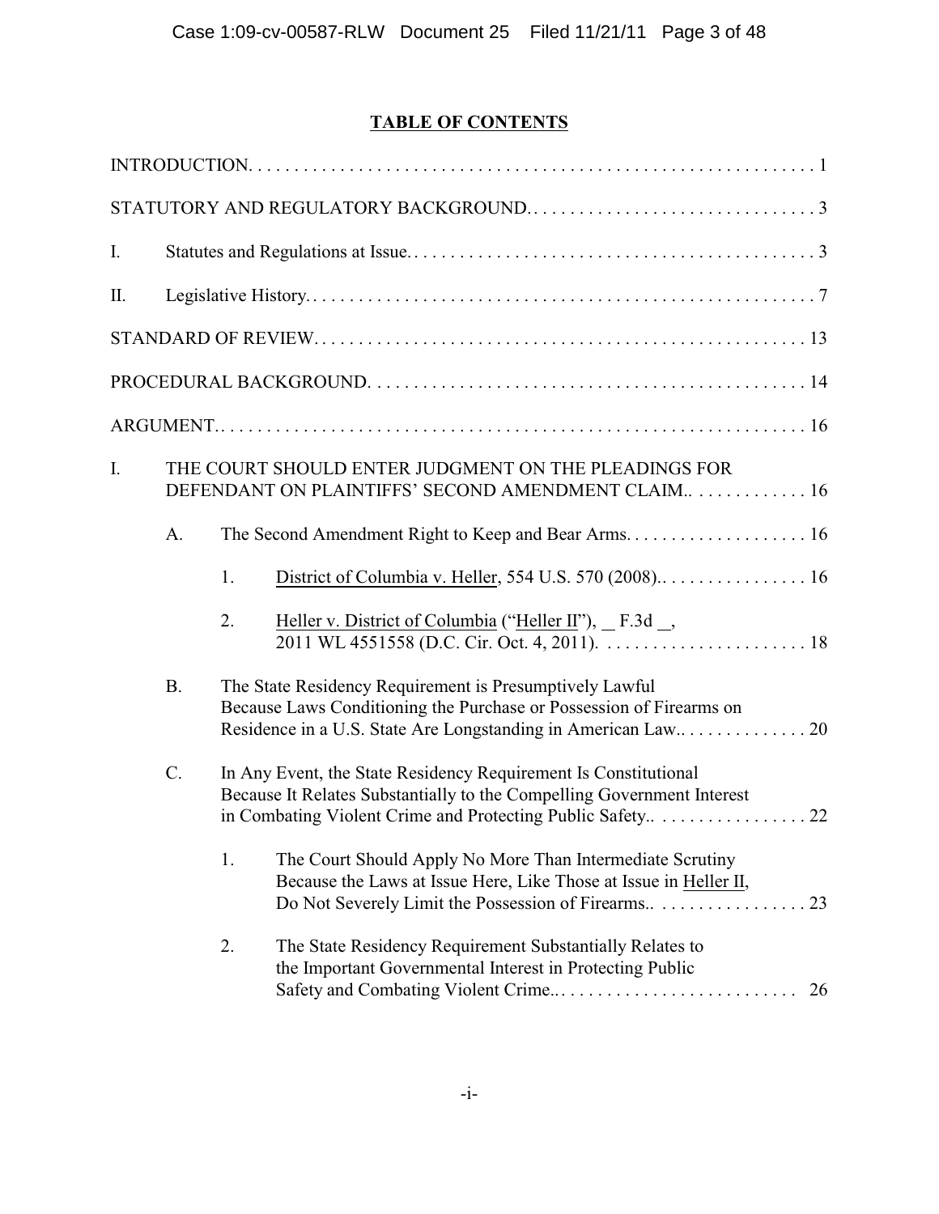# TABLE OF CONTENTS

INTRODUCTION. . . . . . . . . . . . . . . . . . . . . . . . . . . . . . . . . . . . . . . . . . . . . . . . . . . . . . . . . . . . . . 1

STATUTORY AND REGULATORY BACKGROUND. . . . . . . . . . . . . . . . . . . . . . . . . . . . . . . . 3

I. Statutes and Regulations at Issue. . . . . . . . . . . . . . . . . . . . . . . . . . . . . . . . . . . . . . . . . . . . . 3

II. Legislative History. . . . . . . . . . . . . . . . . . . . . . . . . . . . . . . . . . . . . . . . . . . . . . . . . . . . . . . . 7

STANDARD OF REVIEW. . . . . . . . . . . . . . . . . . . . . . . . . . . . . . . . . . . . . . . . . . . . . . . . . . . . . 13

PROCEDURAL BACKGROUND. . . . . . . . . . . . . . . . . . . . . . . . . . . . . . . . . . . . . . . . . . . . . . . . 14

ARGUMENT. . . . . . . . . . . . . . . . . . . . . . . . . . . . . . . . . . . . . . . . . . . . . . . . . . . . . . . . . . . . . . . . 16

I. THE COURT SHOULD ENTER JUDGMENT ON THE PLEADINGS FOR DEFENDANT ON PLAINTIFFS' SECOND AMENDMENT CLAIM.. . . . . . . . . . . . . 16

   A. The Second Amendment Right to Keep and Bear Arms. . . . . . . . . . . . . . . . . . . . 16

      1. District of Columbia v. Heller, 554 U.S. 570 (2008).. . . . . . . . . . . . . . . . . 16

      2. Heller v. District of Columbia ("Heller II"), __ F.3d __, 2011 WL 4551558 (D.C. Cir. Oct. 4, 2011). . . . . . . . . . . . . . . . . . . . . . . 18

   B. The State Residency Requirement is Presumptively Lawful Because Laws Conditioning the Purchase or Possession of Firearms on Residence in a U.S. State Are Longstanding in American Law.. . . . . . . . . . . . . . 20

   C. In Any Event, the State Residency Requirement Is Constitutional Because It Relates Substantially to the Compelling Government Interest in Combating Violent Crime and Protecting Public Safety.. . . . . . . . . . . . . . . . . 22

      1. The Court Should Apply No More Than Intermediate Scrutiny Because the Laws at Issue Here, Like Those at Issue in Heller II, Do Not Severely Limit the Possession of Firearms.. . . . . . . . . . . . . . . . . 23

      2. The State Residency Requirement Substantially Relates to the Important Governmental Interest in Protecting Public Safety and Combating Violent Crime.. . . . . . . . . . . . . . . . . . . . . . . . . . 26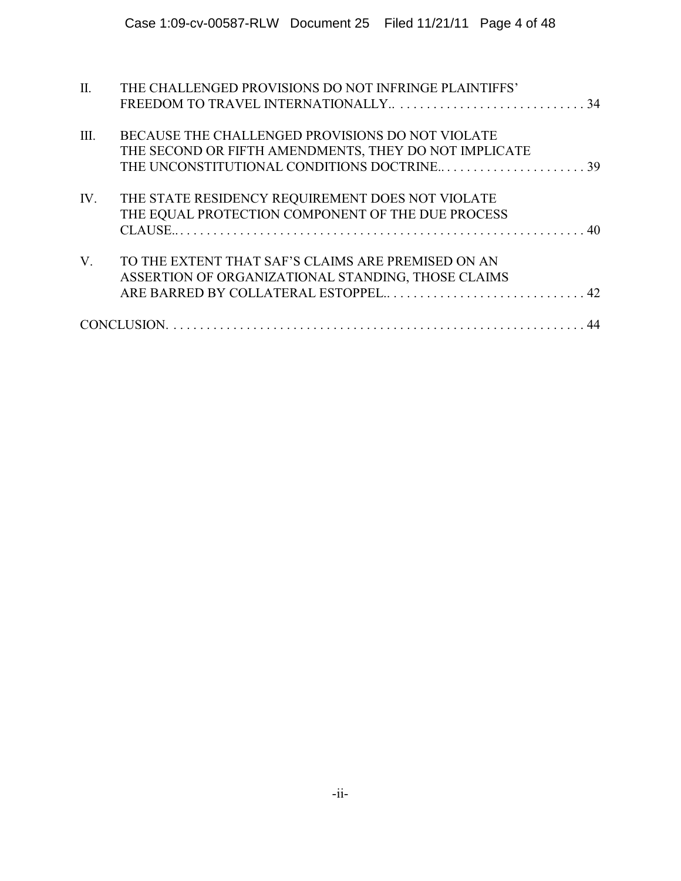| | | |
|---|---|---|
| II. | THE CHALLENGED PROVISIONS DO NOT INFRINGE PLAINTIFFS' FREEDOM TO TRAVEL INTERNATIONALLY.. | 34 |
| III. | BECAUSE THE CHALLENGED PROVISIONS DO NOT VIOLATE THE SECOND OR FIFTH AMENDMENTS, THEY DO NOT IMPLICATE THE UNCONSTITUTIONAL CONDITIONS DOCTRINE.. | 39 |
| IV. | THE STATE RESIDENCY REQUIREMENT DOES NOT VIOLATE THE EQUAL PROTECTION COMPONENT OF THE DUE PROCESS CLAUSE.. | 40 |
| V. | TO THE EXTENT THAT SAF'S CLAIMS ARE PREMISED ON AN ASSERTION OF ORGANIZATIONAL STANDING, THOSE CLAIMS ARE BARRED BY COLLATERAL ESTOPPEL.. | 42 |

CONCLUSION. . . . . 44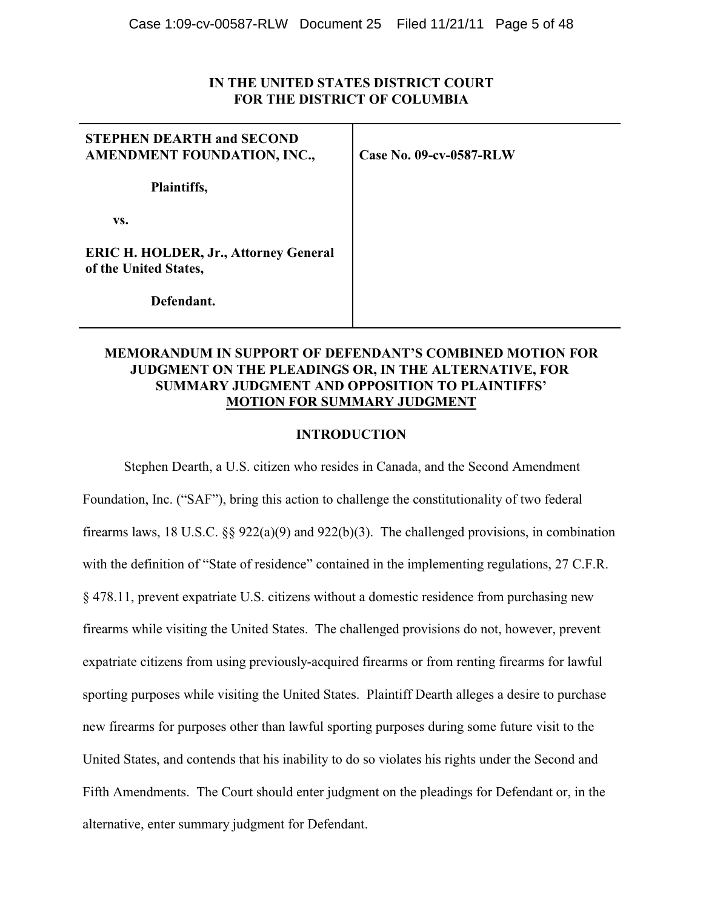**IN THE UNITED STATES DISTRICT COURT**
**FOR THE DISTRICT OF COLUMBIA**

| | |
|---|---|
| **STEPHEN DEARTH and SECOND AMENDMENT FOUNDATION, INC.,**<br><br>**Plaintiffs,**<br><br>**vs.**<br><br>**ERIC H. HOLDER, Jr., Attorney General of the United States,**<br><br>**Defendant.** | **Case No. 09-cv-0587-RLW** |

**MEMORANDUM IN SUPPORT OF DEFENDANT'S COMBINED MOTION FOR JUDGMENT ON THE PLEADINGS OR, IN THE ALTERNATIVE, FOR SUMMARY JUDGMENT AND OPPOSITION TO PLAINTIFFS' MOTION FOR SUMMARY JUDGMENT**

## INTRODUCTION

Stephen Dearth, a U.S. citizen who resides in Canada, and the Second Amendment Foundation, Inc. ("SAF"), bring this action to challenge the constitutionality of two federal firearms laws, 18 U.S.C. §§ 922(a)(9) and 922(b)(3). The challenged provisions, in combination with the definition of "State of residence" contained in the implementing regulations, 27 C.F.R. § 478.11, prevent expatriate U.S. citizens without a domestic residence from purchasing new firearms while visiting the United States. The challenged provisions do not, however, prevent expatriate citizens from using previously-acquired firearms or from renting firearms for lawful sporting purposes while visiting the United States. Plaintiff Dearth alleges a desire to purchase new firearms for purposes other than lawful sporting purposes during some future visit to the United States, and contends that his inability to do so violates his rights under the Second and Fifth Amendments. The Court should enter judgment on the pleadings for Defendant or, in the alternative, enter summary judgment for Defendant.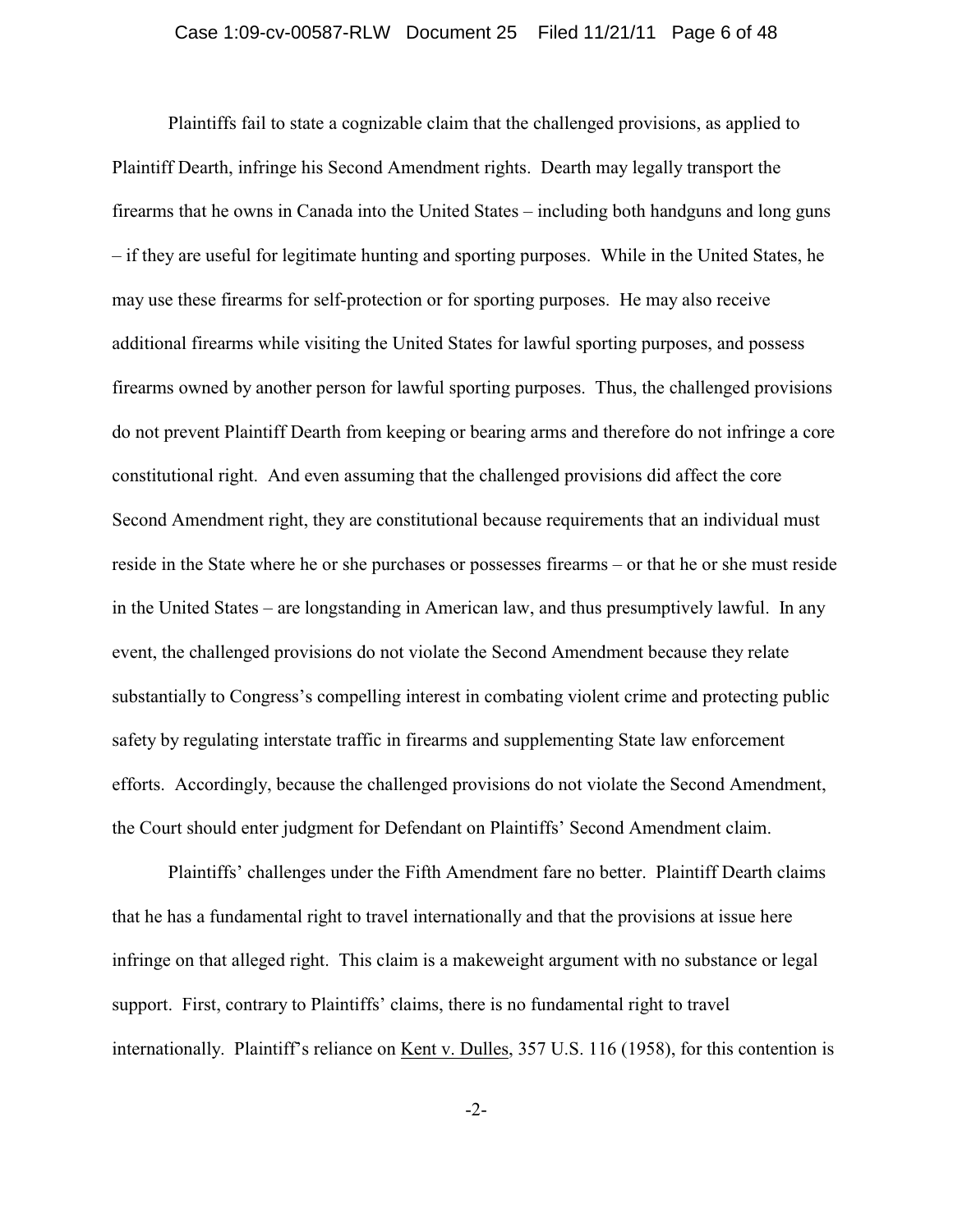Plaintiffs fail to state a cognizable claim that the challenged provisions, as applied to Plaintiff Dearth, infringe his Second Amendment rights. Dearth may legally transport the firearms that he owns in Canada into the United States – including both handguns and long guns – if they are useful for legitimate hunting and sporting purposes. While in the United States, he may use these firearms for self-protection or for sporting purposes. He may also receive additional firearms while visiting the United States for lawful sporting purposes, and possess firearms owned by another person for lawful sporting purposes. Thus, the challenged provisions do not prevent Plaintiff Dearth from keeping or bearing arms and therefore do not infringe a core constitutional right. And even assuming that the challenged provisions did affect the core Second Amendment right, they are constitutional because requirements that an individual must reside in the State where he or she purchases or possesses firearms – or that he or she must reside in the United States – are longstanding in American law, and thus presumptively lawful. In any event, the challenged provisions do not violate the Second Amendment because they relate substantially to Congress's compelling interest in combating violent crime and protecting public safety by regulating interstate traffic in firearms and supplementing State law enforcement efforts. Accordingly, because the challenged provisions do not violate the Second Amendment, the Court should enter judgment for Defendant on Plaintiffs' Second Amendment claim.

Plaintiffs' challenges under the Fifth Amendment fare no better. Plaintiff Dearth claims that he has a fundamental right to travel internationally and that the provisions at issue here infringe on that alleged right. This claim is a makeweight argument with no substance or legal support. First, contrary to Plaintiffs' claims, there is no fundamental right to travel internationally. Plaintiff's reliance on Kent v. Dulles, 357 U.S. 116 (1958), for this contention is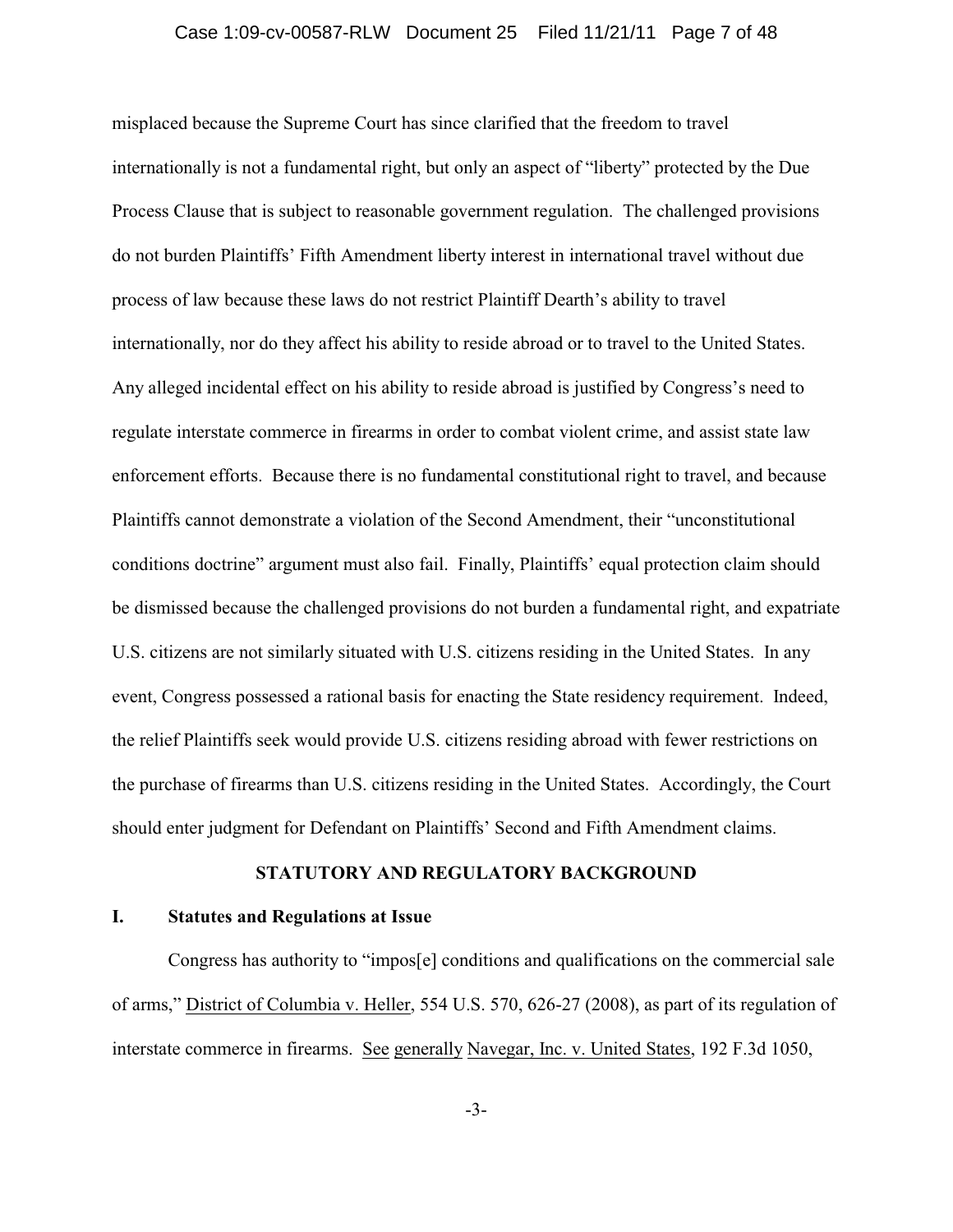misplaced because the Supreme Court has since clarified that the freedom to travel internationally is not a fundamental right, but only an aspect of "liberty" protected by the Due Process Clause that is subject to reasonable government regulation. The challenged provisions do not burden Plaintiffs' Fifth Amendment liberty interest in international travel without due process of law because these laws do not restrict Plaintiff Dearth's ability to travel internationally, nor do they affect his ability to reside abroad or to travel to the United States. Any alleged incidental effect on his ability to reside abroad is justified by Congress's need to regulate interstate commerce in firearms in order to combat violent crime, and assist state law enforcement efforts. Because there is no fundamental constitutional right to travel, and because Plaintiffs cannot demonstrate a violation of the Second Amendment, their "unconstitutional conditions doctrine" argument must also fail. Finally, Plaintiffs' equal protection claim should be dismissed because the challenged provisions do not burden a fundamental right, and expatriate U.S. citizens are not similarly situated with U.S. citizens residing in the United States. In any event, Congress possessed a rational basis for enacting the State residency requirement. Indeed, the relief Plaintiffs seek would provide U.S. citizens residing abroad with fewer restrictions on the purchase of firearms than U.S. citizens residing in the United States. Accordingly, the Court should enter judgment for Defendant on Plaintiffs' Second and Fifth Amendment claims.

## STATUTORY AND REGULATORY BACKGROUND

### I. Statutes and Regulations at Issue

Congress has authority to "impos[e] conditions and qualifications on the commercial sale of arms," District of Columbia v. Heller, 554 U.S. 570, 626-27 (2008), as part of its regulation of interstate commerce in firearms. See generally Navegar, Inc. v. United States, 192 F.3d 1050,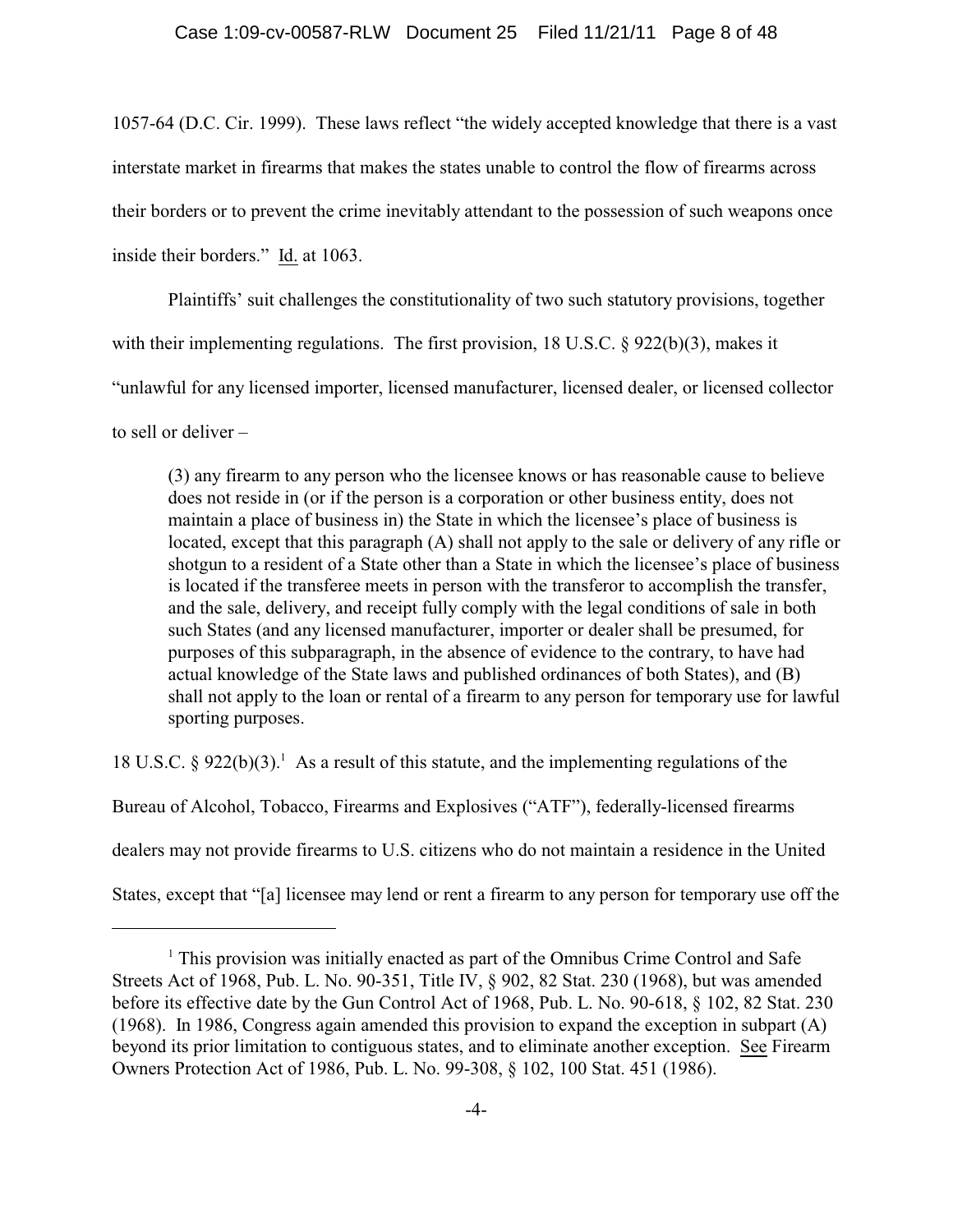1057-64 (D.C. Cir. 1999). These laws reflect "the widely accepted knowledge that there is a vast interstate market in firearms that makes the states unable to control the flow of firearms across their borders or to prevent the crime inevitably attendant to the possession of such weapons once inside their borders." Id. at 1063.

Plaintiffs' suit challenges the constitutionality of two such statutory provisions, together with their implementing regulations. The first provision, 18 U.S.C. § 922(b)(3), makes it "unlawful for any licensed importer, licensed manufacturer, licensed dealer, or licensed collector to sell or deliver –

> (3) any firearm to any person who the licensee knows or has reasonable cause to believe does not reside in (or if the person is a corporation or other business entity, does not maintain a place of business in) the State in which the licensee's place of business is located, except that this paragraph (A) shall not apply to the sale or delivery of any rifle or shotgun to a resident of a State other than a State in which the licensee's place of business is located if the transferee meets in person with the transferor to accomplish the transfer, and the sale, delivery, and receipt fully comply with the legal conditions of sale in both such States (and any licensed manufacturer, importer or dealer shall be presumed, for purposes of this subparagraph, in the absence of evidence to the contrary, to have had actual knowledge of the State laws and published ordinances of both States), and (B) shall not apply to the loan or rental of a firearm to any person for temporary use for lawful sporting purposes.

18 U.S.C. § 922(b)(3).[1] As a result of this statute, and the implementing regulations of the Bureau of Alcohol, Tobacco, Firearms and Explosives ("ATF"), federally-licensed firearms dealers may not provide firearms to U.S. citizens who do not maintain a residence in the United States, except that "[a] licensee may lend or rent a firearm to any person for temporary use off the

[1] This provision was initially enacted as part of the Omnibus Crime Control and Safe Streets Act of 1968, Pub. L. No. 90-351, Title IV, § 902, 82 Stat. 230 (1968), but was amended before its effective date by the Gun Control Act of 1968, Pub. L. No. 90-618, § 102, 82 Stat. 230 (1968). In 1986, Congress again amended this provision to expand the exception in subpart (A) beyond its prior limitation to contiguous states, and to eliminate another exception. See Firearm Owners Protection Act of 1986, Pub. L. No. 99-308, § 102, 100 Stat. 451 (1986).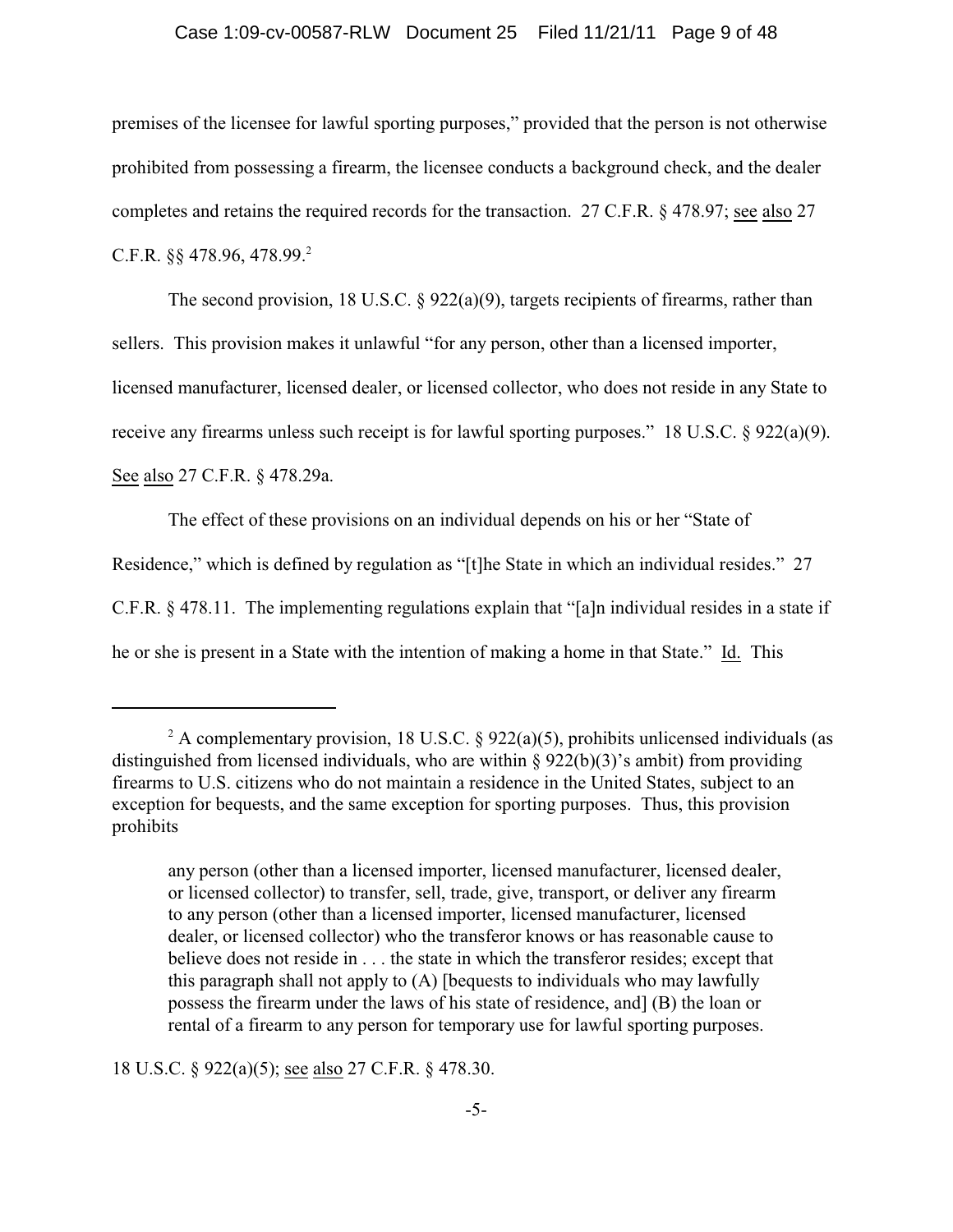premises of the licensee for lawful sporting purposes," provided that the person is not otherwise prohibited from possessing a firearm, the licensee conducts a background check, and the dealer completes and retains the required records for the transaction. 27 C.F.R. § 478.97; see also 27 C.F.R. §§ 478.96, 478.99.[2]

The second provision, 18 U.S.C. § 922(a)(9), targets recipients of firearms, rather than sellers. This provision makes it unlawful "for any person, other than a licensed importer, licensed manufacturer, licensed dealer, or licensed collector, who does not reside in any State to receive any firearms unless such receipt is for lawful sporting purposes." 18 U.S.C. § 922(a)(9). See also 27 C.F.R. § 478.29a.

The effect of these provisions on an individual depends on his or her "State of Residence," which is defined by regulation as "[t]he State in which an individual resides." 27 C.F.R. § 478.11. The implementing regulations explain that "[a]n individual resides in a state if he or she is present in a State with the intention of making a home in that State." Id. This

---

[2] A complementary provision, 18 U.S.C. § 922(a)(5), prohibits unlicensed individuals (as distinguished from licensed individuals, who are within § 922(b)(3)'s ambit) from providing firearms to U.S. citizens who do not maintain a residence in the United States, subject to an exception for bequests, and the same exception for sporting purposes. Thus, this provision prohibits

> any person (other than a licensed importer, licensed manufacturer, licensed dealer, or licensed collector) to transfer, sell, trade, give, transport, or deliver any firearm to any person (other than a licensed importer, licensed manufacturer, licensed dealer, or licensed collector) who the transferor knows or has reasonable cause to believe does not reside in . . . the state in which the transferor resides; except that this paragraph shall not apply to (A) [bequests to individuals who may lawfully possess the firearm under the laws of his state of residence, and] (B) the loan or rental of a firearm to any person for temporary use for lawful sporting purposes.

18 U.S.C. § 922(a)(5); see also 27 C.F.R. § 478.30.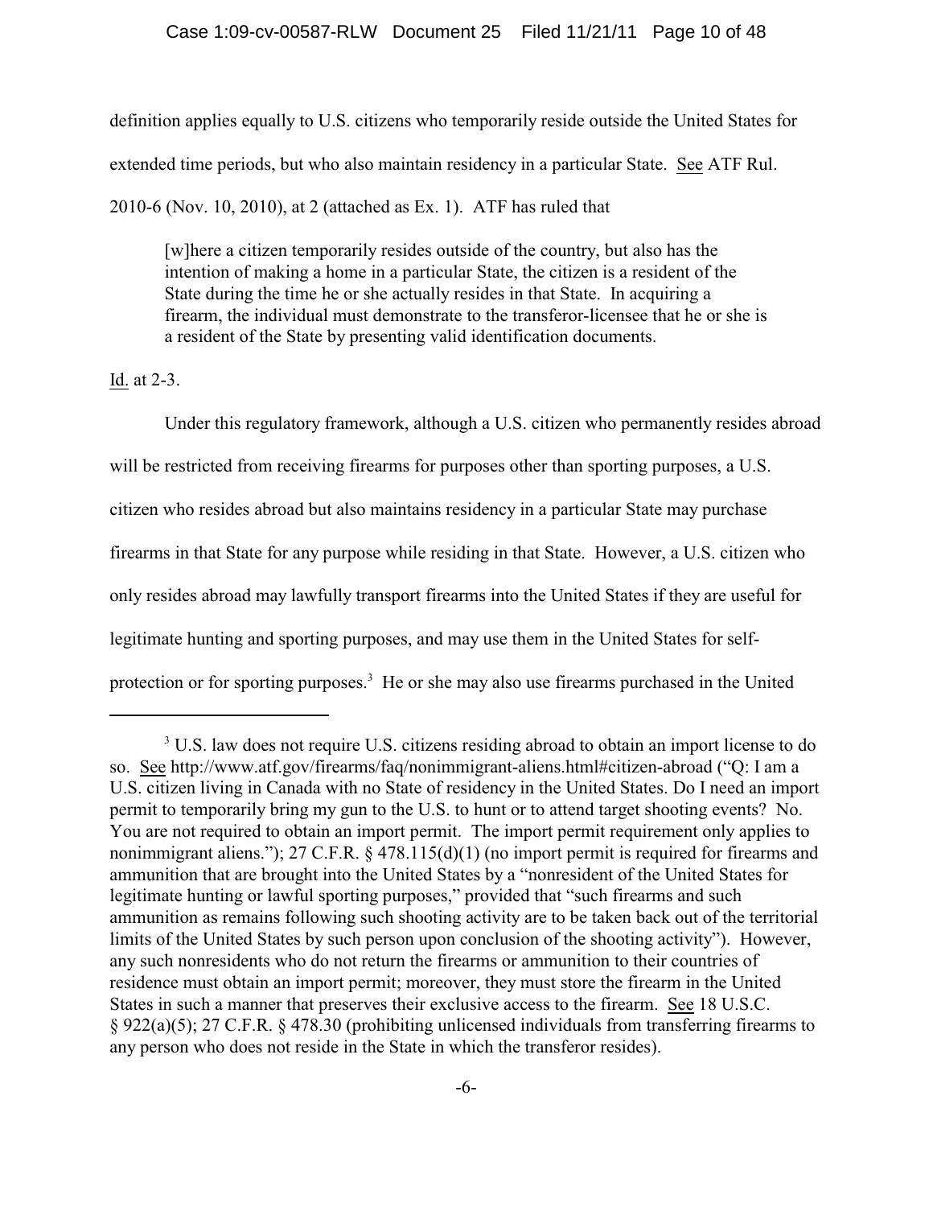definition applies equally to U.S. citizens who temporarily reside outside the United States for extended time periods, but who also maintain residency in a particular State. See ATF Rul. 2010-6 (Nov. 10, 2010), at 2 (attached as Ex. 1). ATF has ruled that

> [w]here a citizen temporarily resides outside of the country, but also has the intention of making a home in a particular State, the citizen is a resident of the State during the time he or she actually resides in that State. In acquiring a firearm, the individual must demonstrate to the transferor-licensee that he or she is a resident of the State by presenting valid identification documents.

Id. at 2-3.

Under this regulatory framework, although a U.S. citizen who permanently resides abroad will be restricted from receiving firearms for purposes other than sporting purposes, a U.S. citizen who resides abroad but also maintains residency in a particular State may purchase firearms in that State for any purpose while residing in that State. However, a U.S. citizen who only resides abroad may lawfully transport firearms into the United States if they are useful for legitimate hunting and sporting purposes, and may use them in the United States for self-protection or for sporting purposes.[3] He or she may also use firearms purchased in the United

---

[3] U.S. law does not require U.S. citizens residing abroad to obtain an import license to do so. See http://www.atf.gov/firearms/faq/nonimmigrant-aliens.html#citizen-abroad ("Q: I am a U.S. citizen living in Canada with no State of residency in the United States. Do I need an import permit to temporarily bring my gun to the U.S. to hunt or to attend target shooting events? No. You are not required to obtain an import permit. The import permit requirement only applies to nonimmigrant aliens."); 27 C.F.R. § 478.115(d)(1) (no import permit is required for firearms and ammunition that are brought into the United States by a "nonresident of the United States for legitimate hunting or lawful sporting purposes," provided that "such firearms and such ammunition as remains following such shooting activity are to be taken back out of the territorial limits of the United States by such person upon conclusion of the shooting activity"). However, any such nonresidents who do not return the firearms or ammunition to their countries of residence must obtain an import permit; moreover, they must store the firearm in the United States in such a manner that preserves their exclusive access to the firearm. See 18 U.S.C. § 922(a)(5); 27 C.F.R. § 478.30 (prohibiting unlicensed individuals from transferring firearms to any person who does not reside in the State in which the transferor resides).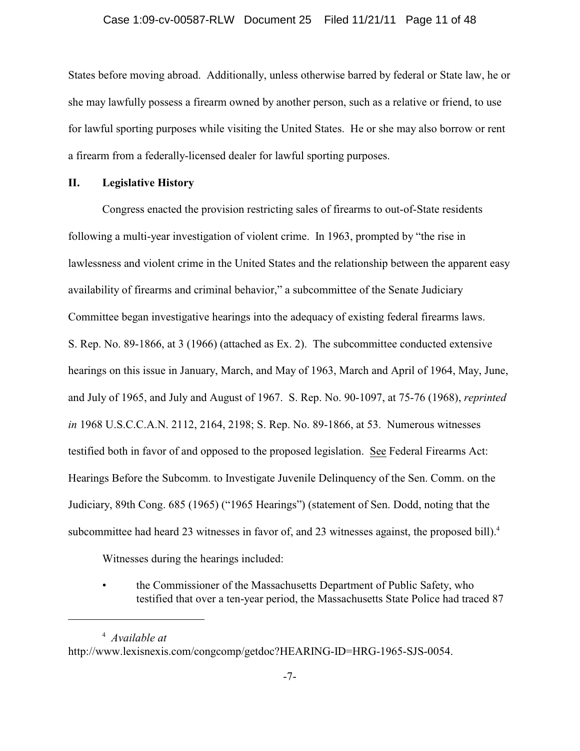States before moving abroad. Additionally, unless otherwise barred by federal or State law, he or she may lawfully possess a firearm owned by another person, such as a relative or friend, to use for lawful sporting purposes while visiting the United States. He or she may also borrow or rent a firearm from a federally-licensed dealer for lawful sporting purposes.

## II. Legislative History

Congress enacted the provision restricting sales of firearms to out-of-State residents following a multi-year investigation of violent crime. In 1963, prompted by "the rise in lawlessness and violent crime in the United States and the relationship between the apparent easy availability of firearms and criminal behavior," a subcommittee of the Senate Judiciary Committee began investigative hearings into the adequacy of existing federal firearms laws. S. Rep. No. 89-1866, at 3 (1966) (attached as Ex. 2). The subcommittee conducted extensive hearings on this issue in January, March, and May of 1963, March and April of 1964, May, June, and July of 1965, and July and August of 1967. S. Rep. No. 90-1097, at 75-76 (1968), *reprinted in* 1968 U.S.C.C.A.N. 2112, 2164, 2198; S. Rep. No. 89-1866, at 53. Numerous witnesses testified both in favor of and opposed to the proposed legislation. See Federal Firearms Act: Hearings Before the Subcomm. to Investigate Juvenile Delinquency of the Sen. Comm. on the Judiciary, 89th Cong. 685 (1965) ("1965 Hearings") (statement of Sen. Dodd, noting that the subcommittee had heard 23 witnesses in favor of, and 23 witnesses against, the proposed bill).[4]

Witnesses during the hearings included:

- the Commissioner of the Massachusetts Department of Public Safety, who testified that over a ten-year period, the Massachusetts State Police had traced 87

[4] *Available at* http://www.lexisnexis.com/congcomp/getdoc?HEARING-ID=HRG-1965-SJS-0054.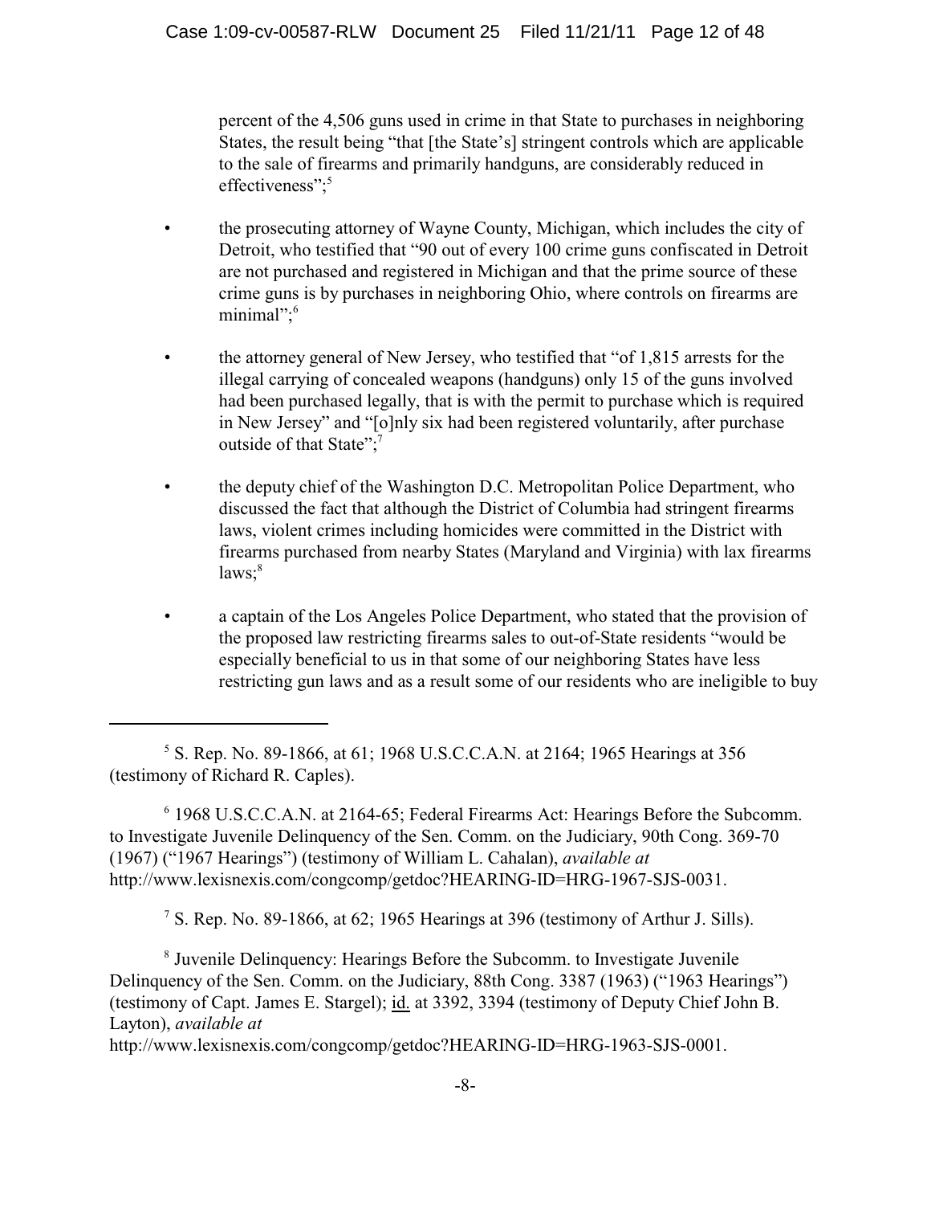percent of the 4,506 guns used in crime in that State to purchases in neighboring States, the result being "that [the State's] stringent controls which are applicable to the sale of firearms and primarily handguns, are considerably reduced in effectiveness";[5]

- the prosecuting attorney of Wayne County, Michigan, which includes the city of Detroit, who testified that "90 out of every 100 crime guns confiscated in Detroit are not purchased and registered in Michigan and that the prime source of these crime guns is by purchases in neighboring Ohio, where controls on firearms are minimal";[6]

- the attorney general of New Jersey, who testified that "of 1,815 arrests for the illegal carrying of concealed weapons (handguns) only 15 of the guns involved had been purchased legally, that is with the permit to purchase which is required in New Jersey" and "[o]nly six had been registered voluntarily, after purchase outside of that State";[7]

- the deputy chief of the Washington D.C. Metropolitan Police Department, who discussed the fact that although the District of Columbia had stringent firearms laws, violent crimes including homicides were committed in the District with firearms purchased from nearby States (Maryland and Virginia) with lax firearms laws;[8]

- a captain of the Los Angeles Police Department, who stated that the provision of the proposed law restricting firearms sales to out-of-State residents "would be especially beneficial to us in that some of our neighboring States have less restricting gun laws and as a result some of our residents who are ineligible to buy

---

[5] S. Rep. No. 89-1866, at 61; 1968 U.S.C.C.A.N. at 2164; 1965 Hearings at 356 (testimony of Richard R. Caples).

[6] 1968 U.S.C.C.A.N. at 2164-65; Federal Firearms Act: Hearings Before the Subcomm. to Investigate Juvenile Delinquency of the Sen. Comm. on the Judiciary, 90th Cong. 369-70 (1967) ("1967 Hearings") (testimony of William L. Cahalan), *available at* http://www.lexisnexis.com/congcomp/getdoc?HEARING-ID=HRG-1967-SJS-0031.

[7] S. Rep. No. 89-1866, at 62; 1965 Hearings at 396 (testimony of Arthur J. Sills).

[8] Juvenile Delinquency: Hearings Before the Subcomm. to Investigate Juvenile Delinquency of the Sen. Comm. on the Judiciary, 88th Cong. 3387 (1963) ("1963 Hearings") (testimony of Capt. James E. Stargel); id. at 3392, 3394 (testimony of Deputy Chief John B. Layton), *available at* http://www.lexisnexis.com/congcomp/getdoc?HEARING-ID=HRG-1963-SJS-0001.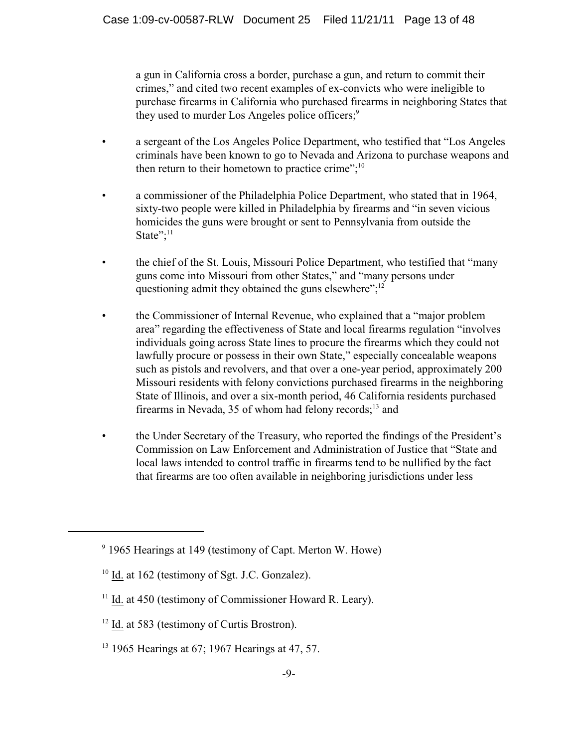a gun in California cross a border, purchase a gun, and return to commit their crimes," and cited two recent examples of ex-convicts who were ineligible to purchase firearms in California who purchased firearms in neighboring States that they used to murder Los Angeles police officers;[9]

- a sergeant of the Los Angeles Police Department, who testified that "Los Angeles criminals have been known to go to Nevada and Arizona to purchase weapons and then return to their hometown to practice crime";[10]

- a commissioner of the Philadelphia Police Department, who stated that in 1964, sixty-two people were killed in Philadelphia by firearms and "in seven vicious homicides the guns were brought or sent to Pennsylvania from outside the State";[11]

- the chief of the St. Louis, Missouri Police Department, who testified that "many guns come into Missouri from other States," and "many persons under questioning admit they obtained the guns elsewhere";[12]

- the Commissioner of Internal Revenue, who explained that a "major problem area" regarding the effectiveness of State and local firearms regulation "involves individuals going across State lines to procure the firearms which they could not lawfully procure or possess in their own State," especially concealable weapons such as pistols and revolvers, and that over a one-year period, approximately 200 Missouri residents with felony convictions purchased firearms in the neighboring State of Illinois, and over a six-month period, 46 California residents purchased firearms in Nevada, 35 of whom had felony records;[13] and

- the Under Secretary of the Treasury, who reported the findings of the President's Commission on Law Enforcement and Administration of Justice that "State and local laws intended to control traffic in firearms tend to be nullified by the fact that firearms are too often available in neighboring jurisdictions under less

---

[9] 1965 Hearings at 149 (testimony of Capt. Merton W. Howe)

[10] Id. at 162 (testimony of Sgt. J.C. Gonzalez).

[11] Id. at 450 (testimony of Commissioner Howard R. Leary).

[12] Id. at 583 (testimony of Curtis Brostron).

[13] 1965 Hearings at 67; 1967 Hearings at 47, 57.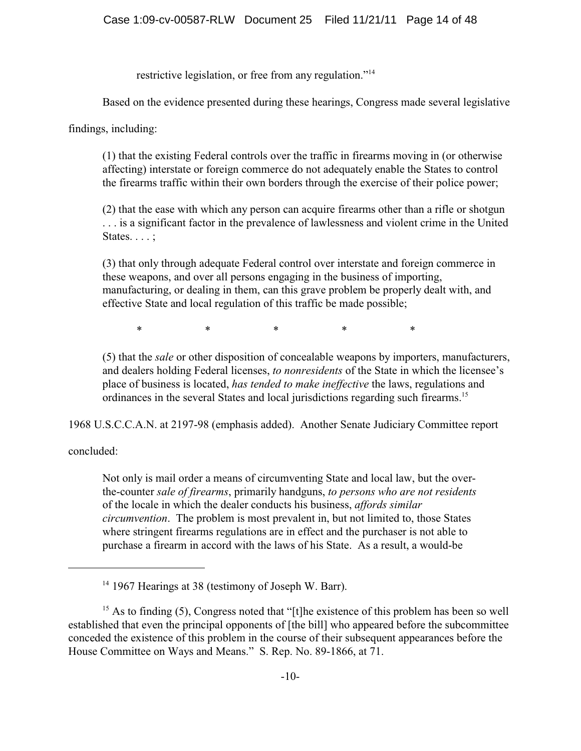restrictive legislation, or free from any regulation."[14]

Based on the evidence presented during these hearings, Congress made several legislative findings, including:

> (1) that the existing Federal controls over the traffic in firearms moving in (or otherwise affecting) interstate or foreign commerce do not adequately enable the States to control the firearms traffic within their own borders through the exercise of their police power;
>
> (2) that the ease with which any person can acquire firearms other than a rifle or shotgun . . . is a significant factor in the prevalence of lawlessness and violent crime in the United States. . . . ;
>
> (3) that only through adequate Federal control over interstate and foreign commerce in these weapons, and over all persons engaging in the business of importing, manufacturing, or dealing in them, can this grave problem be properly dealt with, and effective State and local regulation of this traffic be made possible;
>
> \* \* \* \* \*
>
> (5) that the *sale* or other disposition of concealable weapons by importers, manufacturers, and dealers holding Federal licenses, *to nonresidents* of the State in which the licensee's place of business is located, *has tended to make ineffective* the laws, regulations and ordinances in the several States and local jurisdictions regarding such firearms.[15]

1968 U.S.C.C.A.N. at 2197-98 (emphasis added). Another Senate Judiciary Committee report concluded:

> Not only is mail order a means of circumventing State and local law, but the over-the-counter *sale of firearms*, primarily handguns, *to persons who are not residents* of the locale in which the dealer conducts his business, *affords similar circumvention*. The problem is most prevalent in, but not limited to, those States where stringent firearms regulations are in effect and the purchaser is not able to purchase a firearm in accord with the laws of his State. As a result, a would-be

---

[14] 1967 Hearings at 38 (testimony of Joseph W. Barr).

[15] As to finding (5), Congress noted that "[t]he existence of this problem has been so well established that even the principal opponents of [the bill] who appeared before the subcommittee conceded the existence of this problem in the course of their subsequent appearances before the House Committee on Ways and Means." S. Rep. No. 89-1866, at 71.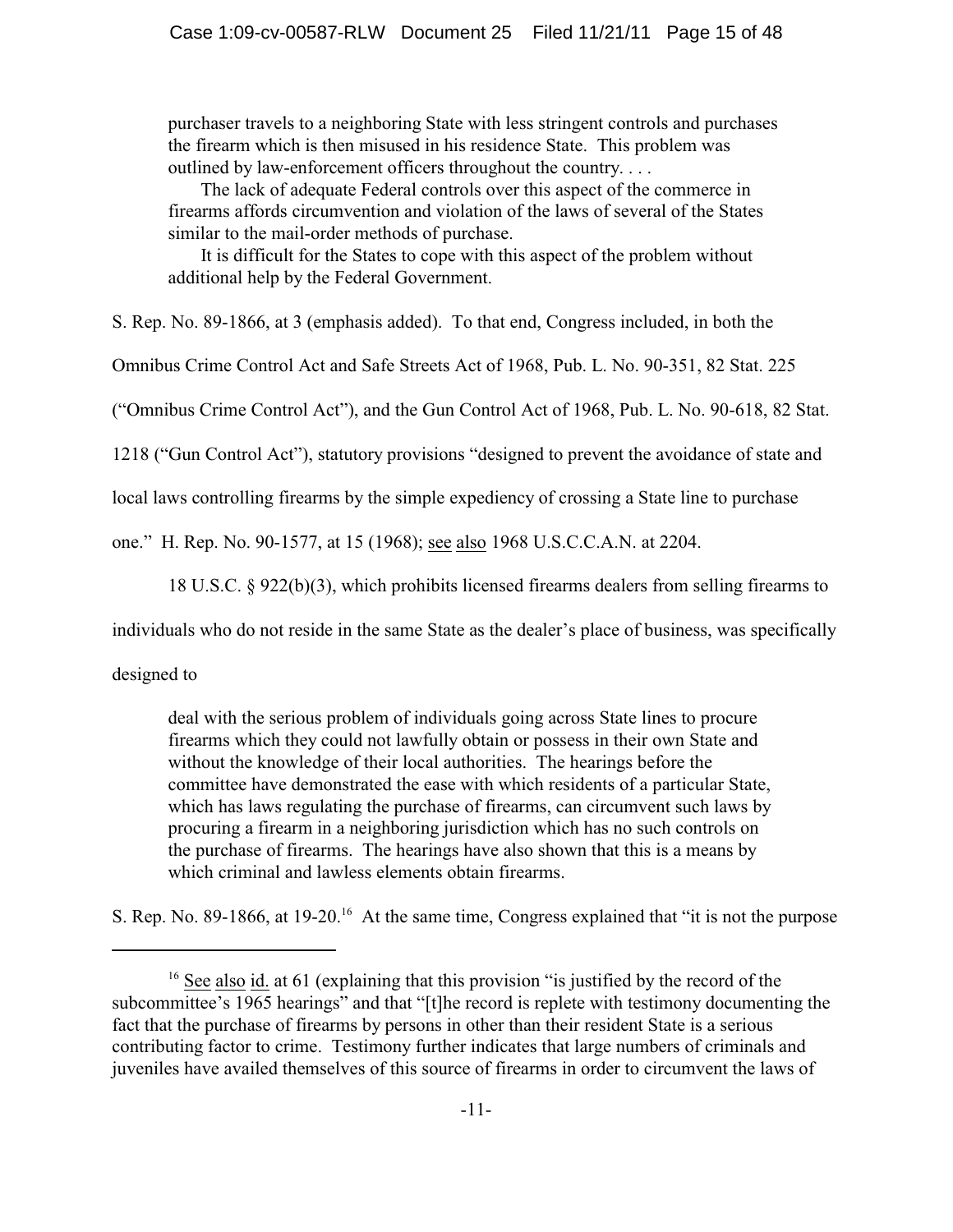> purchaser travels to a neighboring State with less stringent controls and purchases the firearm which is then misused in his residence State. This problem was outlined by law-enforcement officers throughout the country. . . .
>
> The lack of adequate Federal controls over this aspect of the commerce in firearms affords circumvention and violation of the laws of several of the States similar to the mail-order methods of purchase.
>
> It is difficult for the States to cope with this aspect of the problem without additional help by the Federal Government.

S. Rep. No. 89-1866, at 3 (emphasis added). To that end, Congress included, in both the Omnibus Crime Control Act and Safe Streets Act of 1968, Pub. L. No. 90-351, 82 Stat. 225 ("Omnibus Crime Control Act"), and the Gun Control Act of 1968, Pub. L. No. 90-618, 82 Stat. 1218 ("Gun Control Act"), statutory provisions "designed to prevent the avoidance of state and local laws controlling firearms by the simple expediency of crossing a State line to purchase one." H. Rep. No. 90-1577, at 15 (1968); see also 1968 U.S.C.C.A.N. at 2204.

18 U.S.C. § 922(b)(3), which prohibits licensed firearms dealers from selling firearms to individuals who do not reside in the same State as the dealer's place of business, was specifically designed to

> deal with the serious problem of individuals going across State lines to procure firearms which they could not lawfully obtain or possess in their own State and without the knowledge of their local authorities. The hearings before the committee have demonstrated the ease with which residents of a particular State, which has laws regulating the purchase of firearms, can circumvent such laws by procuring a firearm in a neighboring jurisdiction which has no such controls on the purchase of firearms. The hearings have also shown that this is a means by which criminal and lawless elements obtain firearms.

S. Rep. No. 89-1866, at 19-20.[16] At the same time, Congress explained that "it is not the purpose

[16] See also id. at 61 (explaining that this provision "is justified by the record of the subcommittee's 1965 hearings" and that "[t]he record is replete with testimony documenting the fact that the purchase of firearms by persons in other than their resident State is a serious contributing factor to crime. Testimony further indicates that large numbers of criminals and juveniles have availed themselves of this source of firearms in order to circumvent the laws of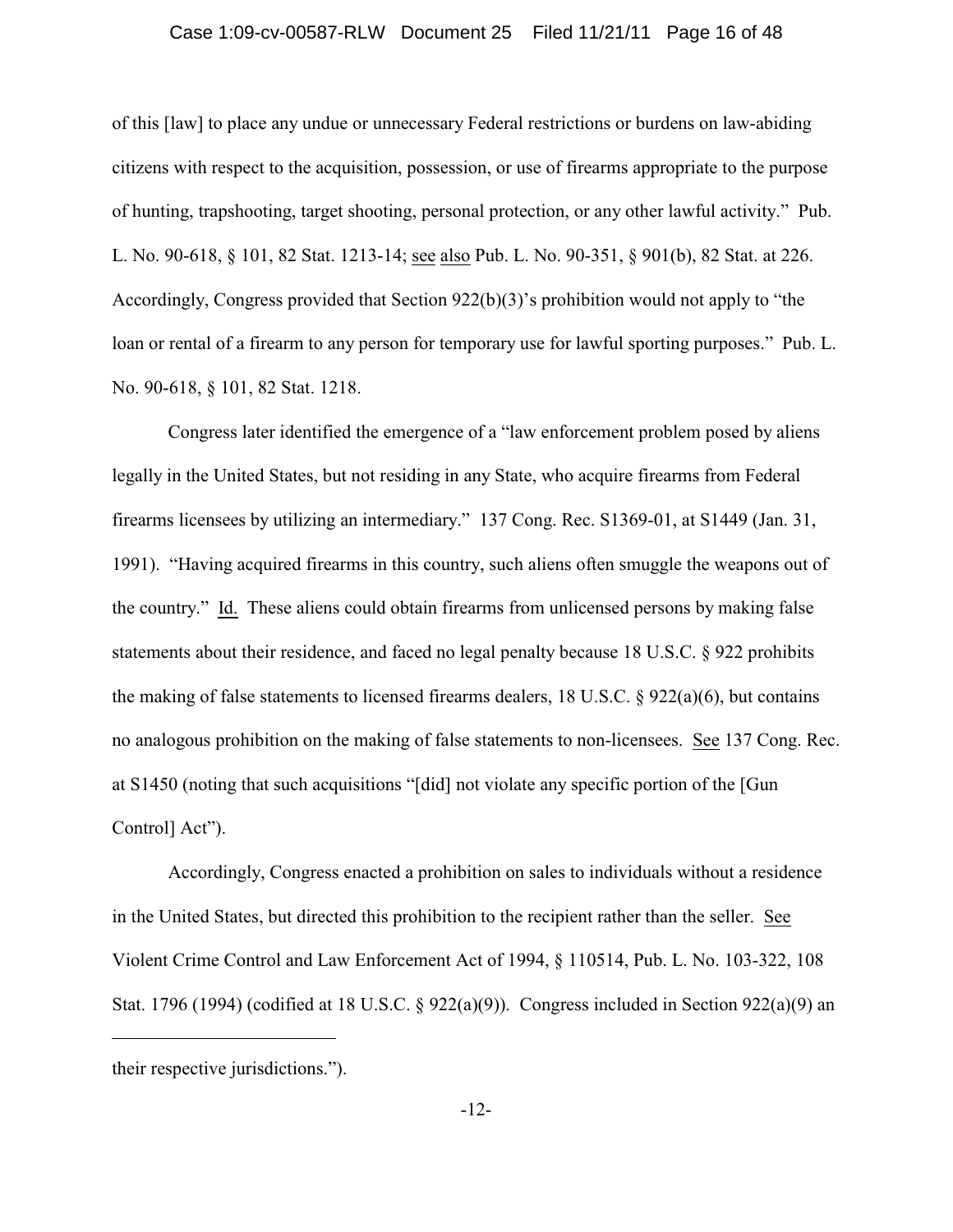of this [law] to place any undue or unnecessary Federal restrictions or burdens on law-abiding citizens with respect to the acquisition, possession, or use of firearms appropriate to the purpose of hunting, trapshooting, target shooting, personal protection, or any other lawful activity." Pub. L. No. 90-618, § 101, 82 Stat. 1213-14; see also Pub. L. No. 90-351, § 901(b), 82 Stat. at 226. Accordingly, Congress provided that Section 922(b)(3)'s prohibition would not apply to "the loan or rental of a firearm to any person for temporary use for lawful sporting purposes." Pub. L. No. 90-618, § 101, 82 Stat. 1218.

Congress later identified the emergence of a "law enforcement problem posed by aliens legally in the United States, but not residing in any State, who acquire firearms from Federal firearms licensees by utilizing an intermediary." 137 Cong. Rec. S1369-01, at S1449 (Jan. 31, 1991). "Having acquired firearms in this country, such aliens often smuggle the weapons out of the country." Id. These aliens could obtain firearms from unlicensed persons by making false statements about their residence, and faced no legal penalty because 18 U.S.C. § 922 prohibits the making of false statements to licensed firearms dealers, 18 U.S.C. § 922(a)(6), but contains no analogous prohibition on the making of false statements to non-licensees. See 137 Cong. Rec. at S1450 (noting that such acquisitions "[did] not violate any specific portion of the [Gun Control] Act").

Accordingly, Congress enacted a prohibition on sales to individuals without a residence in the United States, but directed this prohibition to the recipient rather than the seller. See Violent Crime Control and Law Enforcement Act of 1994, § 110514, Pub. L. No. 103-322, 108 Stat. 1796 (1994) (codified at 18 U.S.C. § 922(a)(9)). Congress included in Section 922(a)(9) an

---

their respective jurisdictions.").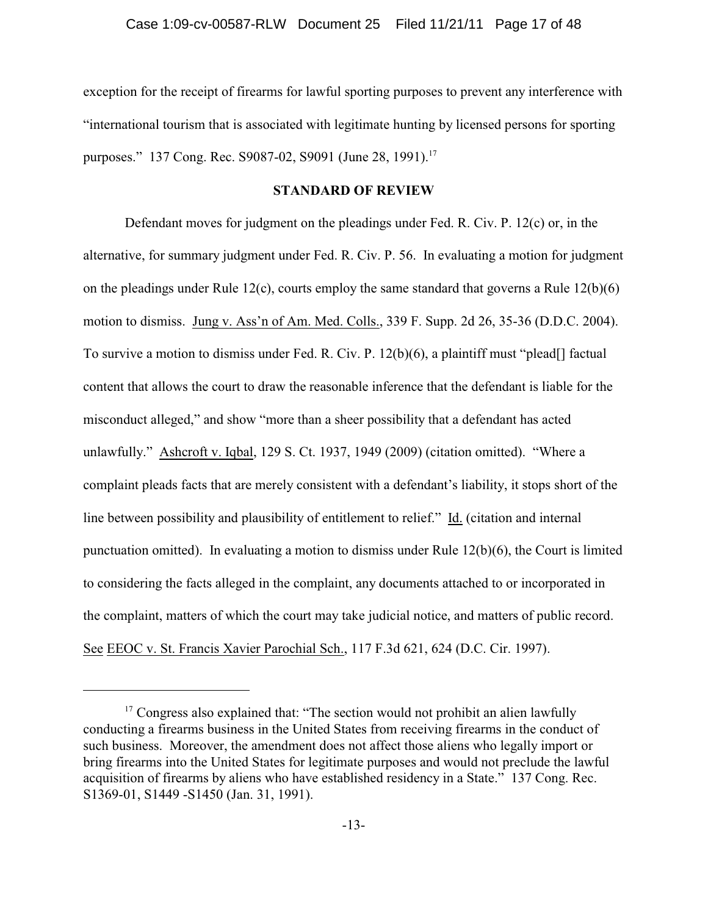exception for the receipt of firearms for lawful sporting purposes to prevent any interference with "international tourism that is associated with legitimate hunting by licensed persons for sporting purposes." 137 Cong. Rec. S9087-02, S9091 (June 28, 1991).[17]

**STANDARD OF REVIEW**

Defendant moves for judgment on the pleadings under Fed. R. Civ. P. 12(c) or, in the alternative, for summary judgment under Fed. R. Civ. P. 56. In evaluating a motion for judgment on the pleadings under Rule 12(c), courts employ the same standard that governs a Rule 12(b)(6) motion to dismiss. Jung v. Ass'n of Am. Med. Colls., 339 F. Supp. 2d 26, 35-36 (D.D.C. 2004). To survive a motion to dismiss under Fed. R. Civ. P. 12(b)(6), a plaintiff must "plead[] factual content that allows the court to draw the reasonable inference that the defendant is liable for the misconduct alleged," and show "more than a sheer possibility that a defendant has acted unlawfully." Ashcroft v. Iqbal, 129 S. Ct. 1937, 1949 (2009) (citation omitted). "Where a complaint pleads facts that are merely consistent with a defendant's liability, it stops short of the line between possibility and plausibility of entitlement to relief." Id. (citation and internal punctuation omitted). In evaluating a motion to dismiss under Rule 12(b)(6), the Court is limited to considering the facts alleged in the complaint, any documents attached to or incorporated in the complaint, matters of which the court may take judicial notice, and matters of public record. See EEOC v. St. Francis Xavier Parochial Sch., 117 F.3d 621, 624 (D.C. Cir. 1997).

---

[17] Congress also explained that: "The section would not prohibit an alien lawfully conducting a firearms business in the United States from receiving firearms in the conduct of such business. Moreover, the amendment does not affect those aliens who legally import or bring firearms into the United States for legitimate purposes and would not preclude the lawful acquisition of firearms by aliens who have established residency in a State." 137 Cong. Rec. S1369-01, S1449 -S1450 (Jan. 31, 1991).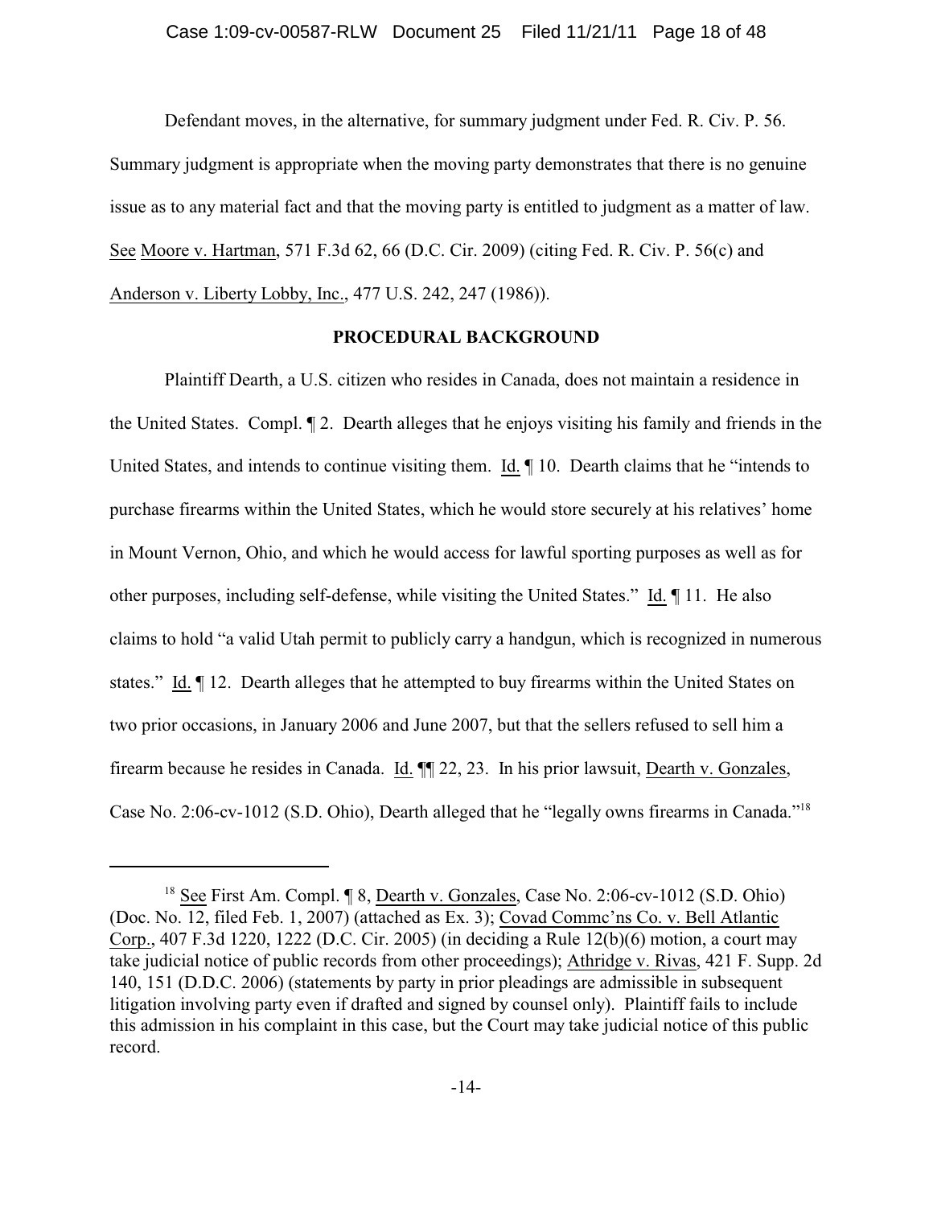Defendant moves, in the alternative, for summary judgment under Fed. R. Civ. P. 56. Summary judgment is appropriate when the moving party demonstrates that there is no genuine issue as to any material fact and that the moving party is entitled to judgment as a matter of law. See Moore v. Hartman, 571 F.3d 62, 66 (D.C. Cir. 2009) (citing Fed. R. Civ. P. 56(c) and Anderson v. Liberty Lobby, Inc., 477 U.S. 242, 247 (1986)).

## PROCEDURAL BACKGROUND

Plaintiff Dearth, a U.S. citizen who resides in Canada, does not maintain a residence in the United States. Compl. ¶ 2. Dearth alleges that he enjoys visiting his family and friends in the United States, and intends to continue visiting them. Id. ¶ 10. Dearth claims that he "intends to purchase firearms within the United States, which he would store securely at his relatives' home in Mount Vernon, Ohio, and which he would access for lawful sporting purposes as well as for other purposes, including self-defense, while visiting the United States." Id. ¶ 11. He also claims to hold "a valid Utah permit to publicly carry a handgun, which is recognized in numerous states." Id. ¶ 12. Dearth alleges that he attempted to buy firearms within the United States on two prior occasions, in January 2006 and June 2007, but that the sellers refused to sell him a firearm because he resides in Canada. Id. ¶¶ 22, 23. In his prior lawsuit, Dearth v. Gonzales, Case No. 2:06-cv-1012 (S.D. Ohio), Dearth alleged that he "legally owns firearms in Canada."[18]

[18] See First Am. Compl. ¶ 8, Dearth v. Gonzales, Case No. 2:06-cv-1012 (S.D. Ohio) (Doc. No. 12, filed Feb. 1, 2007) (attached as Ex. 3); Covad Commc'ns Co. v. Bell Atlantic Corp., 407 F.3d 1220, 1222 (D.C. Cir. 2005) (in deciding a Rule 12(b)(6) motion, a court may take judicial notice of public records from other proceedings); Athridge v. Rivas, 421 F. Supp. 2d 140, 151 (D.D.C. 2006) (statements by party in prior pleadings are admissible in subsequent litigation involving party even if drafted and signed by counsel only). Plaintiff fails to include this admission in his complaint in this case, but the Court may take judicial notice of this public record.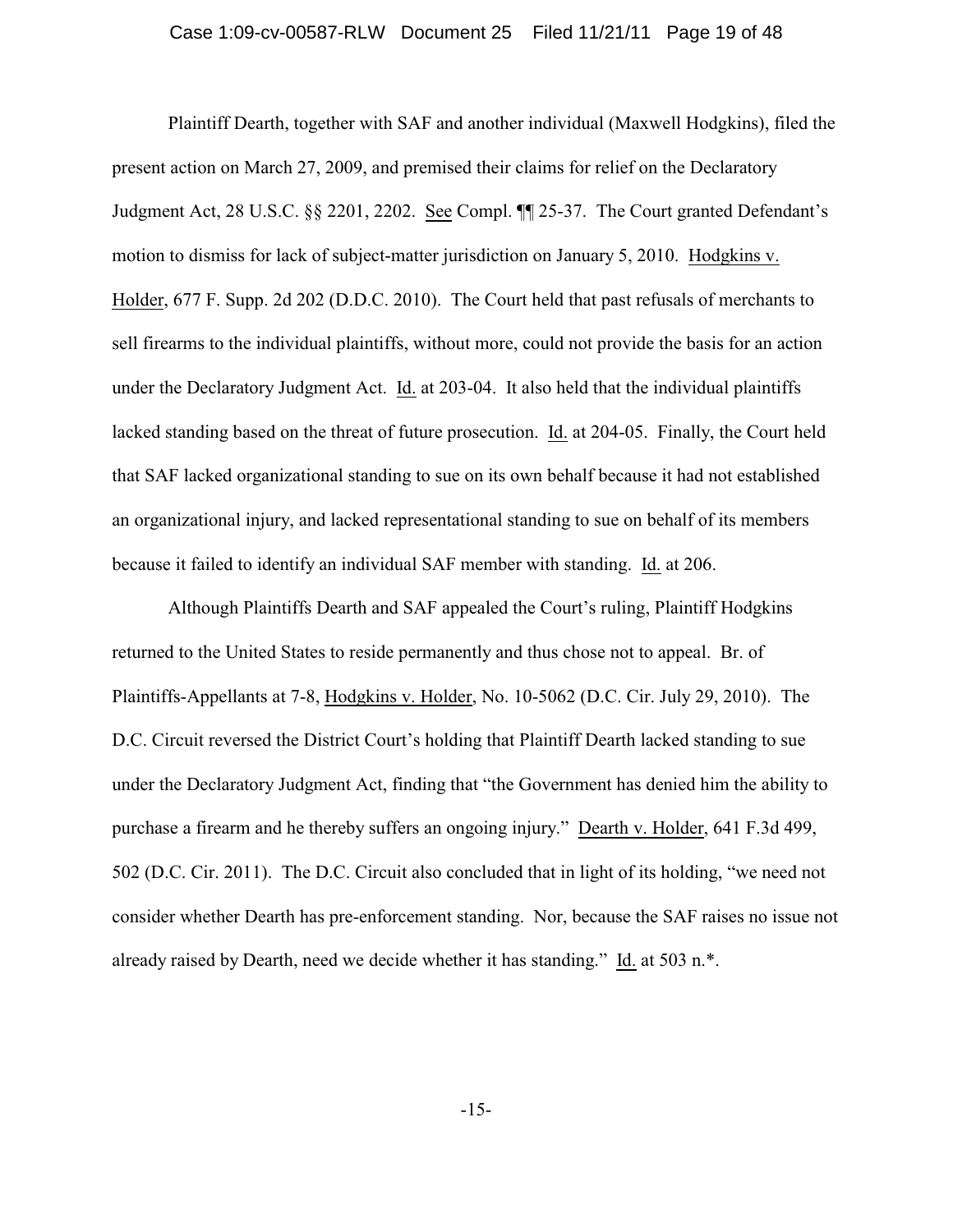Plaintiff Dearth, together with SAF and another individual (Maxwell Hodgkins), filed the present action on March 27, 2009, and premised their claims for relief on the Declaratory Judgment Act, 28 U.S.C. §§ 2201, 2202. See Compl. ¶¶ 25-37. The Court granted Defendant's motion to dismiss for lack of subject-matter jurisdiction on January 5, 2010. Hodgkins v. Holder, 677 F. Supp. 2d 202 (D.D.C. 2010). The Court held that past refusals of merchants to sell firearms to the individual plaintiffs, without more, could not provide the basis for an action under the Declaratory Judgment Act. Id. at 203-04. It also held that the individual plaintiffs lacked standing based on the threat of future prosecution. Id. at 204-05. Finally, the Court held that SAF lacked organizational standing to sue on its own behalf because it had not established an organizational injury, and lacked representational standing to sue on behalf of its members because it failed to identify an individual SAF member with standing. Id. at 206.

Although Plaintiffs Dearth and SAF appealed the Court's ruling, Plaintiff Hodgkins returned to the United States to reside permanently and thus chose not to appeal. Br. of Plaintiffs-Appellants at 7-8, Hodgkins v. Holder, No. 10-5062 (D.C. Cir. July 29, 2010). The D.C. Circuit reversed the District Court's holding that Plaintiff Dearth lacked standing to sue under the Declaratory Judgment Act, finding that "the Government has denied him the ability to purchase a firearm and he thereby suffers an ongoing injury." Dearth v. Holder, 641 F.3d 499, 502 (D.C. Cir. 2011). The D.C. Circuit also concluded that in light of its holding, "we need not consider whether Dearth has pre-enforcement standing. Nor, because the SAF raises no issue not already raised by Dearth, need we decide whether it has standing." Id. at 503 n.*.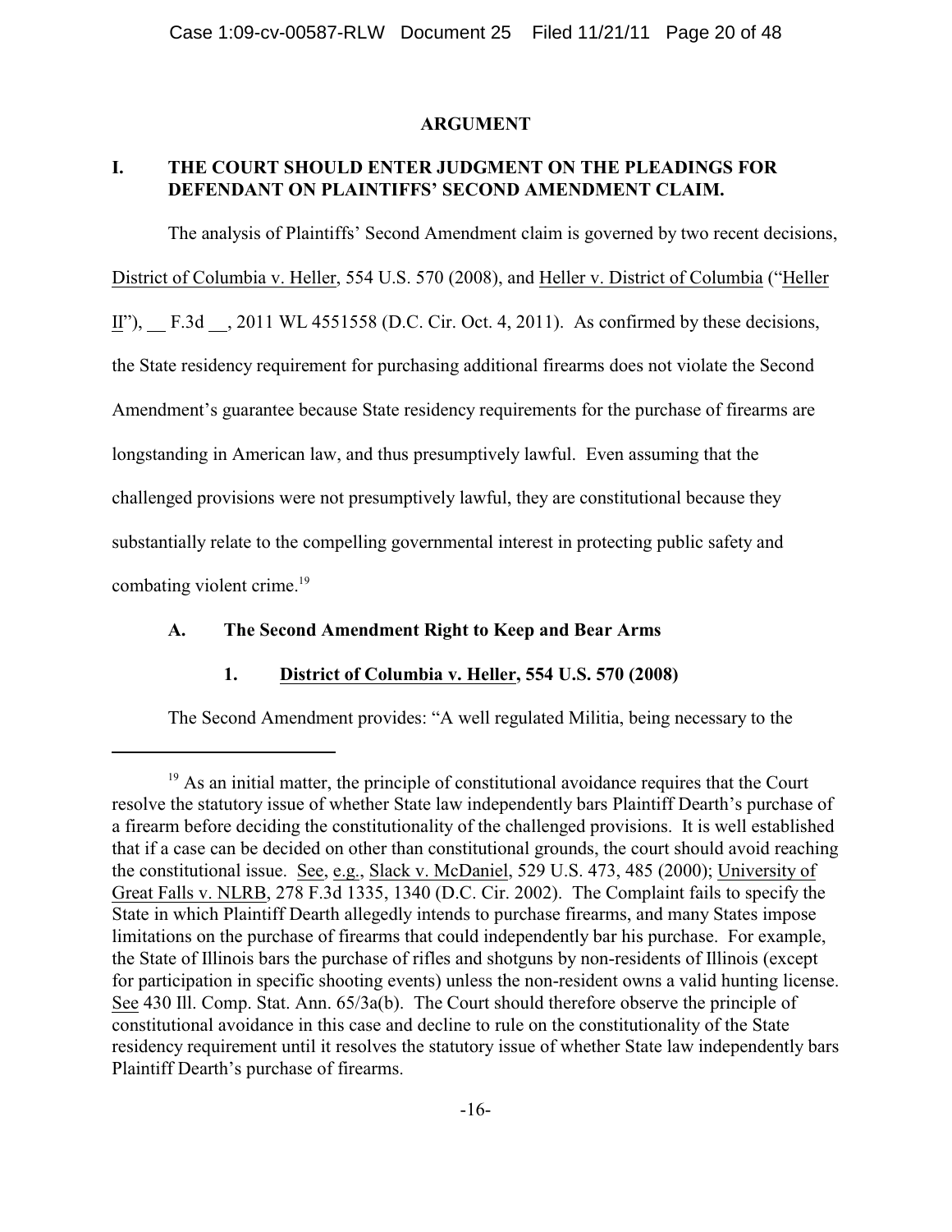## ARGUMENT

### I. THE COURT SHOULD ENTER JUDGMENT ON THE PLEADINGS FOR DEFENDANT ON PLAINTIFFS' SECOND AMENDMENT CLAIM.

The analysis of Plaintiffs' Second Amendment claim is governed by two recent decisions, District of Columbia v. Heller, 554 U.S. 570 (2008), and Heller v. District of Columbia ("Heller II"), __ F.3d __, 2011 WL 4551558 (D.C. Cir. Oct. 4, 2011). As confirmed by these decisions, the State residency requirement for purchasing additional firearms does not violate the Second Amendment's guarantee because State residency requirements for the purchase of firearms are longstanding in American law, and thus presumptively lawful. Even assuming that the challenged provisions were not presumptively lawful, they are constitutional because they substantially relate to the compelling governmental interest in protecting public safety and combating violent crime.[19]

#### A. The Second Amendment Right to Keep and Bear Arms

##### 1. District of Columbia v. Heller, 554 U.S. 570 (2008)

The Second Amendment provides: "A well regulated Militia, being necessary to the

---

[19] As an initial matter, the principle of constitutional avoidance requires that the Court resolve the statutory issue of whether State law independently bars Plaintiff Dearth's purchase of a firearm before deciding the constitutionality of the challenged provisions. It is well established that if a case can be decided on other than constitutional grounds, the court should avoid reaching the constitutional issue. See, e.g., Slack v. McDaniel, 529 U.S. 473, 485 (2000); University of Great Falls v. NLRB, 278 F.3d 1335, 1340 (D.C. Cir. 2002). The Complaint fails to specify the State in which Plaintiff Dearth allegedly intends to purchase firearms, and many States impose limitations on the purchase of firearms that could independently bar his purchase. For example, the State of Illinois bars the purchase of rifles and shotguns by non-residents of Illinois (except for participation in specific shooting events) unless the non-resident owns a valid hunting license. See 430 Ill. Comp. Stat. Ann. 65/3a(b). The Court should therefore observe the principle of constitutional avoidance in this case and decline to rule on the constitutionality of the State residency requirement until it resolves the statutory issue of whether State law independently bars Plaintiff Dearth's purchase of firearms.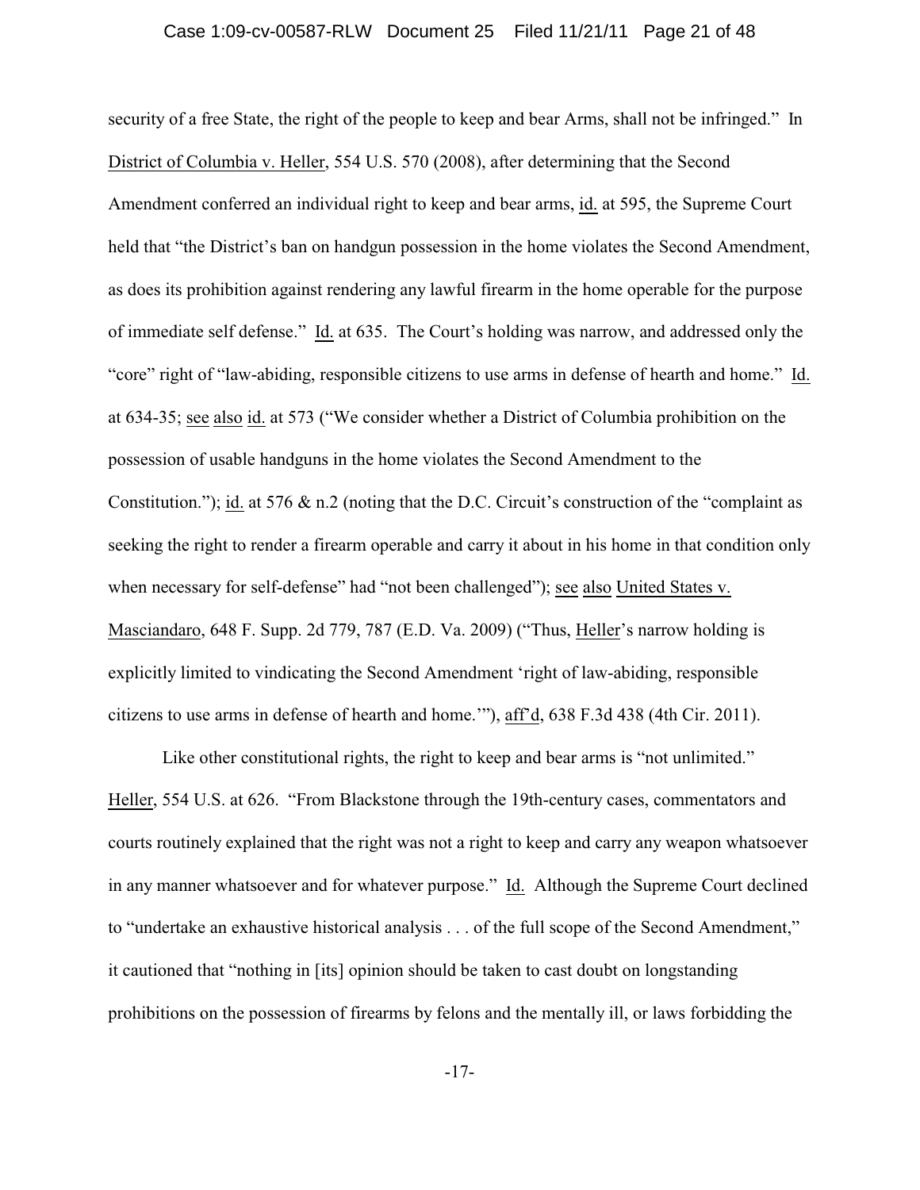security of a free State, the right of the people to keep and bear Arms, shall not be infringed." In District of Columbia v. Heller, 554 U.S. 570 (2008), after determining that the Second Amendment conferred an individual right to keep and bear arms, id. at 595, the Supreme Court held that "the District's ban on handgun possession in the home violates the Second Amendment, as does its prohibition against rendering any lawful firearm in the home operable for the purpose of immediate self defense." Id. at 635. The Court's holding was narrow, and addressed only the "core" right of "law-abiding, responsible citizens to use arms in defense of hearth and home." Id. at 634-35; see also id. at 573 ("We consider whether a District of Columbia prohibition on the possession of usable handguns in the home violates the Second Amendment to the Constitution."); id. at 576 & n.2 (noting that the D.C. Circuit's construction of the "complaint as seeking the right to render a firearm operable and carry it about in his home in that condition only when necessary for self-defense" had "not been challenged"); see also United States v. Masciandaro, 648 F. Supp. 2d 779, 787 (E.D. Va. 2009) ("Thus, Heller's narrow holding is explicitly limited to vindicating the Second Amendment 'right of law-abiding, responsible citizens to use arms in defense of hearth and home.'"), aff'd, 638 F.3d 438 (4th Cir. 2011).

Like other constitutional rights, the right to keep and bear arms is "not unlimited." Heller, 554 U.S. at 626. "From Blackstone through the 19th-century cases, commentators and courts routinely explained that the right was not a right to keep and carry any weapon whatsoever in any manner whatsoever and for whatever purpose." Id. Although the Supreme Court declined to "undertake an exhaustive historical analysis . . . of the full scope of the Second Amendment," it cautioned that "nothing in [its] opinion should be taken to cast doubt on longstanding prohibitions on the possession of firearms by felons and the mentally ill, or laws forbidding the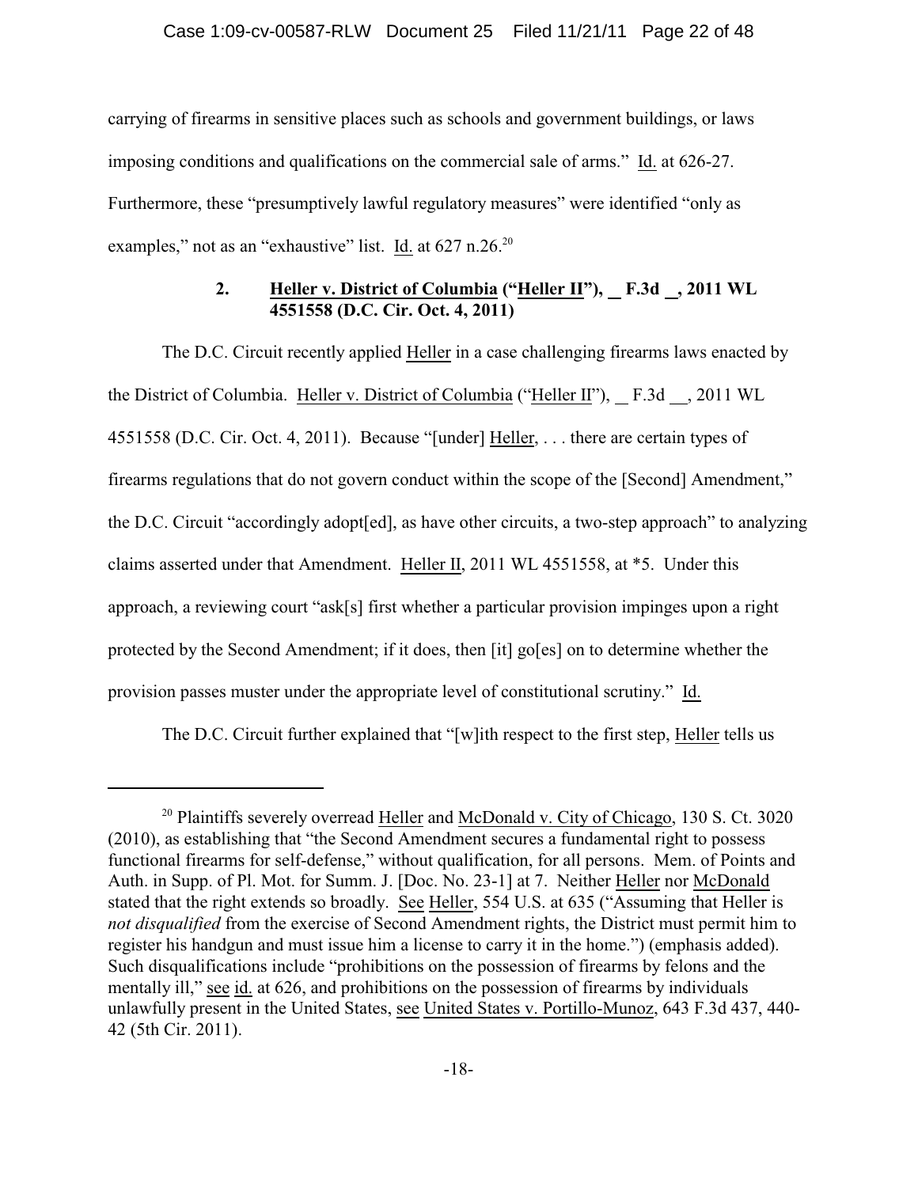carrying of firearms in sensitive places such as schools and government buildings, or laws imposing conditions and qualifications on the commercial sale of arms." Id. at 626-27. Furthermore, these "presumptively lawful regulatory measures" were identified "only as examples," not as an "exhaustive" list. Id. at 627 n.26.[20]

### 2. Heller v. District of Columbia ("Heller II"), __ F.3d __, 2011 WL 4551558 (D.C. Cir. Oct. 4, 2011)

The D.C. Circuit recently applied Heller in a case challenging firearms laws enacted by the District of Columbia. Heller v. District of Columbia ("Heller II"), __ F.3d __, 2011 WL 4551558 (D.C. Cir. Oct. 4, 2011). Because "[under] Heller, . . . there are certain types of firearms regulations that do not govern conduct within the scope of the [Second] Amendment," the D.C. Circuit "accordingly adopt[ed], as have other circuits, a two-step approach" to analyzing claims asserted under that Amendment. Heller II, 2011 WL 4551558, at *5. Under this approach, a reviewing court "ask[s] first whether a particular provision impinges upon a right protected by the Second Amendment; if it does, then [it] go[es] on to determine whether the provision passes muster under the appropriate level of constitutional scrutiny." Id.

The D.C. Circuit further explained that "[w]ith respect to the first step, Heller tells us

---

[20] Plaintiffs severely overread Heller and McDonald v. City of Chicago, 130 S. Ct. 3020 (2010), as establishing that "the Second Amendment secures a fundamental right to possess functional firearms for self-defense," without qualification, for all persons. Mem. of Points and Auth. in Supp. of Pl. Mot. for Summ. J. [Doc. No. 23-1] at 7. Neither Heller nor McDonald stated that the right extends so broadly. See Heller, 554 U.S. at 635 ("Assuming that Heller is *not disqualified* from the exercise of Second Amendment rights, the District must permit him to register his handgun and must issue him a license to carry it in the home.") (emphasis added). Such disqualifications include "prohibitions on the possession of firearms by felons and the mentally ill," see id. at 626, and prohibitions on the possession of firearms by individuals unlawfully present in the United States, see United States v. Portillo-Munoz, 643 F.3d 437, 440-42 (5th Cir. 2011).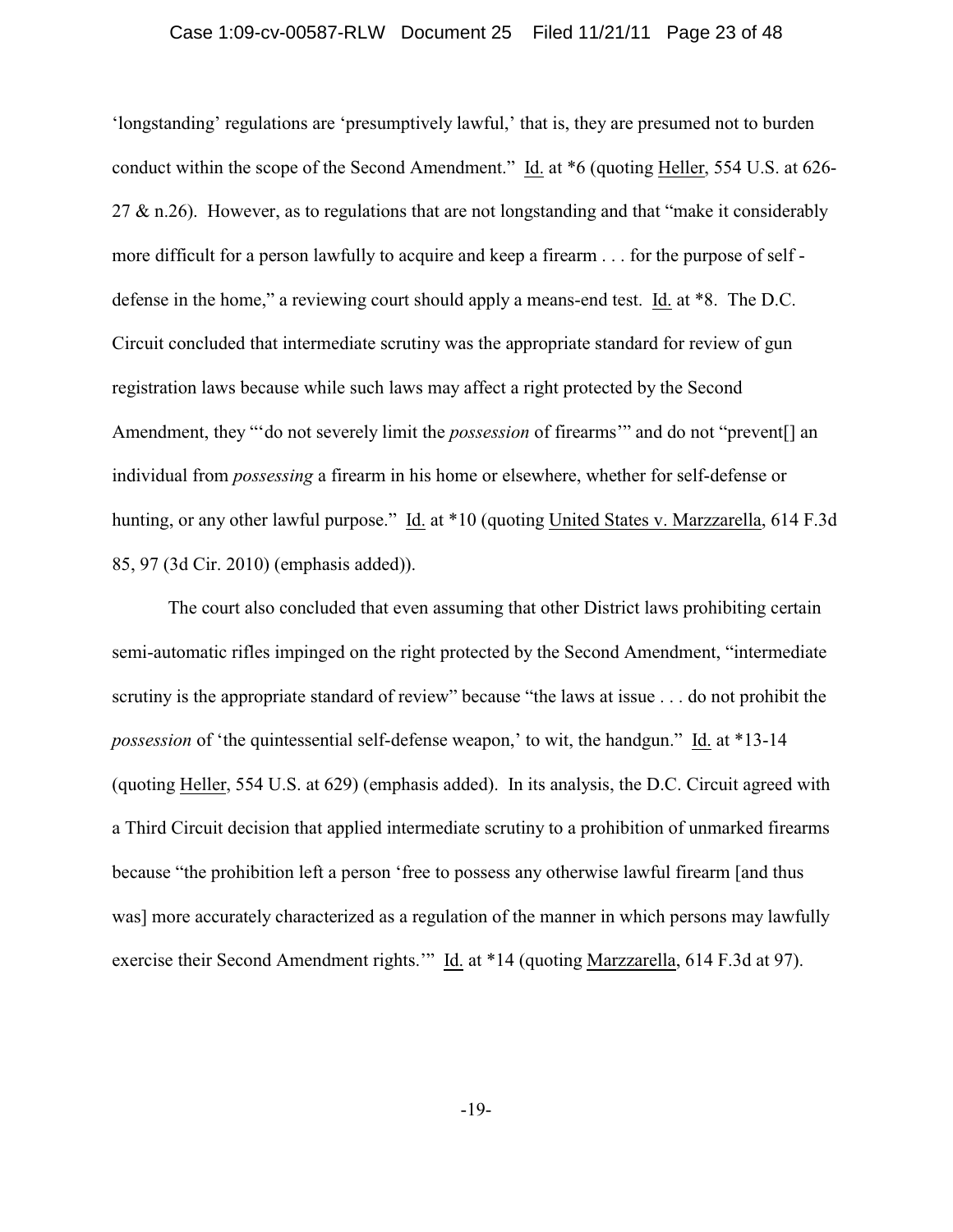'longstanding' regulations are 'presumptively lawful,' that is, they are presumed not to burden conduct within the scope of the Second Amendment." Id. at *6 (quoting Heller, 554 U.S. at 626-27 & n.26). However, as to regulations that are not longstanding and that "make it considerably more difficult for a person lawfully to acquire and keep a firearm . . . for the purpose of self - defense in the home," a reviewing court should apply a means-end test. Id. at *8. The D.C. Circuit concluded that intermediate scrutiny was the appropriate standard for review of gun registration laws because while such laws may affect a right protected by the Second Amendment, they "'do not severely limit the *possession* of firearms'" and do not "prevent[] an individual from *possessing* a firearm in his home or elsewhere, whether for self-defense or hunting, or any other lawful purpose." Id. at *10 (quoting United States v. Marzzarella, 614 F.3d 85, 97 (3d Cir. 2010) (emphasis added)).

The court also concluded that even assuming that other District laws prohibiting certain semi-automatic rifles impinged on the right protected by the Second Amendment, "intermediate scrutiny is the appropriate standard of review" because "the laws at issue . . . do not prohibit the *possession* of 'the quintessential self-defense weapon,' to wit, the handgun." Id. at *13-14 (quoting Heller, 554 U.S. at 629) (emphasis added). In its analysis, the D.C. Circuit agreed with a Third Circuit decision that applied intermediate scrutiny to a prohibition of unmarked firearms because "the prohibition left a person 'free to possess any otherwise lawful firearm [and thus was] more accurately characterized as a regulation of the manner in which persons may lawfully exercise their Second Amendment rights.'" Id. at *14 (quoting Marzzarella, 614 F.3d at 97).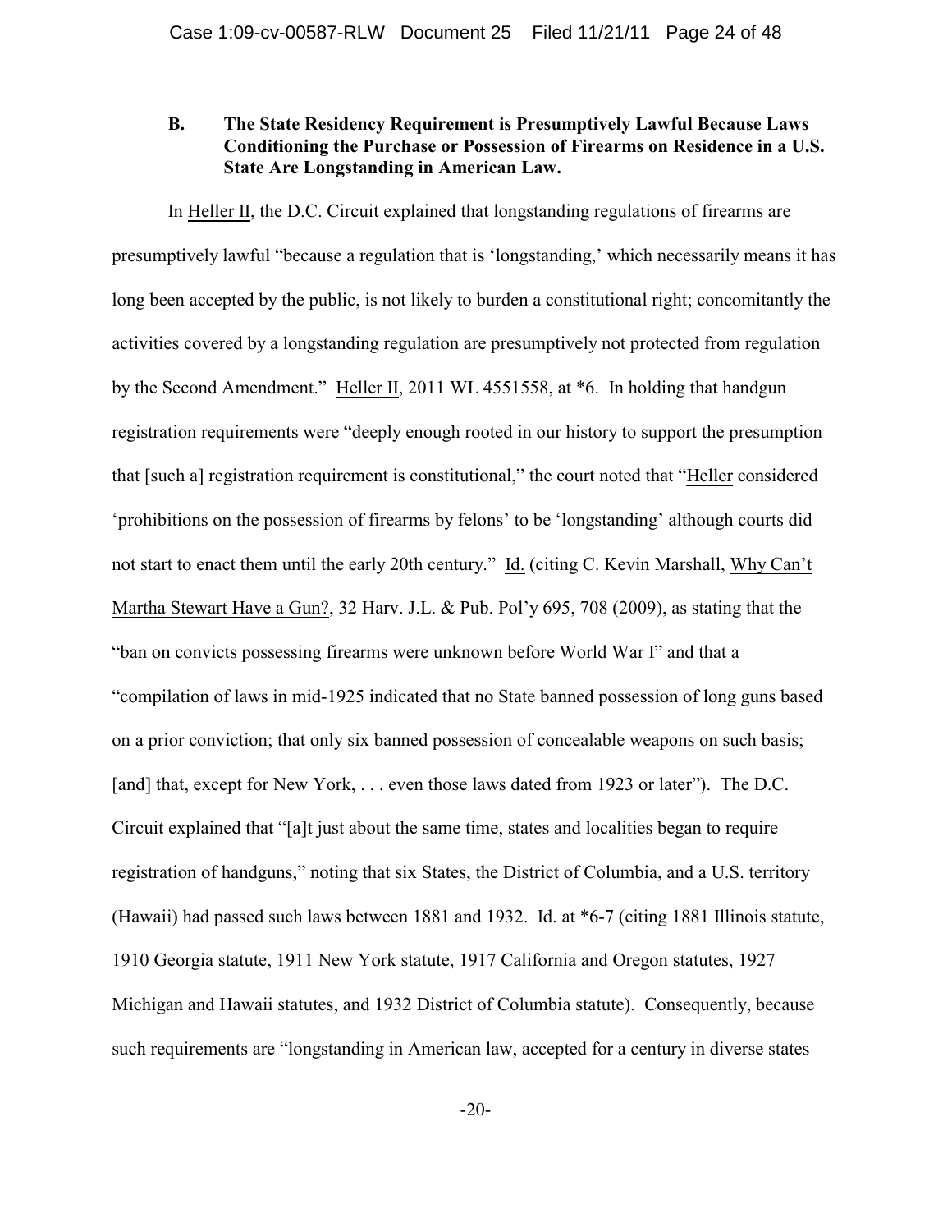### B. The State Residency Requirement is Presumptively Lawful Because Laws Conditioning the Purchase or Possession of Firearms on Residence in a U.S. State Are Longstanding in American Law.

In Heller II, the D.C. Circuit explained that longstanding regulations of firearms are presumptively lawful "because a regulation that is 'longstanding,' which necessarily means it has long been accepted by the public, is not likely to burden a constitutional right; concomitantly the activities covered by a longstanding regulation are presumptively not protected from regulation by the Second Amendment." Heller II, 2011 WL 4551558, at *6. In holding that handgun registration requirements were "deeply enough rooted in our history to support the presumption that [such a] registration requirement is constitutional," the court noted that "Heller considered 'prohibitions on the possession of firearms by felons' to be 'longstanding' although courts did not start to enact them until the early 20th century." Id. (citing C. Kevin Marshall, Why Can't Martha Stewart Have a Gun?, 32 Harv. J.L. & Pub. Pol'y 695, 708 (2009), as stating that the "ban on convicts possessing firearms were unknown before World War I" and that a "compilation of laws in mid-1925 indicated that no State banned possession of long guns based on a prior conviction; that only six banned possession of concealable weapons on such basis; [and] that, except for New York, . . . even those laws dated from 1923 or later"). The D.C. Circuit explained that "[a]t just about the same time, states and localities began to require registration of handguns," noting that six States, the District of Columbia, and a U.S. territory (Hawaii) had passed such laws between 1881 and 1932. Id. at *6-7 (citing 1881 Illinois statute, 1910 Georgia statute, 1911 New York statute, 1917 California and Oregon statutes, 1927 Michigan and Hawaii statutes, and 1932 District of Columbia statute). Consequently, because such requirements are "longstanding in American law, accepted for a century in diverse states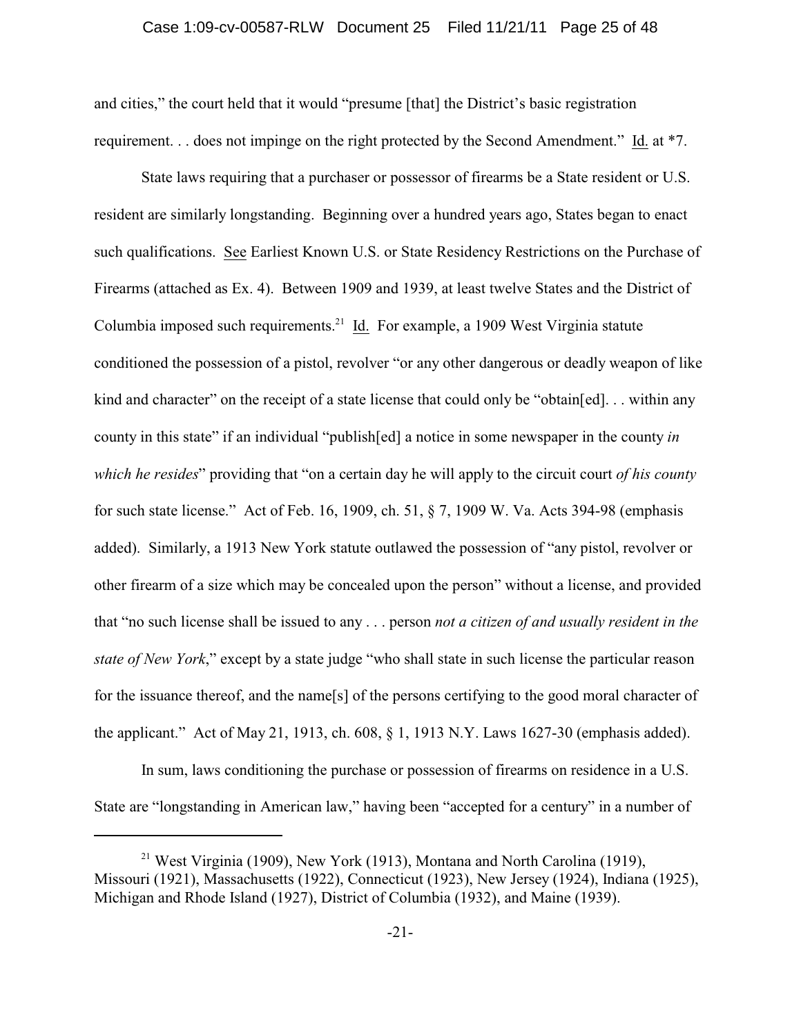and cities," the court held that it would "presume [that] the District's basic registration requirement. . . does not impinge on the right protected by the Second Amendment." Id. at *7.

State laws requiring that a purchaser or possessor of firearms be a State resident or U.S. resident are similarly longstanding. Beginning over a hundred years ago, States began to enact such qualifications. See Earliest Known U.S. or State Residency Restrictions on the Purchase of Firearms (attached as Ex. 4). Between 1909 and 1939, at least twelve States and the District of Columbia imposed such requirements.[21] Id. For example, a 1909 West Virginia statute conditioned the possession of a pistol, revolver "or any other dangerous or deadly weapon of like kind and character" on the receipt of a state license that could only be "obtain[ed]. . . within any county in this state" if an individual "publish[ed] a notice in some newspaper in the county *in which he resides*" providing that "on a certain day he will apply to the circuit court *of his county* for such state license." Act of Feb. 16, 1909, ch. 51, § 7, 1909 W. Va. Acts 394-98 (emphasis added). Similarly, a 1913 New York statute outlawed the possession of "any pistol, revolver or other firearm of a size which may be concealed upon the person" without a license, and provided that "no such license shall be issued to any . . . person *not a citizen of and usually resident in the state of New York*," except by a state judge "who shall state in such license the particular reason for the issuance thereof, and the name[s] of the persons certifying to the good moral character of the applicant." Act of May 21, 1913, ch. 608, § 1, 1913 N.Y. Laws 1627-30 (emphasis added).

In sum, laws conditioning the purchase or possession of firearms on residence in a U.S. State are "longstanding in American law," having been "accepted for a century" in a number of

---

[21] West Virginia (1909), New York (1913), Montana and North Carolina (1919), Missouri (1921), Massachusetts (1922), Connecticut (1923), New Jersey (1924), Indiana (1925), Michigan and Rhode Island (1927), District of Columbia (1932), and Maine (1939).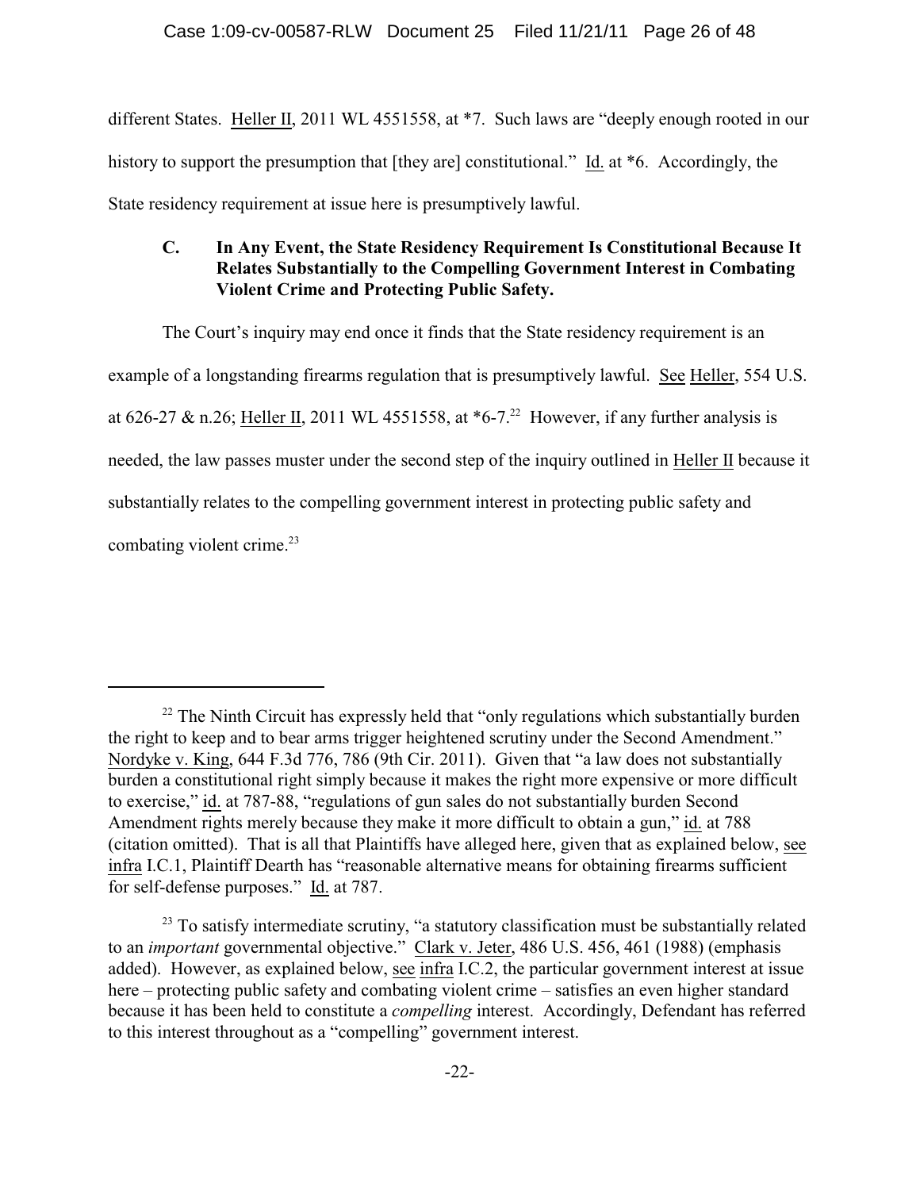different States. Heller II, 2011 WL 4551558, at *7. Such laws are "deeply enough rooted in our history to support the presumption that [they are] constitutional." Id. at *6. Accordingly, the State residency requirement at issue here is presumptively lawful.

### C. In Any Event, the State Residency Requirement Is Constitutional Because It Relates Substantially to the Compelling Government Interest in Combating Violent Crime and Protecting Public Safety.

The Court's inquiry may end once it finds that the State residency requirement is an example of a longstanding firearms regulation that is presumptively lawful. See Heller, 554 U.S. at 626-27 & n.26; Heller II, 2011 WL 4551558, at *6-7.[22] However, if any further analysis is needed, the law passes muster under the second step of the inquiry outlined in Heller II because it substantially relates to the compelling government interest in protecting public safety and combating violent crime.[23]

---

[22] The Ninth Circuit has expressly held that "only regulations which substantially burden the right to keep and to bear arms trigger heightened scrutiny under the Second Amendment." Nordyke v. King, 644 F.3d 776, 786 (9th Cir. 2011). Given that "a law does not substantially burden a constitutional right simply because it makes the right more expensive or more difficult to exercise," id. at 787-88, "regulations of gun sales do not substantially burden Second Amendment rights merely because they make it more difficult to obtain a gun," id. at 788 (citation omitted). That is all that Plaintiffs have alleged here, given that as explained below, see infra I.C.1, Plaintiff Dearth has "reasonable alternative means for obtaining firearms sufficient for self-defense purposes." Id. at 787.

[23] To satisfy intermediate scrutiny, "a statutory classification must be substantially related to an *important* governmental objective." Clark v. Jeter, 486 U.S. 456, 461 (1988) (emphasis added). However, as explained below, see infra I.C.2, the particular government interest at issue here – protecting public safety and combating violent crime – satisfies an even higher standard because it has been held to constitute a *compelling* interest. Accordingly, Defendant has referred to this interest throughout as a "compelling" government interest.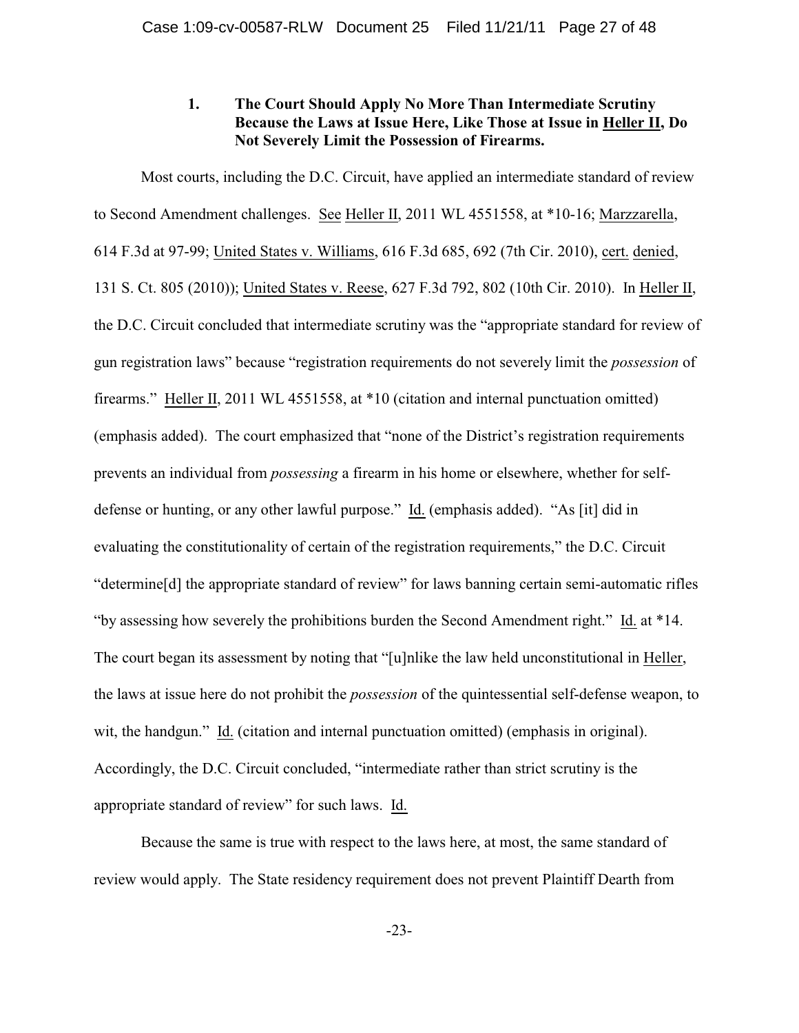### 1. The Court Should Apply No More Than Intermediate Scrutiny Because the Laws at Issue Here, Like Those at Issue in Heller II, Do Not Severely Limit the Possession of Firearms.

Most courts, including the D.C. Circuit, have applied an intermediate standard of review to Second Amendment challenges. See Heller II, 2011 WL 4551558, at *10-16; Marzzarella, 614 F.3d at 97-99; United States v. Williams, 616 F.3d 685, 692 (7th Cir. 2010), cert. denied, 131 S. Ct. 805 (2010)); United States v. Reese, 627 F.3d 792, 802 (10th Cir. 2010). In Heller II, the D.C. Circuit concluded that intermediate scrutiny was the "appropriate standard for review of gun registration laws" because "registration requirements do not severely limit the *possession* of firearms." Heller II, 2011 WL 4551558, at *10 (citation and internal punctuation omitted) (emphasis added). The court emphasized that "none of the District's registration requirements prevents an individual from *possessing* a firearm in his home or elsewhere, whether for self-defense or hunting, or any other lawful purpose." Id. (emphasis added). "As [it] did in evaluating the constitutionality of certain of the registration requirements," the D.C. Circuit "determine[d] the appropriate standard of review" for laws banning certain semi-automatic rifles "by assessing how severely the prohibitions burden the Second Amendment right." Id. at *14. The court began its assessment by noting that "[u]nlike the law held unconstitutional in Heller, the laws at issue here do not prohibit the *possession* of the quintessential self-defense weapon, to wit, the handgun." Id. (citation and internal punctuation omitted) (emphasis in original). Accordingly, the D.C. Circuit concluded, "intermediate rather than strict scrutiny is the appropriate standard of review" for such laws. Id.

Because the same is true with respect to the laws here, at most, the same standard of review would apply. The State residency requirement does not prevent Plaintiff Dearth from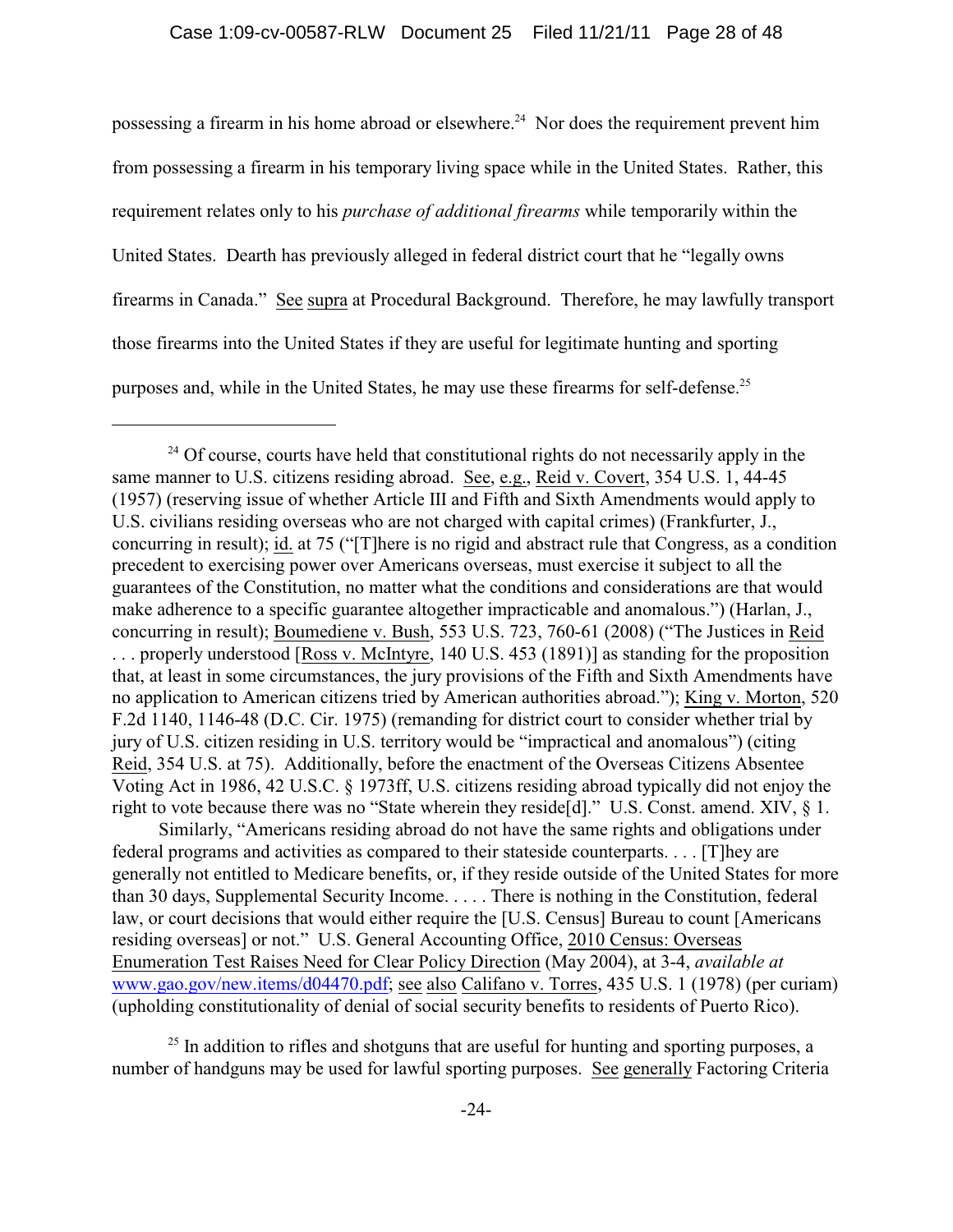possessing a firearm in his home abroad or elsewhere.[24] Nor does the requirement prevent him from possessing a firearm in his temporary living space while in the United States. Rather, this requirement relates only to his *purchase of additional firearms* while temporarily within the United States. Dearth has previously alleged in federal district court that he "legally owns firearms in Canada." See supra at Procedural Background. Therefore, he may lawfully transport those firearms into the United States if they are useful for legitimate hunting and sporting purposes and, while in the United States, he may use these firearms for self-defense.[25]

---

[24] Of course, courts have held that constitutional rights do not necessarily apply in the same manner to U.S. citizens residing abroad. See, e.g., Reid v. Covert, 354 U.S. 1, 44-45 (1957) (reserving issue of whether Article III and Fifth and Sixth Amendments would apply to U.S. civilians residing overseas who are not charged with capital crimes) (Frankfurter, J., concurring in result); id. at 75 ("[T]here is no rigid and abstract rule that Congress, as a condition precedent to exercising power over Americans overseas, must exercise it subject to all the guarantees of the Constitution, no matter what the conditions and considerations are that would make adherence to a specific guarantee altogether impracticable and anomalous.") (Harlan, J., concurring in result); Boumediene v. Bush, 553 U.S. 723, 760-61 (2008) ("The Justices in Reid . . . properly understood [Ross v. McIntyre, 140 U.S. 453 (1891)] as standing for the proposition that, at least in some circumstances, the jury provisions of the Fifth and Sixth Amendments have no application to American citizens tried by American authorities abroad."); King v. Morton, 520 F.2d 1140, 1146-48 (D.C. Cir. 1975) (remanding for district court to consider whether trial by jury of U.S. citizen residing in U.S. territory would be "impractical and anomalous") (citing Reid, 354 U.S. at 75). Additionally, before the enactment of the Overseas Citizens Absentee Voting Act in 1986, 42 U.S.C. § 1973ff, U.S. citizens residing abroad typically did not enjoy the right to vote because there was no "State wherein they reside[d]." U.S. Const. amend. XIV, § 1.

Similarly, "Americans residing abroad do not have the same rights and obligations under federal programs and activities as compared to their stateside counterparts. . . . [T]hey are generally not entitled to Medicare benefits, or, if they reside outside of the United States for more than 30 days, Supplemental Security Income. . . . . There is nothing in the Constitution, federal law, or court decisions that would either require the [U.S. Census] Bureau to count [Americans residing overseas] or not." U.S. General Accounting Office, 2010 Census: Overseas Enumeration Test Raises Need for Clear Policy Direction (May 2004), at 3-4, *available at* www.gao.gov/new.items/d04470.pdf; see also Califano v. Torres, 435 U.S. 1 (1978) (per curiam) (upholding constitutionality of denial of social security benefits to residents of Puerto Rico).

[25] In addition to rifles and shotguns that are useful for hunting and sporting purposes, a number of handguns may be used for lawful sporting purposes. See generally Factoring Criteria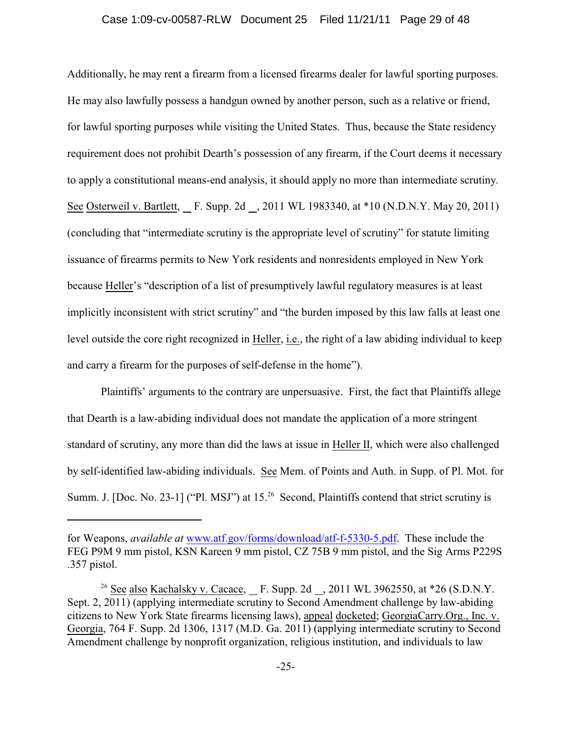Additionally, he may rent a firearm from a licensed firearms dealer for lawful sporting purposes. He may also lawfully possess a handgun owned by another person, such as a relative or friend, for lawful sporting purposes while visiting the United States. Thus, because the State residency requirement does not prohibit Dearth's possession of any firearm, if the Court deems it necessary to apply a constitutional means-end analysis, it should apply no more than intermediate scrutiny. See Osterweil v. Bartlett, __ F. Supp. 2d __, 2011 WL 1983340, at *10 (N.D.N.Y. May 20, 2011) (concluding that "intermediate scrutiny is the appropriate level of scrutiny" for statute limiting issuance of firearms permits to New York residents and nonresidents employed in New York because Heller's "description of a list of presumptively lawful regulatory measures is at least implicitly inconsistent with strict scrutiny" and "the burden imposed by this law falls at least one level outside the core right recognized in Heller, i.e., the right of a law abiding individual to keep and carry a firearm for the purposes of self-defense in the home").

Plaintiffs' arguments to the contrary are unpersuasive. First, the fact that Plaintiffs allege that Dearth is a law-abiding individual does not mandate the application of a more stringent standard of scrutiny, any more than did the laws at issue in Heller II, which were also challenged by self-identified law-abiding individuals. See Mem. of Points and Auth. in Supp. of Pl. Mot. for Summ. J. [Doc. No. 23-1] ("Pl. MSJ") at 15.[26] Second, Plaintiffs contend that strict scrutiny is

---

for Weapons, *available at* www.atf.gov/forms/download/atf-f-5330-5.pdf. These include the FEG P9M 9 mm pistol, KSN Kareen 9 mm pistol, CZ 75B 9 mm pistol, and the Sig Arms P229S .357 pistol.

[26] See also Kachalsky v. Cacace, __ F. Supp. 2d __, 2011 WL 3962550, at *26 (S.D.N.Y. Sept. 2, 2011) (applying intermediate scrutiny to Second Amendment challenge by law-abiding citizens to New York State firearms licensing laws), appeal docketed; GeorgiaCarry.Org., Inc. v. Georgia, 764 F. Supp. 2d 1306, 1317 (M.D. Ga. 2011) (applying intermediate scrutiny to Second Amendment challenge by nonprofit organization, religious institution, and individuals to law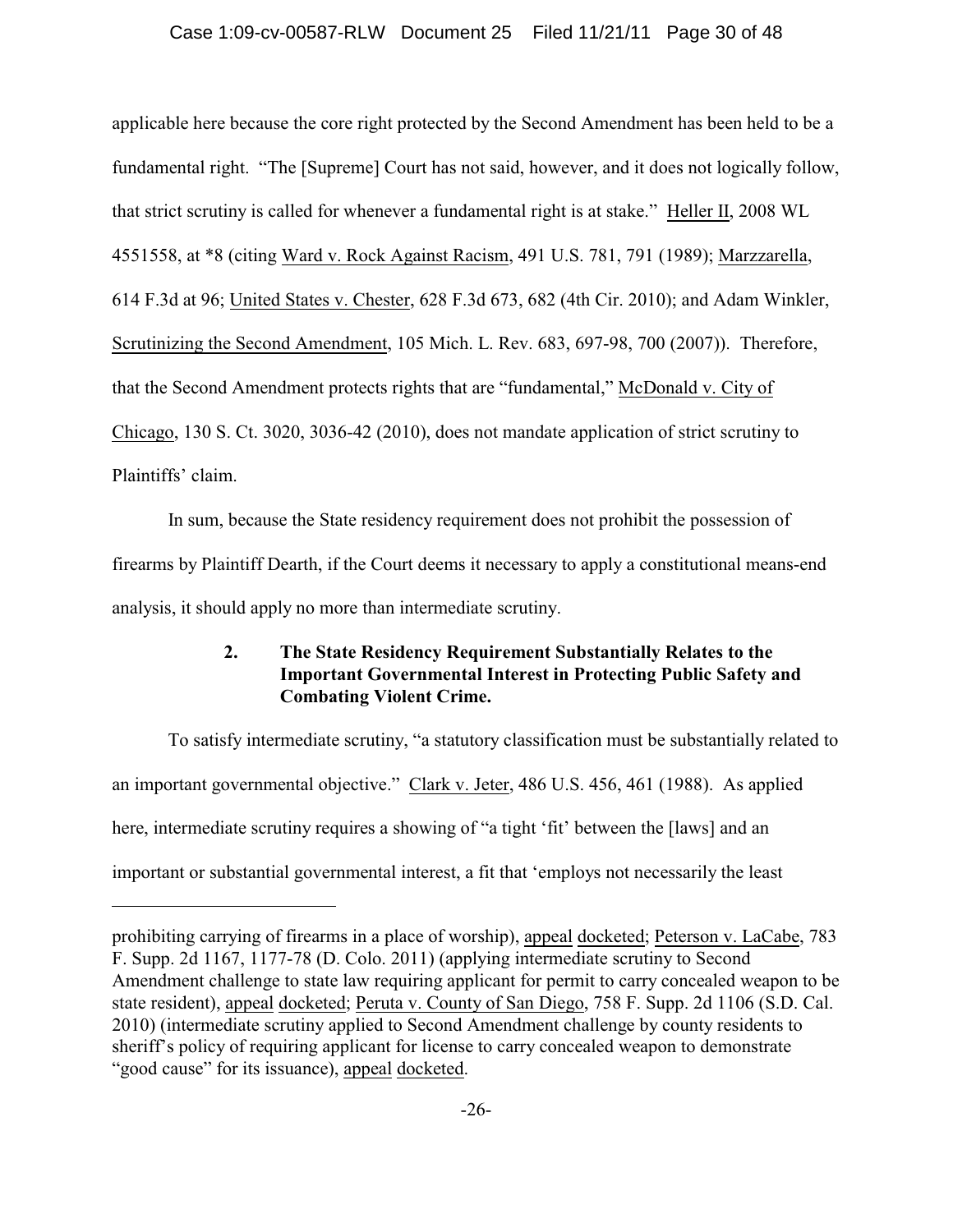applicable here because the core right protected by the Second Amendment has been held to be a fundamental right. "The [Supreme] Court has not said, however, and it does not logically follow, that strict scrutiny is called for whenever a fundamental right is at stake." Heller II, 2008 WL 4551558, at *8 (citing Ward v. Rock Against Racism, 491 U.S. 781, 791 (1989); Marzzarella, 614 F.3d at 96; United States v. Chester, 628 F.3d 673, 682 (4th Cir. 2010); and Adam Winkler, Scrutinizing the Second Amendment, 105 Mich. L. Rev. 683, 697-98, 700 (2007)). Therefore, that the Second Amendment protects rights that are "fundamental," McDonald v. City of Chicago, 130 S. Ct. 3020, 3036-42 (2010), does not mandate application of strict scrutiny to Plaintiffs' claim.

In sum, because the State residency requirement does not prohibit the possession of firearms by Plaintiff Dearth, if the Court deems it necessary to apply a constitutional means-end analysis, it should apply no more than intermediate scrutiny.

**2. The State Residency Requirement Substantially Relates to the Important Governmental Interest in Protecting Public Safety and Combating Violent Crime.**

To satisfy intermediate scrutiny, "a statutory classification must be substantially related to an important governmental objective." Clark v. Jeter, 486 U.S. 456, 461 (1988). As applied here, intermediate scrutiny requires a showing of "a tight 'fit' between the [laws] and an important or substantial governmental interest, a fit that 'employs not necessarily the least

---

prohibiting carrying of firearms in a place of worship), appeal docketed; Peterson v. LaCabe, 783 F. Supp. 2d 1167, 1177-78 (D. Colo. 2011) (applying intermediate scrutiny to Second Amendment challenge to state law requiring applicant for permit to carry concealed weapon to be state resident), appeal docketed; Peruta v. County of San Diego, 758 F. Supp. 2d 1106 (S.D. Cal. 2010) (intermediate scrutiny applied to Second Amendment challenge by county residents to sheriff's policy of requiring applicant for license to carry concealed weapon to demonstrate "good cause" for its issuance), appeal docketed.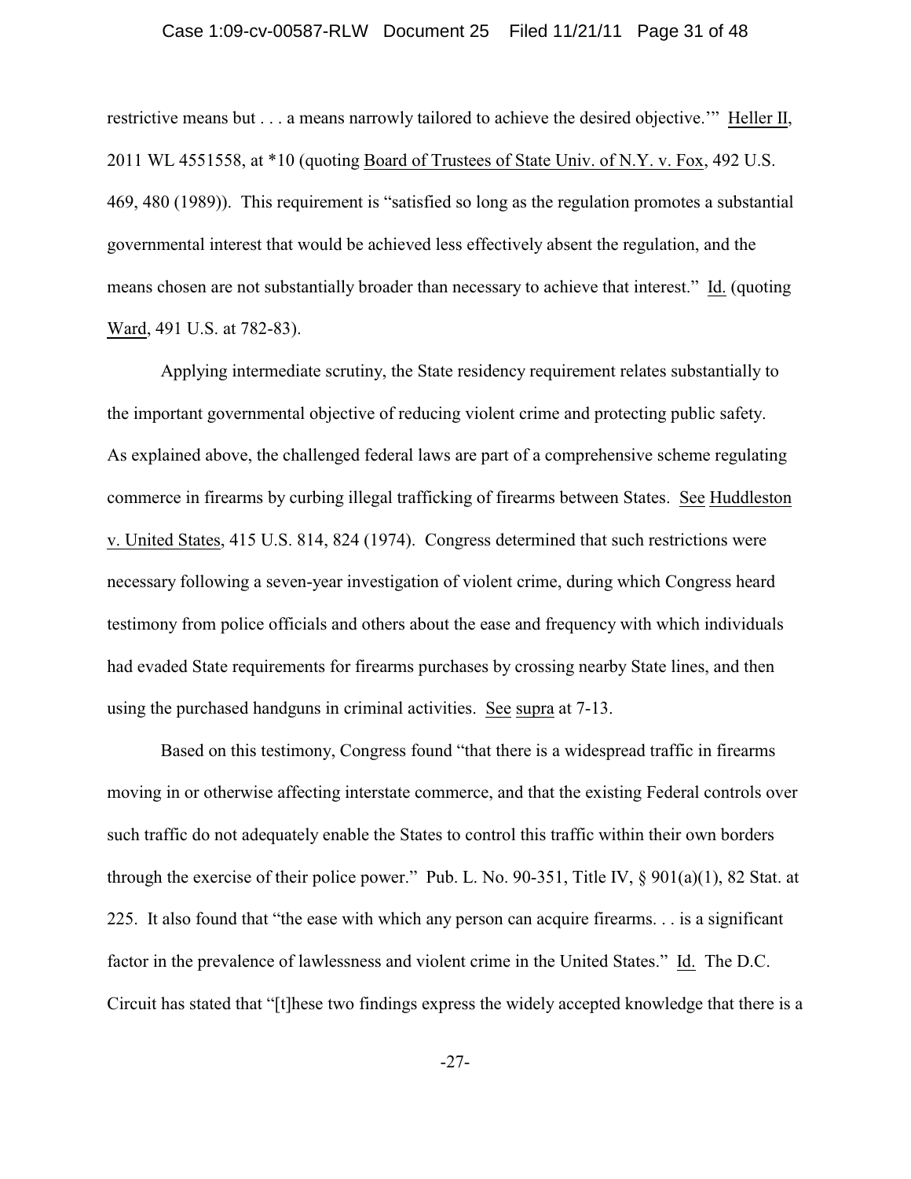restrictive means but . . . a means narrowly tailored to achieve the desired objective.'" Heller II, 2011 WL 4551558, at *10 (quoting Board of Trustees of State Univ. of N.Y. v. Fox, 492 U.S. 469, 480 (1989)). This requirement is "satisfied so long as the regulation promotes a substantial governmental interest that would be achieved less effectively absent the regulation, and the means chosen are not substantially broader than necessary to achieve that interest." Id. (quoting Ward, 491 U.S. at 782-83).

Applying intermediate scrutiny, the State residency requirement relates substantially to the important governmental objective of reducing violent crime and protecting public safety. As explained above, the challenged federal laws are part of a comprehensive scheme regulating commerce in firearms by curbing illegal trafficking of firearms between States. See Huddleston v. United States, 415 U.S. 814, 824 (1974). Congress determined that such restrictions were necessary following a seven-year investigation of violent crime, during which Congress heard testimony from police officials and others about the ease and frequency with which individuals had evaded State requirements for firearms purchases by crossing nearby State lines, and then using the purchased handguns in criminal activities. See supra at 7-13.

Based on this testimony, Congress found "that there is a widespread traffic in firearms moving in or otherwise affecting interstate commerce, and that the existing Federal controls over such traffic do not adequately enable the States to control this traffic within their own borders through the exercise of their police power." Pub. L. No. 90-351, Title IV, § 901(a)(1), 82 Stat. at 225. It also found that "the ease with which any person can acquire firearms. . . is a significant factor in the prevalence of lawlessness and violent crime in the United States." Id. The D.C. Circuit has stated that "[t]hese two findings express the widely accepted knowledge that there is a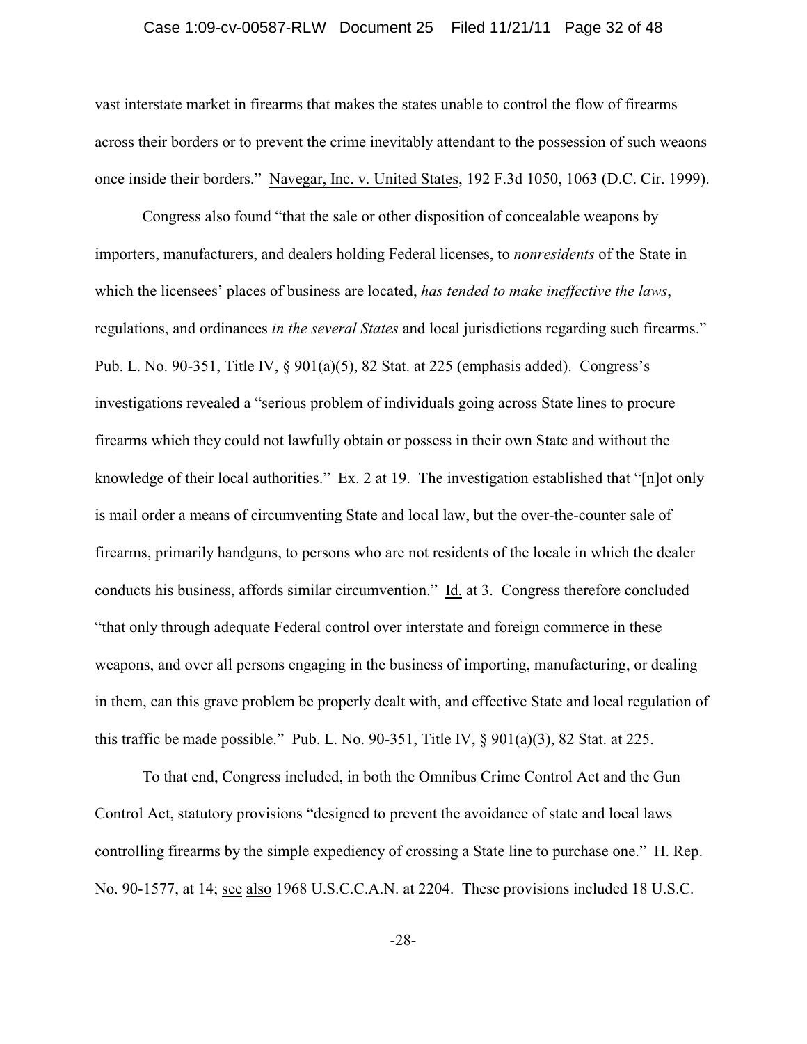vast interstate market in firearms that makes the states unable to control the flow of firearms across their borders or to prevent the crime inevitably attendant to the possession of such weaons once inside their borders." Navegar, Inc. v. United States, 192 F.3d 1050, 1063 (D.C. Cir. 1999).

Congress also found "that the sale or other disposition of concealable weapons by importers, manufacturers, and dealers holding Federal licenses, to *nonresidents* of the State in which the licensees' places of business are located, *has tended to make ineffective the laws*, regulations, and ordinances *in the several States* and local jurisdictions regarding such firearms." Pub. L. No. 90-351, Title IV, § 901(a)(5), 82 Stat. at 225 (emphasis added). Congress's investigations revealed a "serious problem of individuals going across State lines to procure firearms which they could not lawfully obtain or possess in their own State and without the knowledge of their local authorities." Ex. 2 at 19. The investigation established that "[n]ot only is mail order a means of circumventing State and local law, but the over-the-counter sale of firearms, primarily handguns, to persons who are not residents of the locale in which the dealer conducts his business, affords similar circumvention." Id. at 3. Congress therefore concluded "that only through adequate Federal control over interstate and foreign commerce in these weapons, and over all persons engaging in the business of importing, manufacturing, or dealing in them, can this grave problem be properly dealt with, and effective State and local regulation of this traffic be made possible." Pub. L. No. 90-351, Title IV, § 901(a)(3), 82 Stat. at 225.

To that end, Congress included, in both the Omnibus Crime Control Act and the Gun Control Act, statutory provisions "designed to prevent the avoidance of state and local laws controlling firearms by the simple expediency of crossing a State line to purchase one." H. Rep. No. 90-1577, at 14; see also 1968 U.S.C.C.A.N. at 2204. These provisions included 18 U.S.C.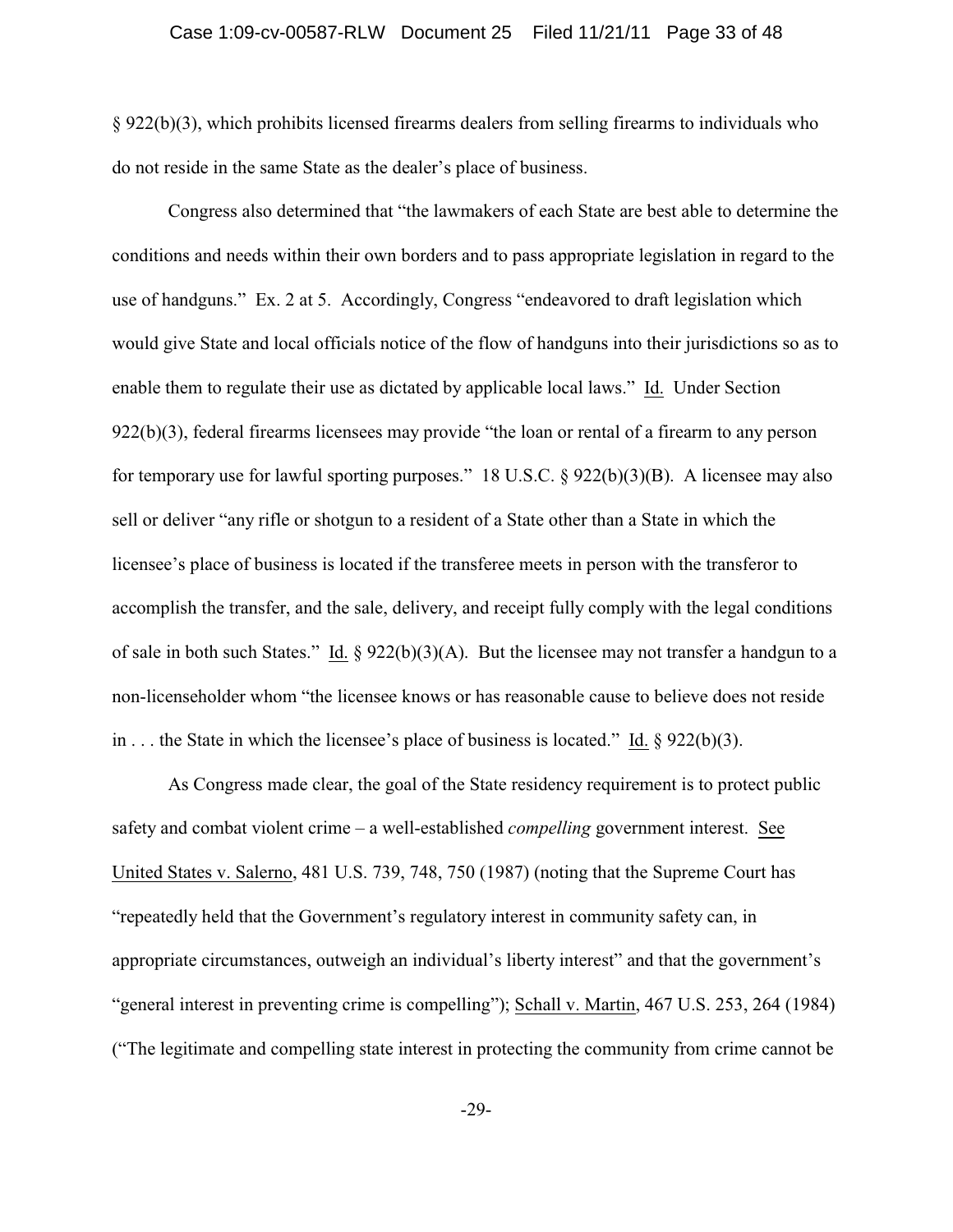§ 922(b)(3), which prohibits licensed firearms dealers from selling firearms to individuals who do not reside in the same State as the dealer's place of business.

Congress also determined that "the lawmakers of each State are best able to determine the conditions and needs within their own borders and to pass appropriate legislation in regard to the use of handguns." Ex. 2 at 5. Accordingly, Congress "endeavored to draft legislation which would give State and local officials notice of the flow of handguns into their jurisdictions so as to enable them to regulate their use as dictated by applicable local laws." Id. Under Section 922(b)(3), federal firearms licensees may provide "the loan or rental of a firearm to any person for temporary use for lawful sporting purposes." 18 U.S.C. § 922(b)(3)(B). A licensee may also sell or deliver "any rifle or shotgun to a resident of a State other than a State in which the licensee's place of business is located if the transferee meets in person with the transferor to accomplish the transfer, and the sale, delivery, and receipt fully comply with the legal conditions of sale in both such States." Id. § 922(b)(3)(A). But the licensee may not transfer a handgun to a non-licenseholder whom "the licensee knows or has reasonable cause to believe does not reside in . . . the State in which the licensee's place of business is located." Id. § 922(b)(3).

As Congress made clear, the goal of the State residency requirement is to protect public safety and combat violent crime – a well-established *compelling* government interest. See United States v. Salerno, 481 U.S. 739, 748, 750 (1987) (noting that the Supreme Court has "repeatedly held that the Government's regulatory interest in community safety can, in appropriate circumstances, outweigh an individual's liberty interest" and that the government's "general interest in preventing crime is compelling"); Schall v. Martin, 467 U.S. 253, 264 (1984) ("The legitimate and compelling state interest in protecting the community from crime cannot be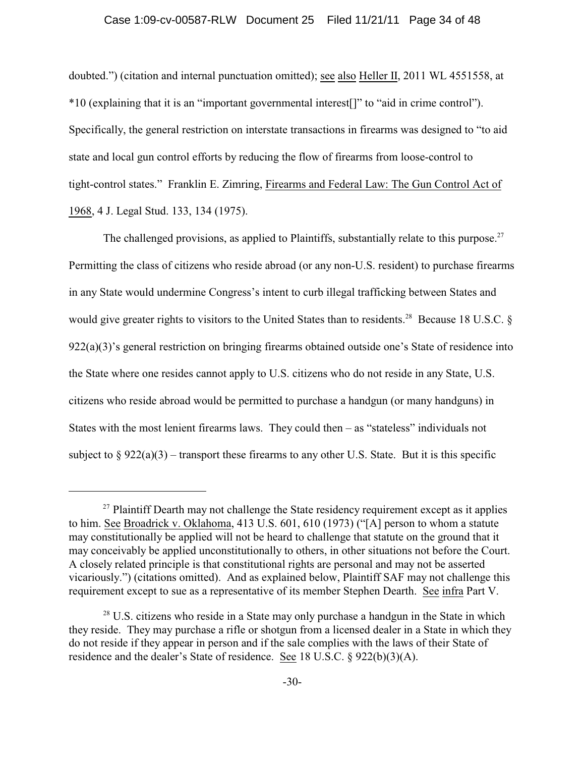doubted.") (citation and internal punctuation omitted); see also Heller II, 2011 WL 4551558, at *10 (explaining that it is an "important governmental interest[]" to "aid in crime control"). Specifically, the general restriction on interstate transactions in firearms was designed to "to aid state and local gun control efforts by reducing the flow of firearms from loose-control to tight-control states." Franklin E. Zimring, Firearms and Federal Law: The Gun Control Act of 1968, 4 J. Legal Stud. 133, 134 (1975).

The challenged provisions, as applied to Plaintiffs, substantially relate to this purpose.[27] Permitting the class of citizens who reside abroad (or any non-U.S. resident) to purchase firearms in any State would undermine Congress's intent to curb illegal trafficking between States and would give greater rights to visitors to the United States than to residents.[28] Because 18 U.S.C. § 922(a)(3)'s general restriction on bringing firearms obtained outside one's State of residence into the State where one resides cannot apply to U.S. citizens who do not reside in any State, U.S. citizens who reside abroad would be permitted to purchase a handgun (or many handguns) in States with the most lenient firearms laws. They could then – as "stateless" individuals not subject to § 922(a)(3) – transport these firearms to any other U.S. State. But it is this specific

---

[27] Plaintiff Dearth may not challenge the State residency requirement except as it applies to him. See Broadrick v. Oklahoma, 413 U.S. 601, 610 (1973) ("[A] person to whom a statute may constitutionally be applied will not be heard to challenge that statute on the ground that it may conceivably be applied unconstitutionally to others, in other situations not before the Court. A closely related principle is that constitutional rights are personal and may not be asserted vicariously.") (citations omitted). And as explained below, Plaintiff SAF may not challenge this requirement except to sue as a representative of its member Stephen Dearth. See infra Part V.

[28] U.S. citizens who reside in a State may only purchase a handgun in the State in which they reside. They may purchase a rifle or shotgun from a licensed dealer in a State in which they do not reside if they appear in person and if the sale complies with the laws of their State of residence and the dealer's State of residence. See 18 U.S.C. § 922(b)(3)(A).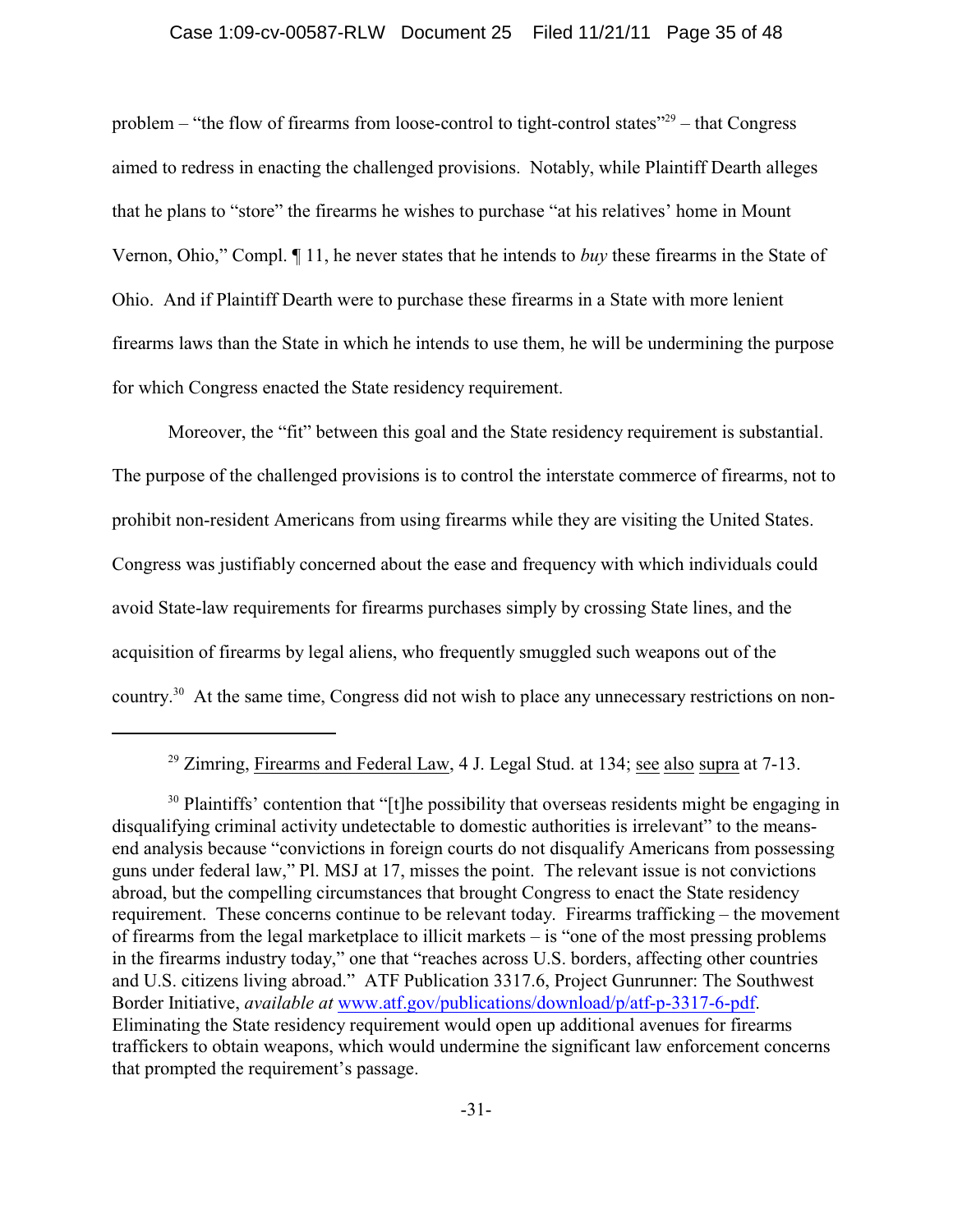problem – "the flow of firearms from loose-control to tight-control states"[29] – that Congress aimed to redress in enacting the challenged provisions. Notably, while Plaintiff Dearth alleges that he plans to "store" the firearms he wishes to purchase "at his relatives' home in Mount Vernon, Ohio," Compl. ¶ 11, he never states that he intends to *buy* these firearms in the State of Ohio. And if Plaintiff Dearth were to purchase these firearms in a State with more lenient firearms laws than the State in which he intends to use them, he will be undermining the purpose for which Congress enacted the State residency requirement.

Moreover, the "fit" between this goal and the State residency requirement is substantial. The purpose of the challenged provisions is to control the interstate commerce of firearms, not to prohibit non-resident Americans from using firearms while they are visiting the United States. Congress was justifiably concerned about the ease and frequency with which individuals could avoid State-law requirements for firearms purchases simply by crossing State lines, and the acquisition of firearms by legal aliens, who frequently smuggled such weapons out of the country.[30] At the same time, Congress did not wish to place any unnecessary restrictions on non-

---

[29] Zimring, Firearms and Federal Law, 4 J. Legal Stud. at 134; see also supra at 7-13.

[30] Plaintiffs' contention that "[t]he possibility that overseas residents might be engaging in disqualifying criminal activity undetectable to domestic authorities is irrelevant" to the means-end analysis because "convictions in foreign courts do not disqualify Americans from possessing guns under federal law," Pl. MSJ at 17, misses the point. The relevant issue is not convictions abroad, but the compelling circumstances that brought Congress to enact the State residency requirement. These concerns continue to be relevant today. Firearms trafficking – the movement of firearms from the legal marketplace to illicit markets – is "one of the most pressing problems in the firearms industry today," one that "reaches across U.S. borders, affecting other countries and U.S. citizens living abroad." ATF Publication 3317.6, Project Gunrunner: The Southwest Border Initiative, *available at* www.atf.gov/publications/download/p/atf-p-3317-6-pdf. Eliminating the State residency requirement would open up additional avenues for firearms traffickers to obtain weapons, which would undermine the significant law enforcement concerns that prompted the requirement's passage.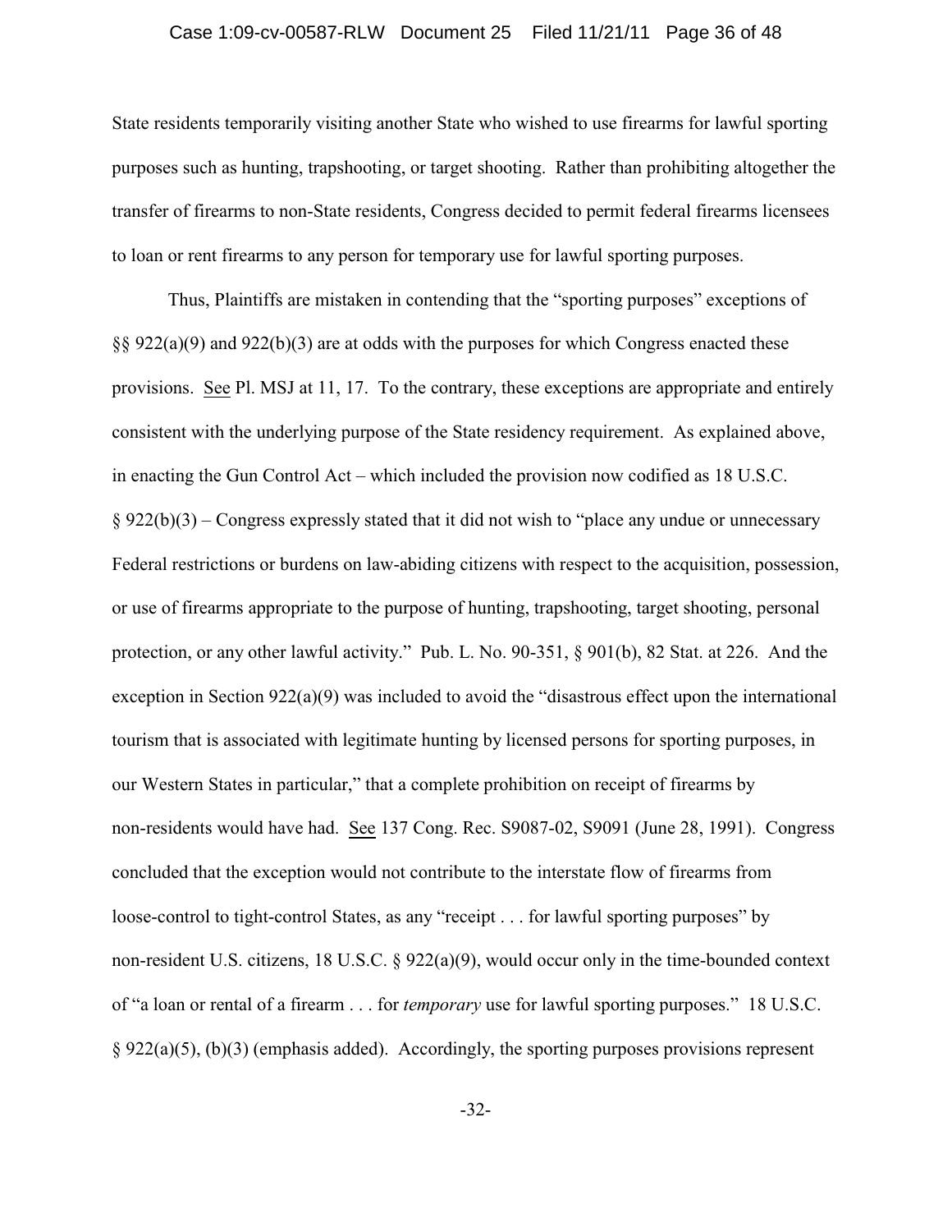State residents temporarily visiting another State who wished to use firearms for lawful sporting purposes such as hunting, trapshooting, or target shooting. Rather than prohibiting altogether the transfer of firearms to non-State residents, Congress decided to permit federal firearms licensees to loan or rent firearms to any person for temporary use for lawful sporting purposes.

Thus, Plaintiffs are mistaken in contending that the "sporting purposes" exceptions of §§ 922(a)(9) and 922(b)(3) are at odds with the purposes for which Congress enacted these provisions. See Pl. MSJ at 11, 17. To the contrary, these exceptions are appropriate and entirely consistent with the underlying purpose of the State residency requirement. As explained above, in enacting the Gun Control Act – which included the provision now codified as 18 U.S.C. § 922(b)(3) – Congress expressly stated that it did not wish to "place any undue or unnecessary Federal restrictions or burdens on law-abiding citizens with respect to the acquisition, possession, or use of firearms appropriate to the purpose of hunting, trapshooting, target shooting, personal protection, or any other lawful activity." Pub. L. No. 90-351, § 901(b), 82 Stat. at 226. And the exception in Section 922(a)(9) was included to avoid the "disastrous effect upon the international tourism that is associated with legitimate hunting by licensed persons for sporting purposes, in our Western States in particular," that a complete prohibition on receipt of firearms by non-residents would have had. See 137 Cong. Rec. S9087-02, S9091 (June 28, 1991). Congress concluded that the exception would not contribute to the interstate flow of firearms from loose-control to tight-control States, as any "receipt . . . for lawful sporting purposes" by non-resident U.S. citizens, 18 U.S.C. § 922(a)(9), would occur only in the time-bounded context of "a loan or rental of a firearm . . . for *temporary* use for lawful sporting purposes." 18 U.S.C. § 922(a)(5), (b)(3) (emphasis added). Accordingly, the sporting purposes provisions represent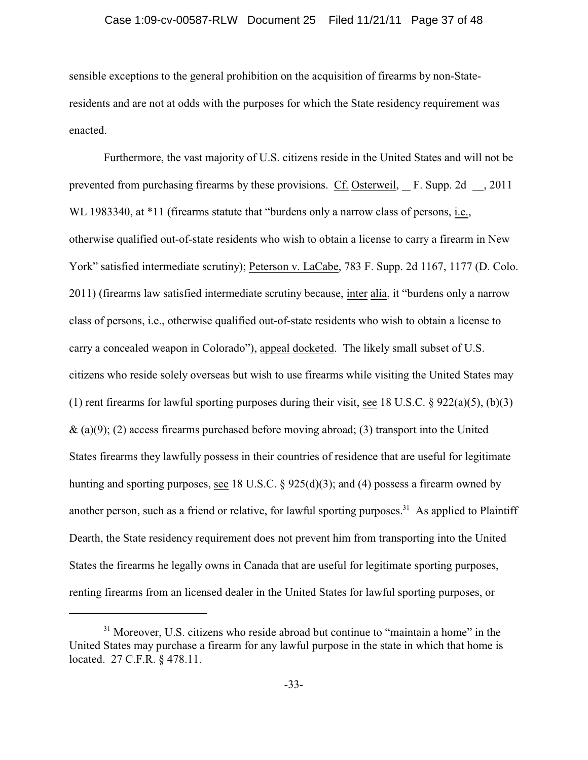sensible exceptions to the general prohibition on the acquisition of firearms by non-State-residents and are not at odds with the purposes for which the State residency requirement was enacted.

Furthermore, the vast majority of U.S. citizens reside in the United States and will not be prevented from purchasing firearms by these provisions. Cf. Osterweil, __ F. Supp. 2d __, 2011 WL 1983340, at *11 (firearms statute that "burdens only a narrow class of persons, i.e., otherwise qualified out-of-state residents who wish to obtain a license to carry a firearm in New York" satisfied intermediate scrutiny); Peterson v. LaCabe, 783 F. Supp. 2d 1167, 1177 (D. Colo. 2011) (firearms law satisfied intermediate scrutiny because, inter alia, it "burdens only a narrow class of persons, i.e., otherwise qualified out-of-state residents who wish to obtain a license to carry a concealed weapon in Colorado"), appeal docketed. The likely small subset of U.S. citizens who reside solely overseas but wish to use firearms while visiting the United States may (1) rent firearms for lawful sporting purposes during their visit, see 18 U.S.C. § 922(a)(5), (b)(3) & (a)(9); (2) access firearms purchased before moving abroad; (3) transport into the United States firearms they lawfully possess in their countries of residence that are useful for legitimate hunting and sporting purposes, see 18 U.S.C. § 925(d)(3); and (4) possess a firearm owned by another person, such as a friend or relative, for lawful sporting purposes.[31] As applied to Plaintiff Dearth, the State residency requirement does not prevent him from transporting into the United States the firearms he legally owns in Canada that are useful for legitimate sporting purposes, renting firearms from an licensed dealer in the United States for lawful sporting purposes, or

---

[31] Moreover, U.S. citizens who reside abroad but continue to "maintain a home" in the United States may purchase a firearm for any lawful purpose in the state in which that home is located. 27 C.F.R. § 478.11.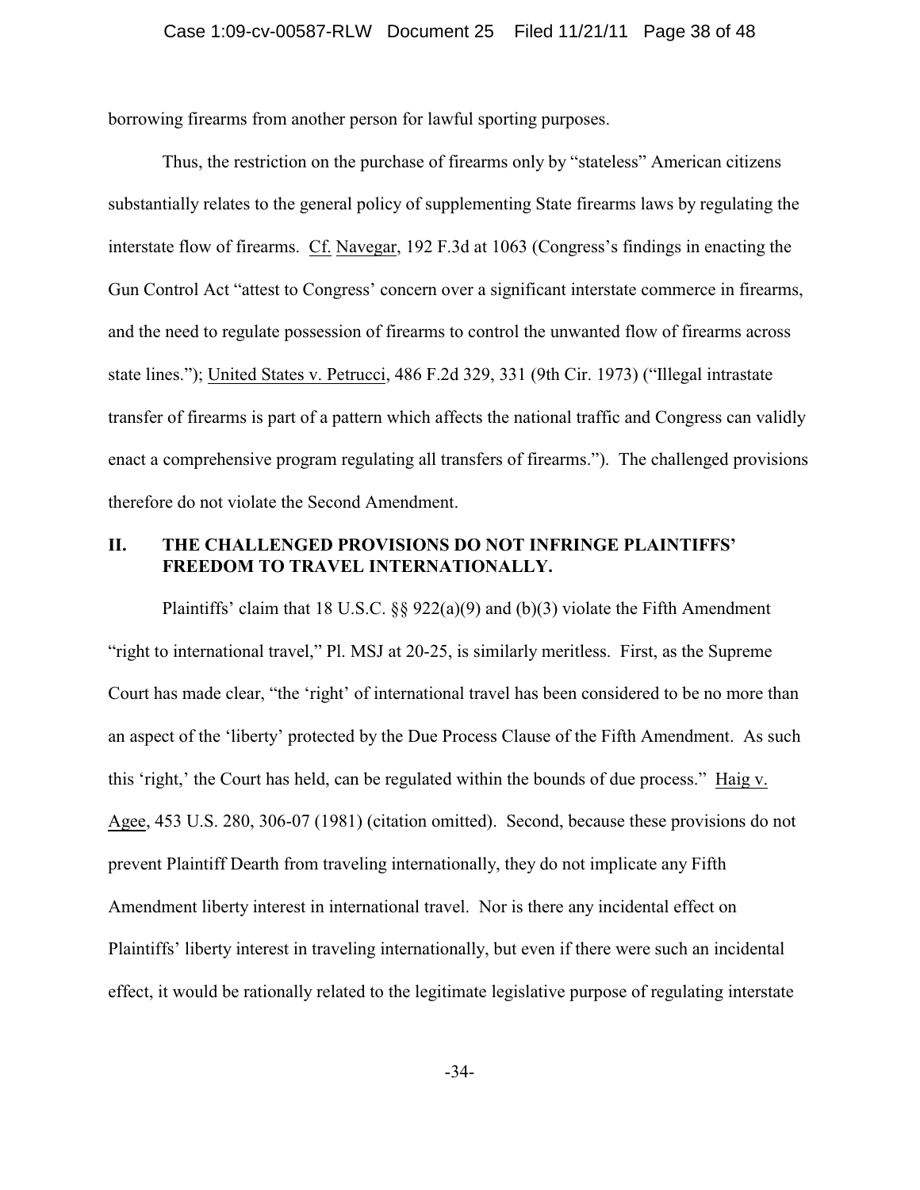borrowing firearms from another person for lawful sporting purposes.

Thus, the restriction on the purchase of firearms only by "stateless" American citizens substantially relates to the general policy of supplementing State firearms laws by regulating the interstate flow of firearms. Cf. Navegar, 192 F.3d at 1063 (Congress's findings in enacting the Gun Control Act "attest to Congress' concern over a significant interstate commerce in firearms, and the need to regulate possession of firearms to control the unwanted flow of firearms across state lines."); United States v. Petrucci, 486 F.2d 329, 331 (9th Cir. 1973) ("Illegal intrastate transfer of firearms is part of a pattern which affects the national traffic and Congress can validly enact a comprehensive program regulating all transfers of firearms."). The challenged provisions therefore do not violate the Second Amendment.

## II. THE CHALLENGED PROVISIONS DO NOT INFRINGE PLAINTIFFS' FREEDOM TO TRAVEL INTERNATIONALLY.

Plaintiffs' claim that 18 U.S.C. §§ 922(a)(9) and (b)(3) violate the Fifth Amendment "right to international travel," Pl. MSJ at 20-25, is similarly meritless. First, as the Supreme Court has made clear, "the 'right' of international travel has been considered to be no more than an aspect of the 'liberty' protected by the Due Process Clause of the Fifth Amendment. As such this 'right,' the Court has held, can be regulated within the bounds of due process." Haig v. Agee, 453 U.S. 280, 306-07 (1981) (citation omitted). Second, because these provisions do not prevent Plaintiff Dearth from traveling internationally, they do not implicate any Fifth Amendment liberty interest in international travel. Nor is there any incidental effect on Plaintiffs' liberty interest in traveling internationally, but even if there were such an incidental effect, it would be rationally related to the legitimate legislative purpose of regulating interstate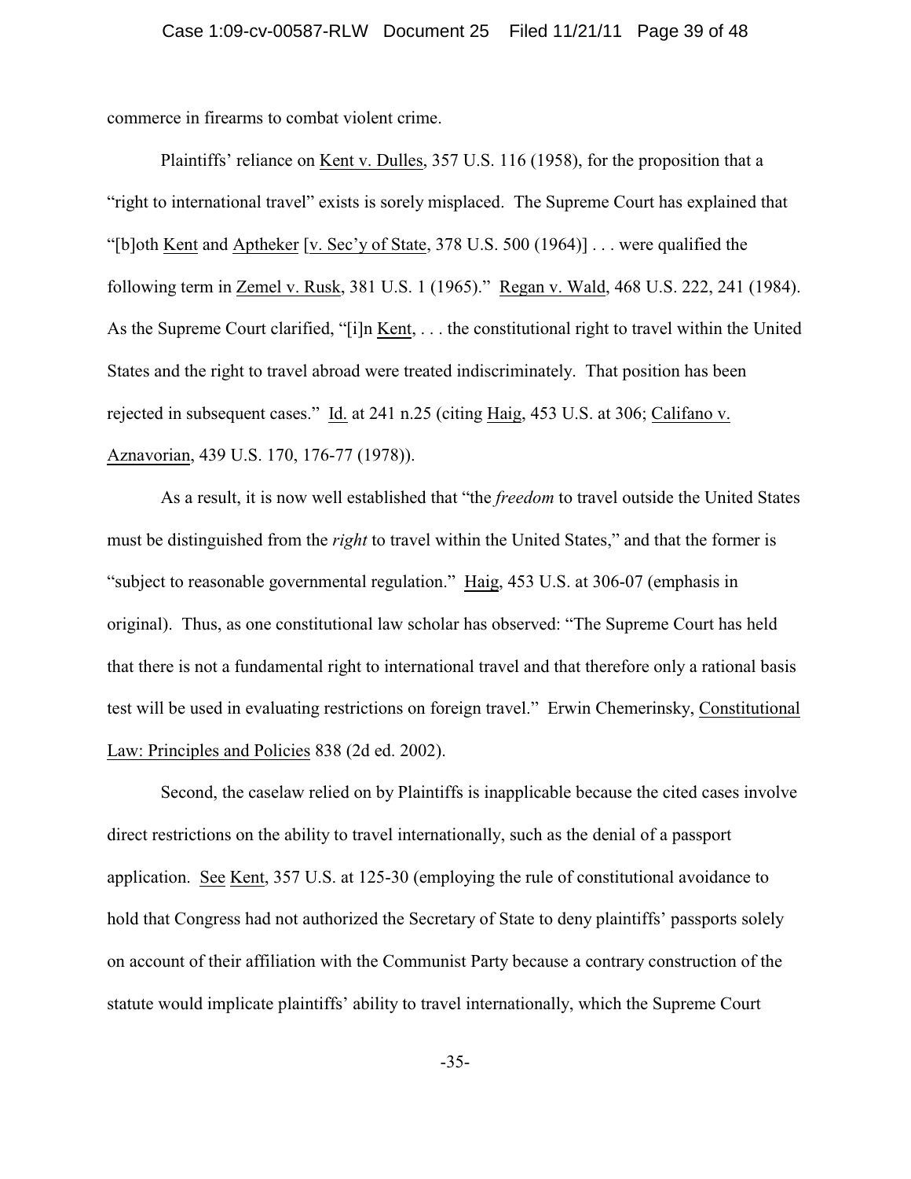commerce in firearms to combat violent crime.

Plaintiffs' reliance on Kent v. Dulles, 357 U.S. 116 (1958), for the proposition that a "right to international travel" exists is sorely misplaced. The Supreme Court has explained that "[b]oth Kent and Aptheker [v. Sec'y of State, 378 U.S. 500 (1964)] . . . were qualified the following term in Zemel v. Rusk, 381 U.S. 1 (1965)." Regan v. Wald, 468 U.S. 222, 241 (1984). As the Supreme Court clarified, "[i]n Kent, . . . the constitutional right to travel within the United States and the right to travel abroad were treated indiscriminately. That position has been rejected in subsequent cases." Id. at 241 n.25 (citing Haig, 453 U.S. at 306; Califano v. Aznavorian, 439 U.S. 170, 176-77 (1978)).

As a result, it is now well established that "the *freedom* to travel outside the United States must be distinguished from the *right* to travel within the United States," and that the former is "subject to reasonable governmental regulation." Haig, 453 U.S. at 306-07 (emphasis in original). Thus, as one constitutional law scholar has observed: "The Supreme Court has held that there is not a fundamental right to international travel and that therefore only a rational basis test will be used in evaluating restrictions on foreign travel." Erwin Chemerinsky, Constitutional Law: Principles and Policies 838 (2d ed. 2002).

Second, the caselaw relied on by Plaintiffs is inapplicable because the cited cases involve direct restrictions on the ability to travel internationally, such as the denial of a passport application. See Kent, 357 U.S. at 125-30 (employing the rule of constitutional avoidance to hold that Congress had not authorized the Secretary of State to deny plaintiffs' passports solely on account of their affiliation with the Communist Party because a contrary construction of the statute would implicate plaintiffs' ability to travel internationally, which the Supreme Court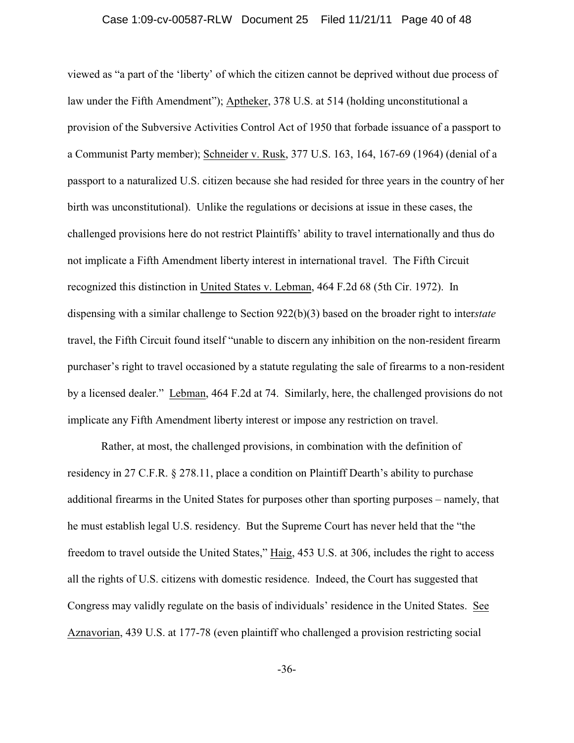viewed as "a part of the 'liberty' of which the citizen cannot be deprived without due process of law under the Fifth Amendment"); Aptheker, 378 U.S. at 514 (holding unconstitutional a provision of the Subversive Activities Control Act of 1950 that forbade issuance of a passport to a Communist Party member); Schneider v. Rusk, 377 U.S. 163, 164, 167-69 (1964) (denial of a passport to a naturalized U.S. citizen because she had resided for three years in the country of her birth was unconstitutional). Unlike the regulations or decisions at issue in these cases, the challenged provisions here do not restrict Plaintiffs' ability to travel internationally and thus do not implicate a Fifth Amendment liberty interest in international travel. The Fifth Circuit recognized this distinction in United States v. Lebman, 464 F.2d 68 (5th Cir. 1972). In dispensing with a similar challenge to Section 922(b)(3) based on the broader right to inter*state* travel, the Fifth Circuit found itself "unable to discern any inhibition on the non-resident firearm purchaser's right to travel occasioned by a statute regulating the sale of firearms to a non-resident by a licensed dealer." Lebman, 464 F.2d at 74. Similarly, here, the challenged provisions do not implicate any Fifth Amendment liberty interest or impose any restriction on travel.

Rather, at most, the challenged provisions, in combination with the definition of residency in 27 C.F.R. § 278.11, place a condition on Plaintiff Dearth's ability to purchase additional firearms in the United States for purposes other than sporting purposes – namely, that he must establish legal U.S. residency. But the Supreme Court has never held that the "the freedom to travel outside the United States," Haig, 453 U.S. at 306, includes the right to access all the rights of U.S. citizens with domestic residence. Indeed, the Court has suggested that Congress may validly regulate on the basis of individuals' residence in the United States. See Aznavorian, 439 U.S. at 177-78 (even plaintiff who challenged a provision restricting social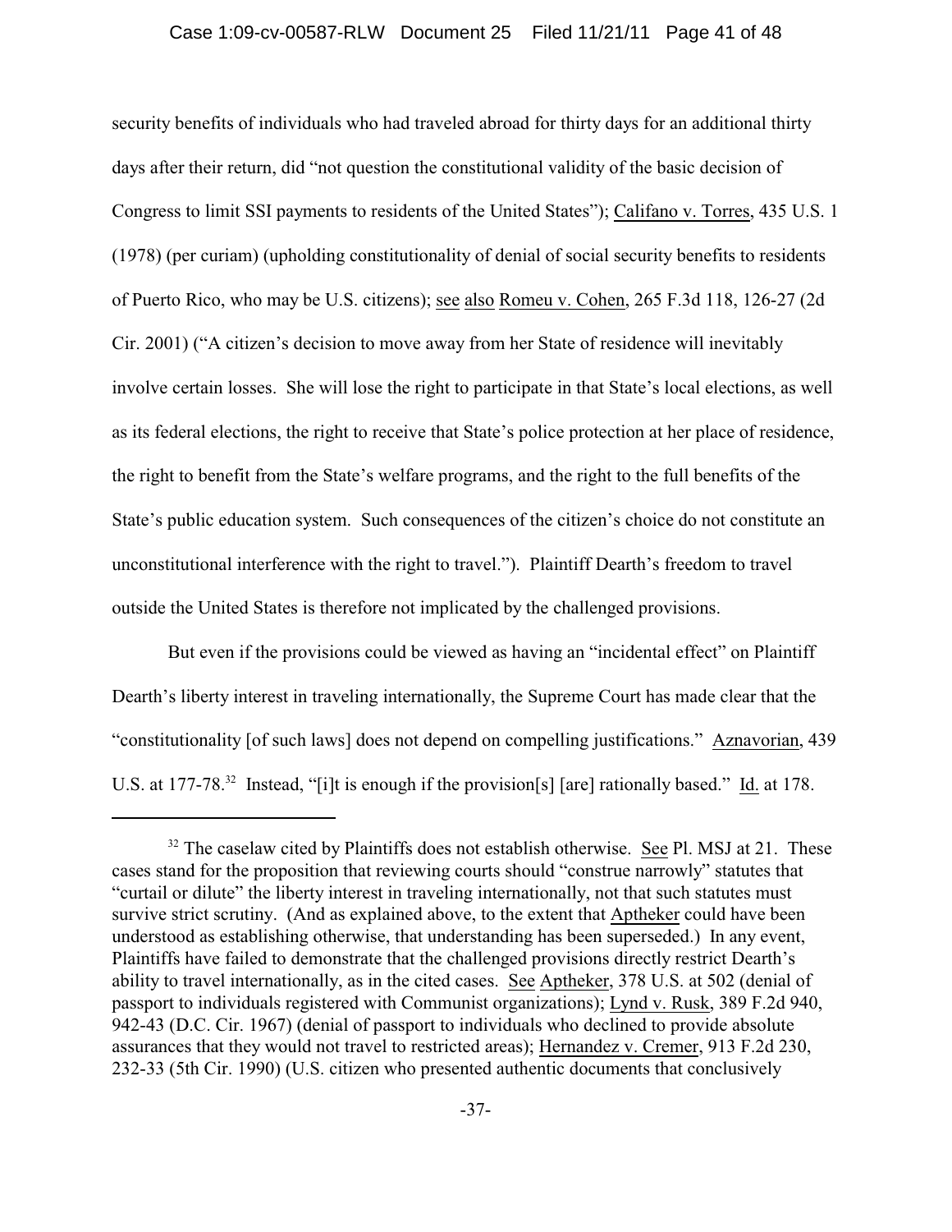security benefits of individuals who had traveled abroad for thirty days for an additional thirty days after their return, did "not question the constitutional validity of the basic decision of Congress to limit SSI payments to residents of the United States"); Califano v. Torres, 435 U.S. 1 (1978) (per curiam) (upholding constitutionality of denial of social security benefits to residents of Puerto Rico, who may be U.S. citizens); see also Romeu v. Cohen, 265 F.3d 118, 126-27 (2d Cir. 2001) ("A citizen's decision to move away from her State of residence will inevitably involve certain losses. She will lose the right to participate in that State's local elections, as well as its federal elections, the right to receive that State's police protection at her place of residence, the right to benefit from the State's welfare programs, and the right to the full benefits of the State's public education system. Such consequences of the citizen's choice do not constitute an unconstitutional interference with the right to travel."). Plaintiff Dearth's freedom to travel outside the United States is therefore not implicated by the challenged provisions.

But even if the provisions could be viewed as having an "incidental effect" on Plaintiff Dearth's liberty interest in traveling internationally, the Supreme Court has made clear that the "constitutionality [of such laws] does not depend on compelling justifications." Aznavorian, 439 U.S. at 177-78.[32] Instead, "[i]t is enough if the provision[s] [are] rationally based." Id. at 178.

---

[32] The caselaw cited by Plaintiffs does not establish otherwise. See Pl. MSJ at 21. These cases stand for the proposition that reviewing courts should "construe narrowly" statutes that "curtail or dilute" the liberty interest in traveling internationally, not that such statutes must survive strict scrutiny. (And as explained above, to the extent that Aptheker could have been understood as establishing otherwise, that understanding has been superseded.) In any event, Plaintiffs have failed to demonstrate that the challenged provisions directly restrict Dearth's ability to travel internationally, as in the cited cases. See Aptheker, 378 U.S. at 502 (denial of passport to individuals registered with Communist organizations); Lynd v. Rusk, 389 F.2d 940, 942-43 (D.C. Cir. 1967) (denial of passport to individuals who declined to provide absolute assurances that they would not travel to restricted areas); Hernandez v. Cremer, 913 F.2d 230, 232-33 (5th Cir. 1990) (U.S. citizen who presented authentic documents that conclusively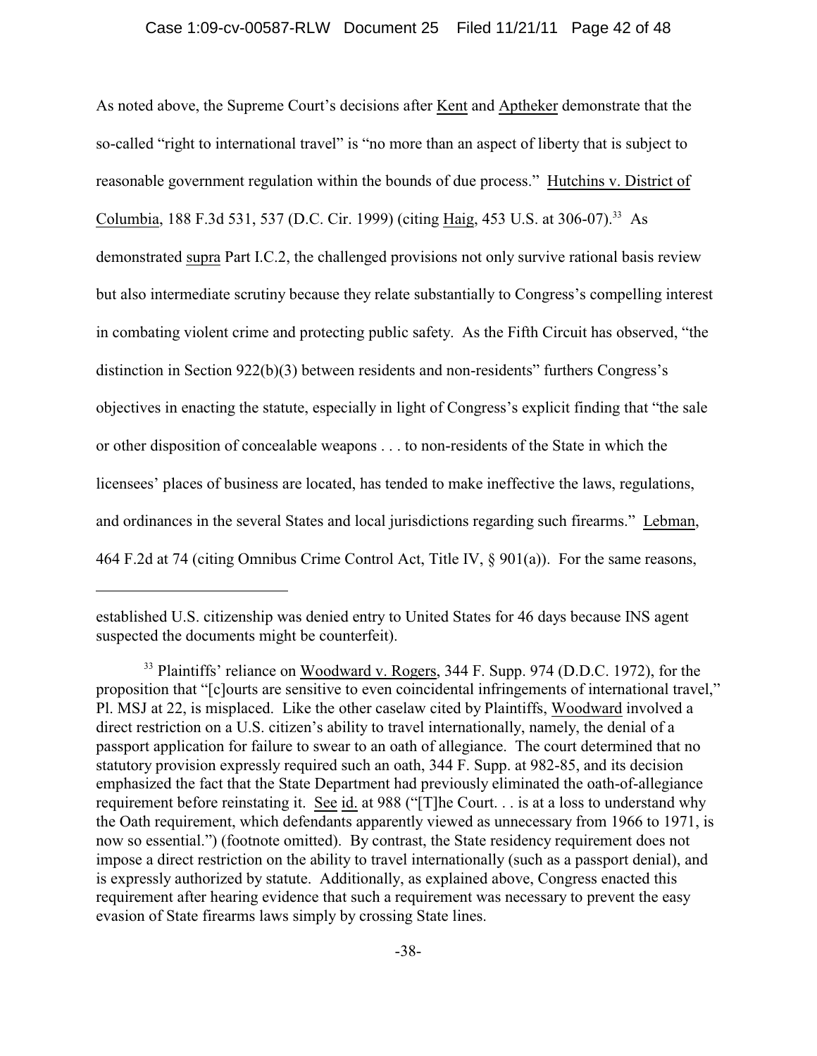As noted above, the Supreme Court's decisions after Kent and Aptheker demonstrate that the so-called "right to international travel" is "no more than an aspect of liberty that is subject to reasonable government regulation within the bounds of due process." Hutchins v. District of Columbia, 188 F.3d 531, 537 (D.C. Cir. 1999) (citing Haig, 453 U.S. at 306-07).[33] As demonstrated supra Part I.C.2, the challenged provisions not only survive rational basis review but also intermediate scrutiny because they relate substantially to Congress's compelling interest in combating violent crime and protecting public safety. As the Fifth Circuit has observed, "the distinction in Section 922(b)(3) between residents and non-residents" furthers Congress's objectives in enacting the statute, especially in light of Congress's explicit finding that "the sale or other disposition of concealable weapons . . . to non-residents of the State in which the licensees' places of business are located, has tended to make ineffective the laws, regulations, and ordinances in the several States and local jurisdictions regarding such firearms." Lebman, 464 F.2d at 74 (citing Omnibus Crime Control Act, Title IV, § 901(a)). For the same reasons,

---

established U.S. citizenship was denied entry to United States for 46 days because INS agent suspected the documents might be counterfeit).

[33] Plaintiffs' reliance on Woodward v. Rogers, 344 F. Supp. 974 (D.D.C. 1972), for the proposition that "[c]ourts are sensitive to even coincidental infringements of international travel," Pl. MSJ at 22, is misplaced. Like the other caselaw cited by Plaintiffs, Woodward involved a direct restriction on a U.S. citizen's ability to travel internationally, namely, the denial of a passport application for failure to swear to an oath of allegiance. The court determined that no statutory provision expressly required such an oath, 344 F. Supp. at 982-85, and its decision emphasized the fact that the State Department had previously eliminated the oath-of-allegiance requirement before reinstating it. See id. at 988 ("[T]he Court. . . is at a loss to understand why the Oath requirement, which defendants apparently viewed as unnecessary from 1966 to 1971, is now so essential.") (footnote omitted). By contrast, the State residency requirement does not impose a direct restriction on the ability to travel internationally (such as a passport denial), and is expressly authorized by statute. Additionally, as explained above, Congress enacted this requirement after hearing evidence that such a requirement was necessary to prevent the easy evasion of State firearms laws simply by crossing State lines.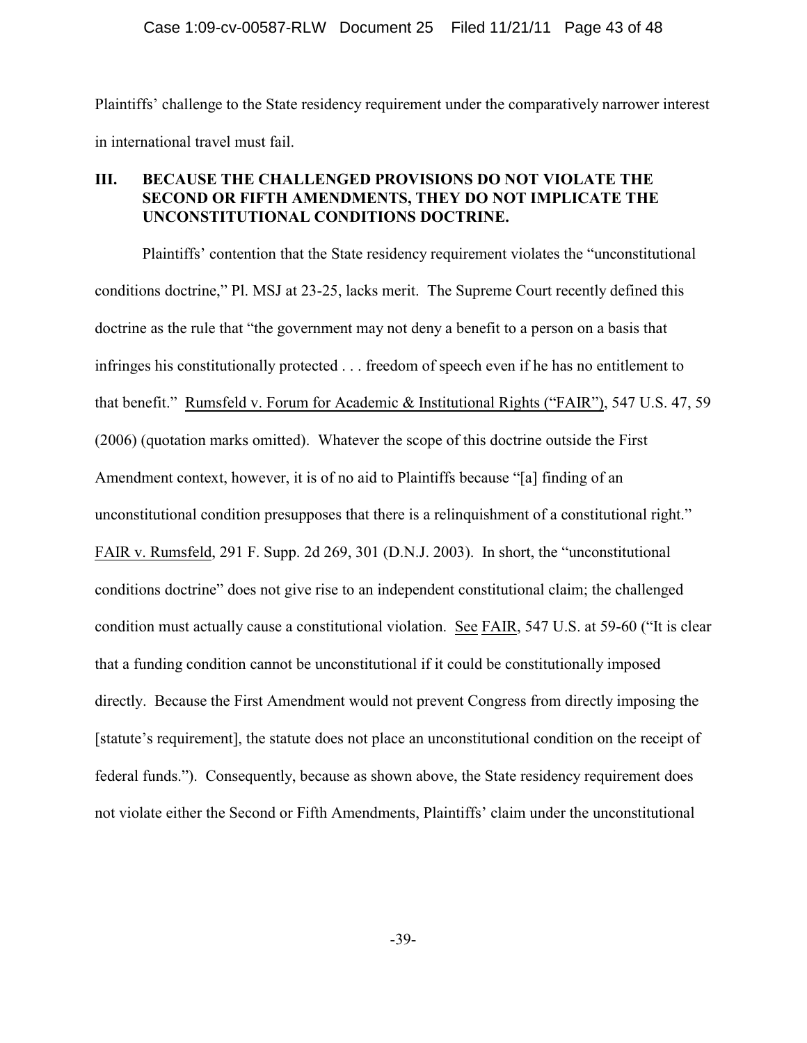Plaintiffs' challenge to the State residency requirement under the comparatively narrower interest in international travel must fail.

### III. BECAUSE THE CHALLENGED PROVISIONS DO NOT VIOLATE THE SECOND OR FIFTH AMENDMENTS, THEY DO NOT IMPLICATE THE UNCONSTITUTIONAL CONDITIONS DOCTRINE.

Plaintiffs' contention that the State residency requirement violates the "unconstitutional conditions doctrine," Pl. MSJ at 23-25, lacks merit. The Supreme Court recently defined this doctrine as the rule that "the government may not deny a benefit to a person on a basis that infringes his constitutionally protected . . . freedom of speech even if he has no entitlement to that benefit." Rumsfeld v. Forum for Academic & Institutional Rights ("FAIR"), 547 U.S. 47, 59 (2006) (quotation marks omitted). Whatever the scope of this doctrine outside the First Amendment context, however, it is of no aid to Plaintiffs because "[a] finding of an unconstitutional condition presupposes that there is a relinquishment of a constitutional right." FAIR v. Rumsfeld, 291 F. Supp. 2d 269, 301 (D.N.J. 2003). In short, the "unconstitutional conditions doctrine" does not give rise to an independent constitutional claim; the challenged condition must actually cause a constitutional violation. See FAIR, 547 U.S. at 59-60 ("It is clear that a funding condition cannot be unconstitutional if it could be constitutionally imposed directly. Because the First Amendment would not prevent Congress from directly imposing the [statute's requirement], the statute does not place an unconstitutional condition on the receipt of federal funds."). Consequently, because as shown above, the State residency requirement does not violate either the Second or Fifth Amendments, Plaintiffs' claim under the unconstitutional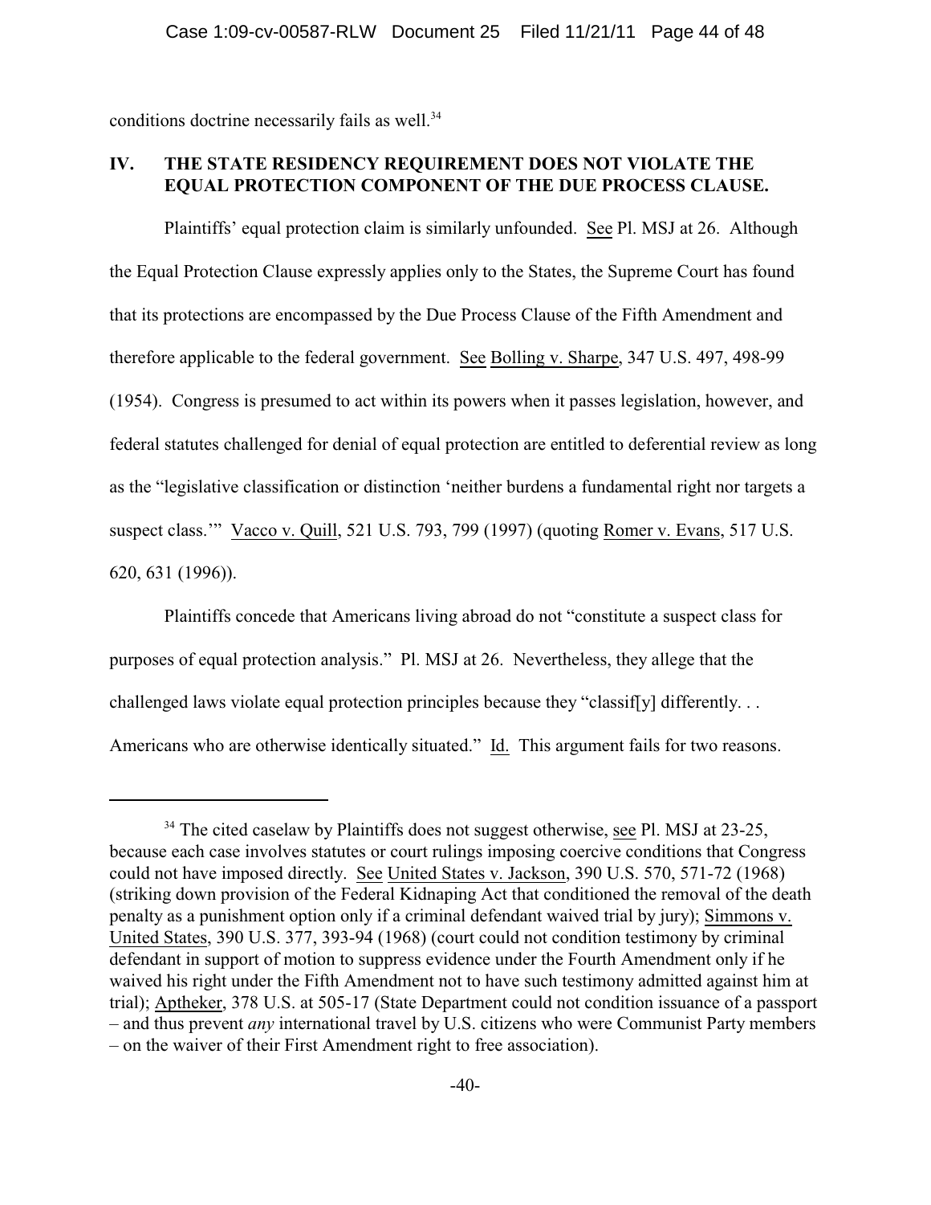conditions doctrine necessarily fails as well.[34]

## IV. THE STATE RESIDENCY REQUIREMENT DOES NOT VIOLATE THE EQUAL PROTECTION COMPONENT OF THE DUE PROCESS CLAUSE.

Plaintiffs' equal protection claim is similarly unfounded. See Pl. MSJ at 26. Although the Equal Protection Clause expressly applies only to the States, the Supreme Court has found that its protections are encompassed by the Due Process Clause of the Fifth Amendment and therefore applicable to the federal government. See Bolling v. Sharpe, 347 U.S. 497, 498-99 (1954). Congress is presumed to act within its powers when it passes legislation, however, and federal statutes challenged for denial of equal protection are entitled to deferential review as long as the "legislative classification or distinction 'neither burdens a fundamental right nor targets a suspect class.'" Vacco v. Quill, 521 U.S. 793, 799 (1997) (quoting Romer v. Evans, 517 U.S. 620, 631 (1996)).

Plaintiffs concede that Americans living abroad do not "constitute a suspect class for purposes of equal protection analysis." Pl. MSJ at 26. Nevertheless, they allege that the challenged laws violate equal protection principles because they "classif[y] differently. . . Americans who are otherwise identically situated." Id. This argument fails for two reasons.

---

[34] The cited caselaw by Plaintiffs does not suggest otherwise, see Pl. MSJ at 23-25, because each case involves statutes or court rulings imposing coercive conditions that Congress could not have imposed directly. See United States v. Jackson, 390 U.S. 570, 571-72 (1968) (striking down provision of the Federal Kidnaping Act that conditioned the removal of the death penalty as a punishment option only if a criminal defendant waived trial by jury); Simmons v. United States, 390 U.S. 377, 393-94 (1968) (court could not condition testimony by criminal defendant in support of motion to suppress evidence under the Fourth Amendment only if he waived his right under the Fifth Amendment not to have such testimony admitted against him at trial); Aptheker, 378 U.S. at 505-17 (State Department could not condition issuance of a passport – and thus prevent *any* international travel by U.S. citizens who were Communist Party members – on the waiver of their First Amendment right to free association).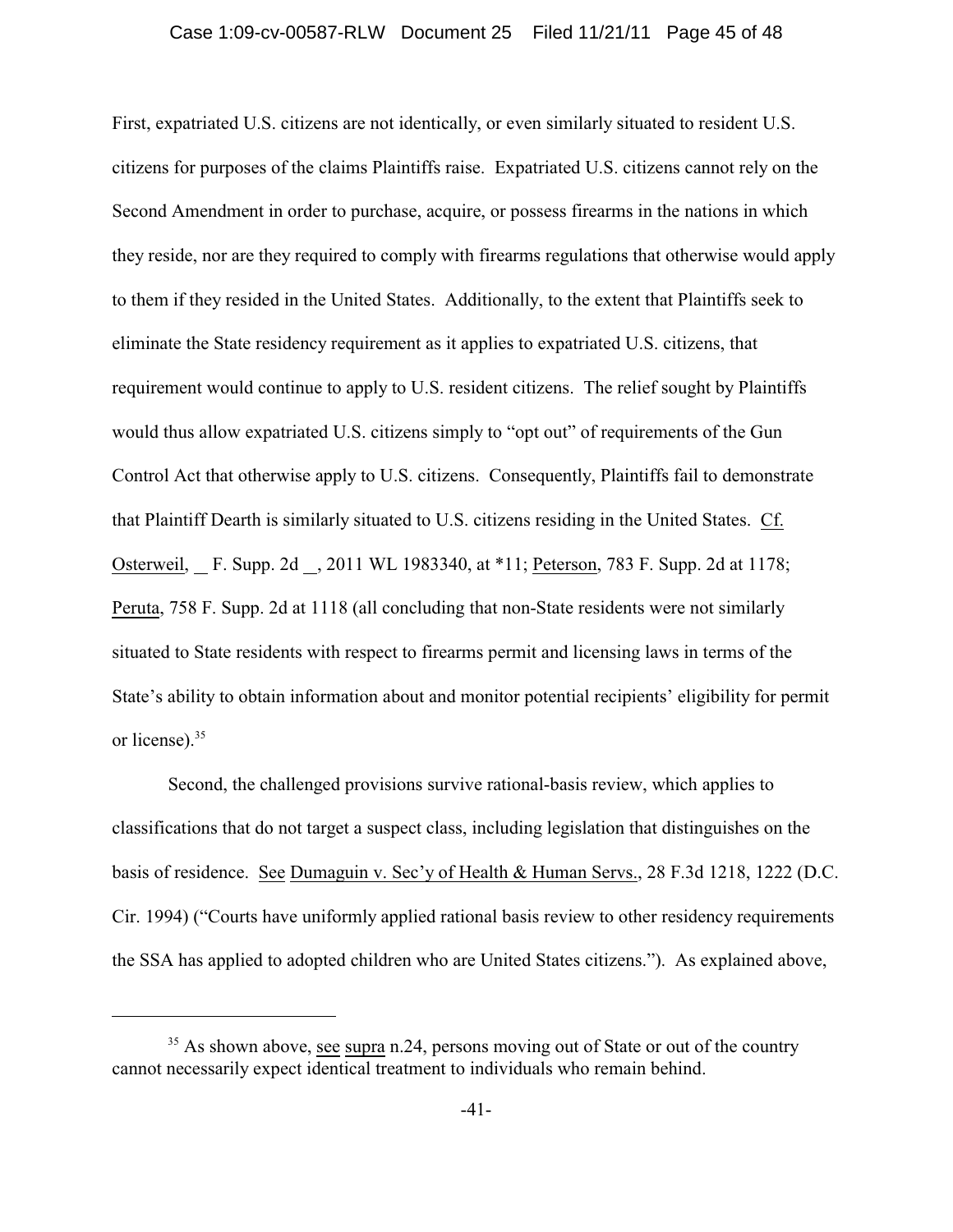First, expatriated U.S. citizens are not identically, or even similarly situated to resident U.S. citizens for purposes of the claims Plaintiffs raise. Expatriated U.S. citizens cannot rely on the Second Amendment in order to purchase, acquire, or possess firearms in the nations in which they reside, nor are they required to comply with firearms regulations that otherwise would apply to them if they resided in the United States. Additionally, to the extent that Plaintiffs seek to eliminate the State residency requirement as it applies to expatriated U.S. citizens, that requirement would continue to apply to U.S. resident citizens. The relief sought by Plaintiffs would thus allow expatriated U.S. citizens simply to "opt out" of requirements of the Gun Control Act that otherwise apply to U.S. citizens. Consequently, Plaintiffs fail to demonstrate that Plaintiff Dearth is similarly situated to U.S. citizens residing in the United States. Cf. Osterweil, __ F. Supp. 2d __, 2011 WL 1983340, at *11; Peterson, 783 F. Supp. 2d at 1178; Peruta, 758 F. Supp. 2d at 1118 (all concluding that non-State residents were not similarly situated to State residents with respect to firearms permit and licensing laws in terms of the State's ability to obtain information about and monitor potential recipients' eligibility for permit or license).[35]

Second, the challenged provisions survive rational-basis review, which applies to classifications that do not target a suspect class, including legislation that distinguishes on the basis of residence. See Dumaguin v. Sec'y of Health & Human Servs., 28 F.3d 1218, 1222 (D.C. Cir. 1994) ("Courts have uniformly applied rational basis review to other residency requirements the SSA has applied to adopted children who are United States citizens."). As explained above,

---

[35] As shown above, see supra n.24, persons moving out of State or out of the country cannot necessarily expect identical treatment to individuals who remain behind.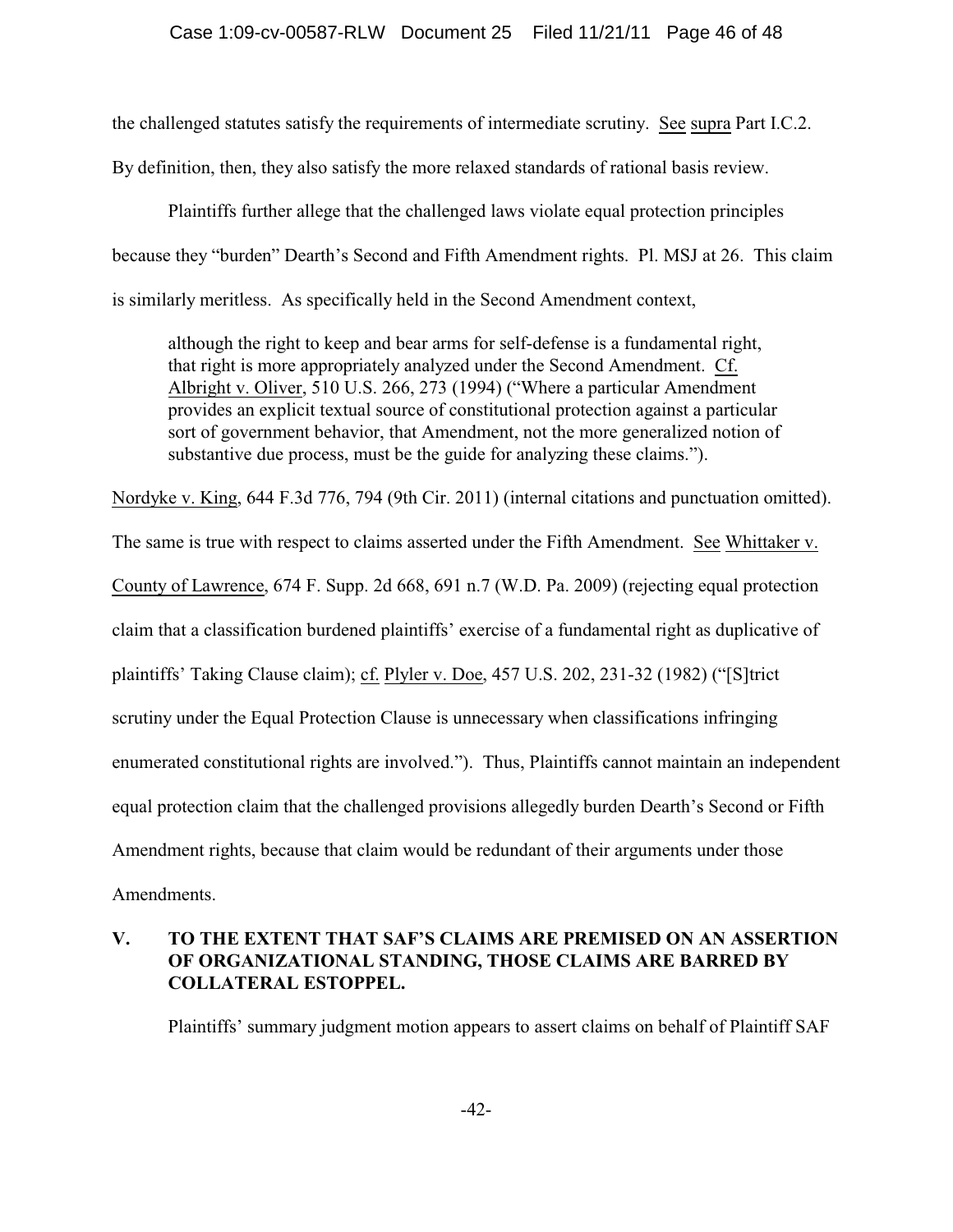the challenged statutes satisfy the requirements of intermediate scrutiny. See supra Part I.C.2. By definition, then, they also satisfy the more relaxed standards of rational basis review.

Plaintiffs further allege that the challenged laws violate equal protection principles because they "burden" Dearth's Second and Fifth Amendment rights. Pl. MSJ at 26. This claim is similarly meritless. As specifically held in the Second Amendment context,

> although the right to keep and bear arms for self-defense is a fundamental right, that right is more appropriately analyzed under the Second Amendment. Cf. Albright v. Oliver, 510 U.S. 266, 273 (1994) ("Where a particular Amendment provides an explicit textual source of constitutional protection against a particular sort of government behavior, that Amendment, not the more generalized notion of substantive due process, must be the guide for analyzing these claims.").

Nordyke v. King, 644 F.3d 776, 794 (9th Cir. 2011) (internal citations and punctuation omitted). The same is true with respect to claims asserted under the Fifth Amendment. See Whittaker v. County of Lawrence, 674 F. Supp. 2d 668, 691 n.7 (W.D. Pa. 2009) (rejecting equal protection claim that a classification burdened plaintiffs' exercise of a fundamental right as duplicative of plaintiffs' Taking Clause claim); cf. Plyler v. Doe, 457 U.S. 202, 231-32 (1982) ("[S]trict scrutiny under the Equal Protection Clause is unnecessary when classifications infringing enumerated constitutional rights are involved."). Thus, Plaintiffs cannot maintain an independent equal protection claim that the challenged provisions allegedly burden Dearth's Second or Fifth Amendment rights, because that claim would be redundant of their arguments under those Amendments.

## V. TO THE EXTENT THAT SAF'S CLAIMS ARE PREMISED ON AN ASSERTION OF ORGANIZATIONAL STANDING, THOSE CLAIMS ARE BARRED BY COLLATERAL ESTOPPEL.

Plaintiffs' summary judgment motion appears to assert claims on behalf of Plaintiff SAF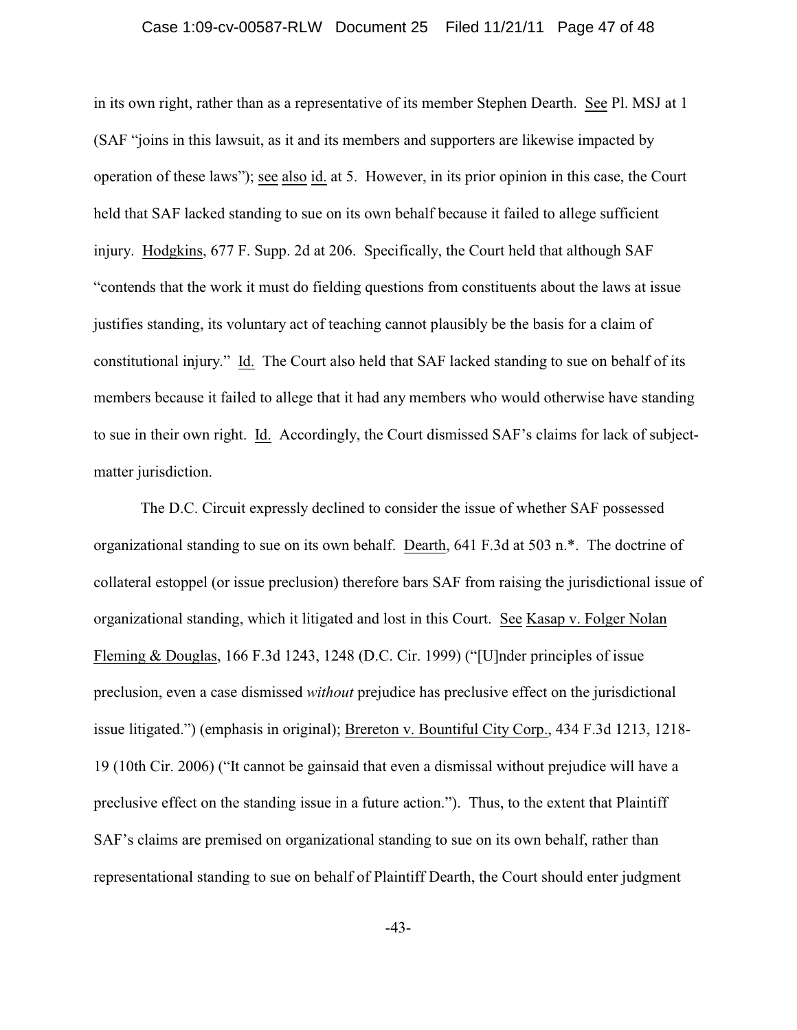in its own right, rather than as a representative of its member Stephen Dearth. See Pl. MSJ at 1 (SAF "joins in this lawsuit, as it and its members and supporters are likewise impacted by operation of these laws"); see also id. at 5. However, in its prior opinion in this case, the Court held that SAF lacked standing to sue on its own behalf because it failed to allege sufficient injury. Hodgkins, 677 F. Supp. 2d at 206. Specifically, the Court held that although SAF "contends that the work it must do fielding questions from constituents about the laws at issue justifies standing, its voluntary act of teaching cannot plausibly be the basis for a claim of constitutional injury." Id. The Court also held that SAF lacked standing to sue on behalf of its members because it failed to allege that it had any members who would otherwise have standing to sue in their own right. Id. Accordingly, the Court dismissed SAF's claims for lack of subject-matter jurisdiction.

The D.C. Circuit expressly declined to consider the issue of whether SAF possessed organizational standing to sue on its own behalf. Dearth, 641 F.3d at 503 n.*. The doctrine of collateral estoppel (or issue preclusion) therefore bars SAF from raising the jurisdictional issue of organizational standing, which it litigated and lost in this Court. See Kasap v. Folger Nolan Fleming & Douglas, 166 F.3d 1243, 1248 (D.C. Cir. 1999) ("[U]nder principles of issue preclusion, even a case dismissed *without* prejudice has preclusive effect on the jurisdictional issue litigated.") (emphasis in original); Brereton v. Bountiful City Corp., 434 F.3d 1213, 1218-19 (10th Cir. 2006) ("It cannot be gainsaid that even a dismissal without prejudice will have a preclusive effect on the standing issue in a future action."). Thus, to the extent that Plaintiff SAF's claims are premised on organizational standing to sue on its own behalf, rather than representational standing to sue on behalf of Plaintiff Dearth, the Court should enter judgment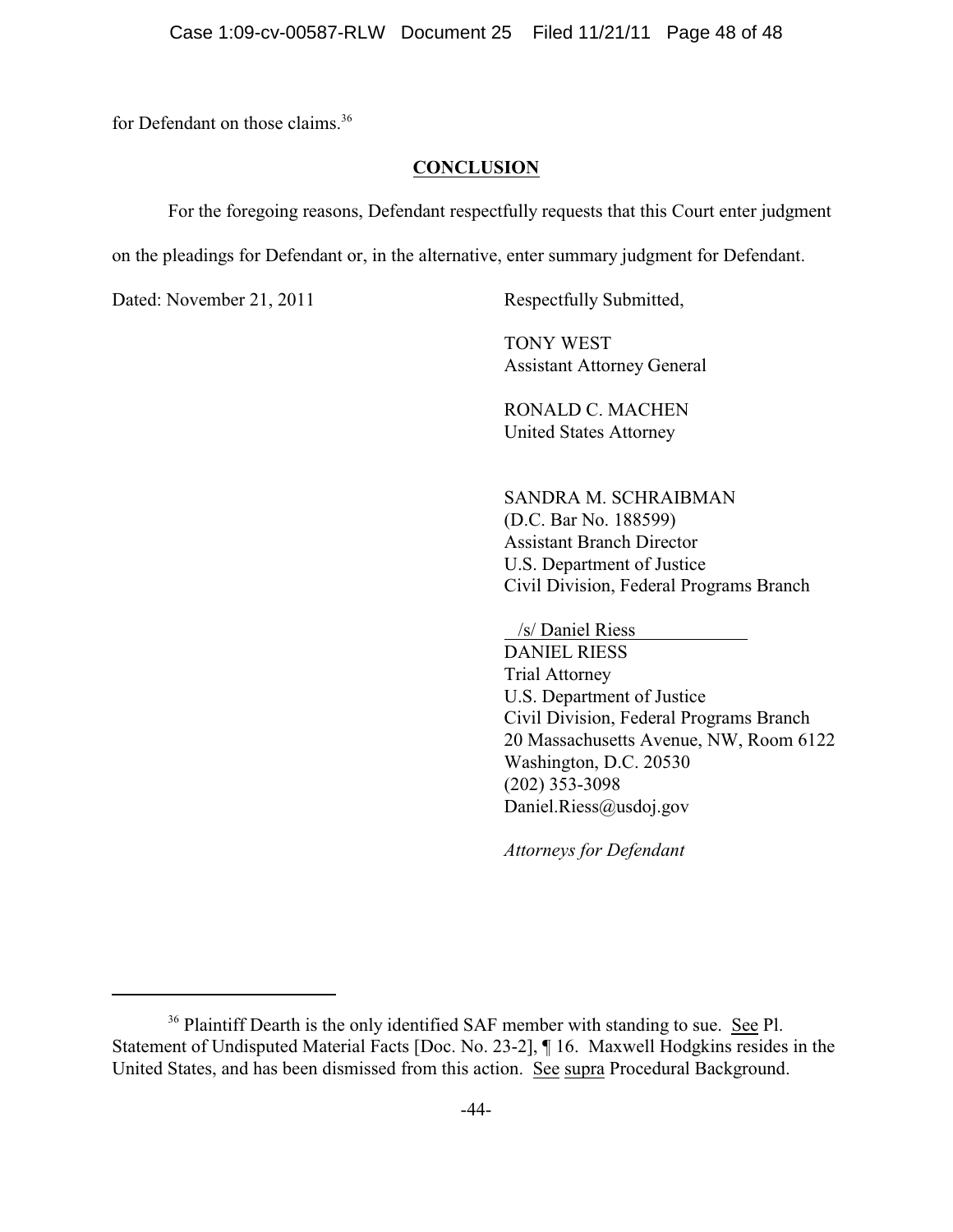for Defendant on those claims.[36]

## CONCLUSION

For the foregoing reasons, Defendant respectfully requests that this Court enter judgment on the pleadings for Defendant or, in the alternative, enter summary judgment for Defendant.

Dated: November 21, 2011

Respectfully Submitted,

TONY WEST
Assistant Attorney General

RONALD C. MACHEN
United States Attorney

SANDRA M. SCHRAIBMAN
(D.C. Bar No. 188599)
Assistant Branch Director
U.S. Department of Justice
Civil Division, Federal Programs Branch

/s/ Daniel Riess
DANIEL RIESS
Trial Attorney
U.S. Department of Justice
Civil Division, Federal Programs Branch
20 Massachusetts Avenue, NW, Room 6122
Washington, D.C. 20530
(202) 353-3098
Daniel.Riess@usdoj.gov

*Attorneys for Defendant*

---

[36] Plaintiff Dearth is the only identified SAF member with standing to sue. See Pl. Statement of Undisputed Material Facts [Doc. No. 23-2], ¶ 16. Maxwell Hodgkins resides in the United States, and has been dismissed from this action. See supra Procedural Background.